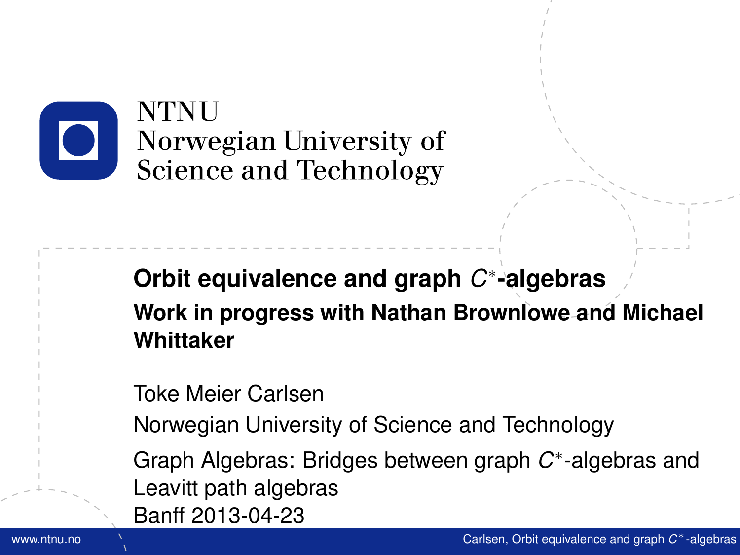NTNU
Norwegian University of
Science and Technology

# Orbit equivalence and graph $C^*$-algebras

## Work in progress with Nathan Brownlowe and Michael Whittaker

Toke Meier Carlsen

Norwegian University of Science and Technology

Graph Algebras: Bridges between graph $C^*$-algebras and Leavitt path algebras
Banff 2013-04-23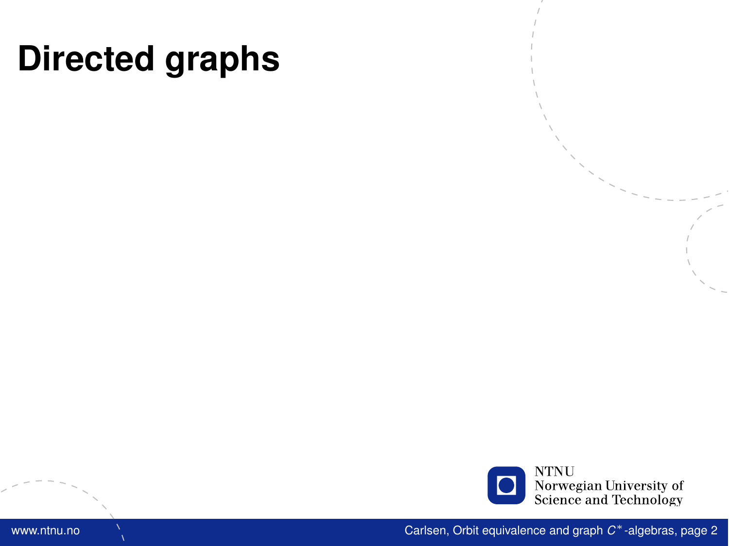# Directed graphs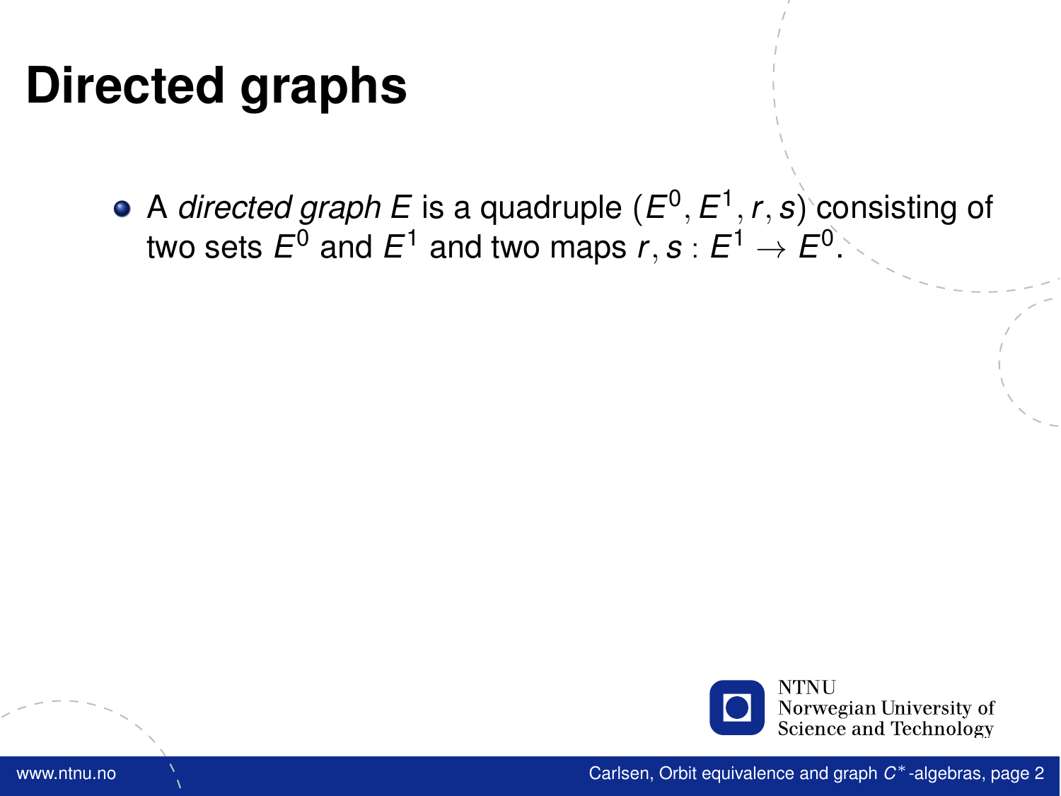# Directed graphs

- A *directed graph* $E$ is a quadruple $(E^0, E^1, r, s)$ consisting of two sets $E^0$ and $E^1$ and two maps $r, s : E^1 \to E^0$.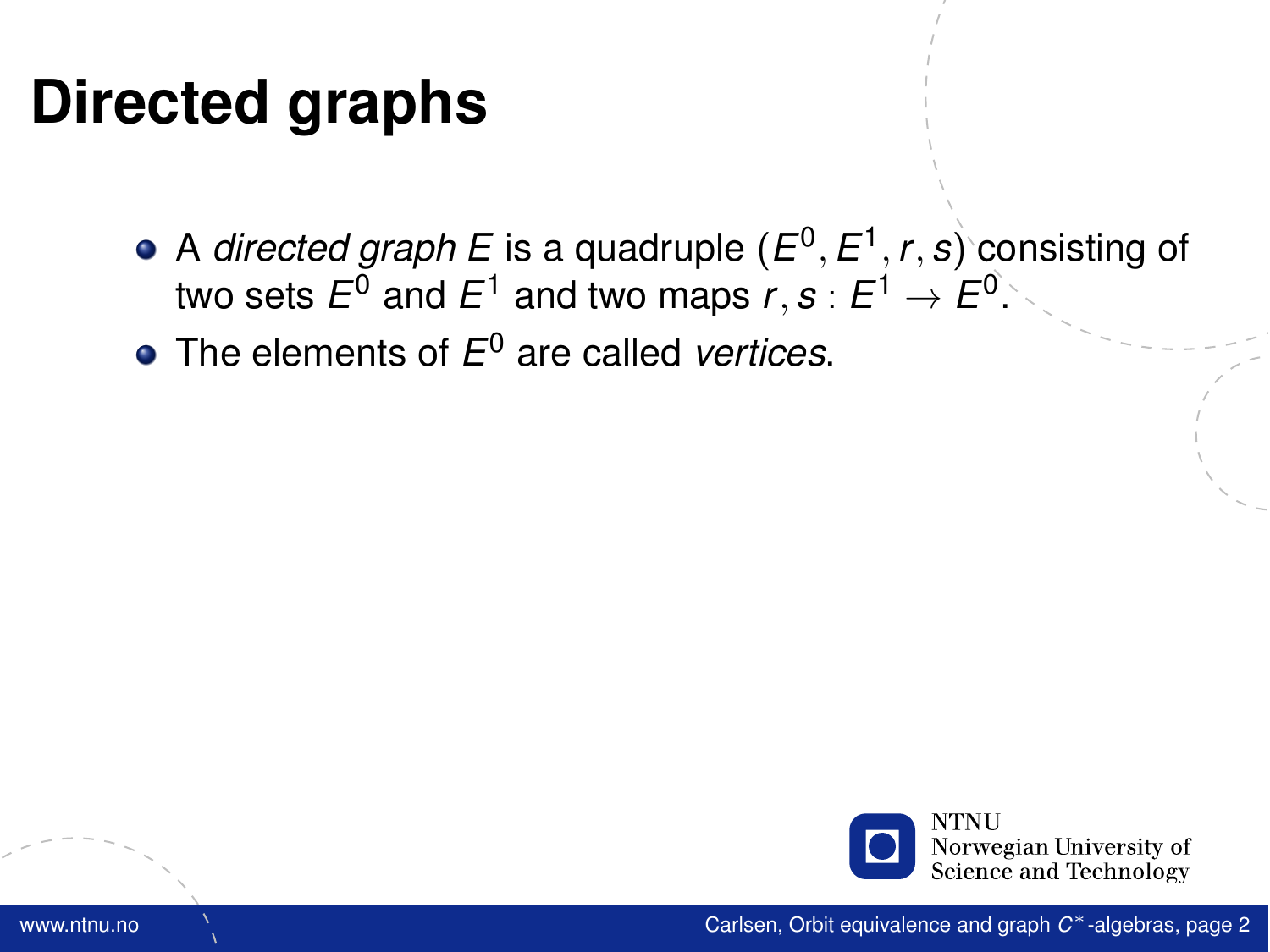# Directed graphs

- A *directed graph* $E$ is a quadruple $(E^0, E^1, r, s)$ consisting of two sets $E^0$ and $E^1$ and two maps $r, s : E^1 \to E^0$.
- The elements of $E^0$ are called *vertices*.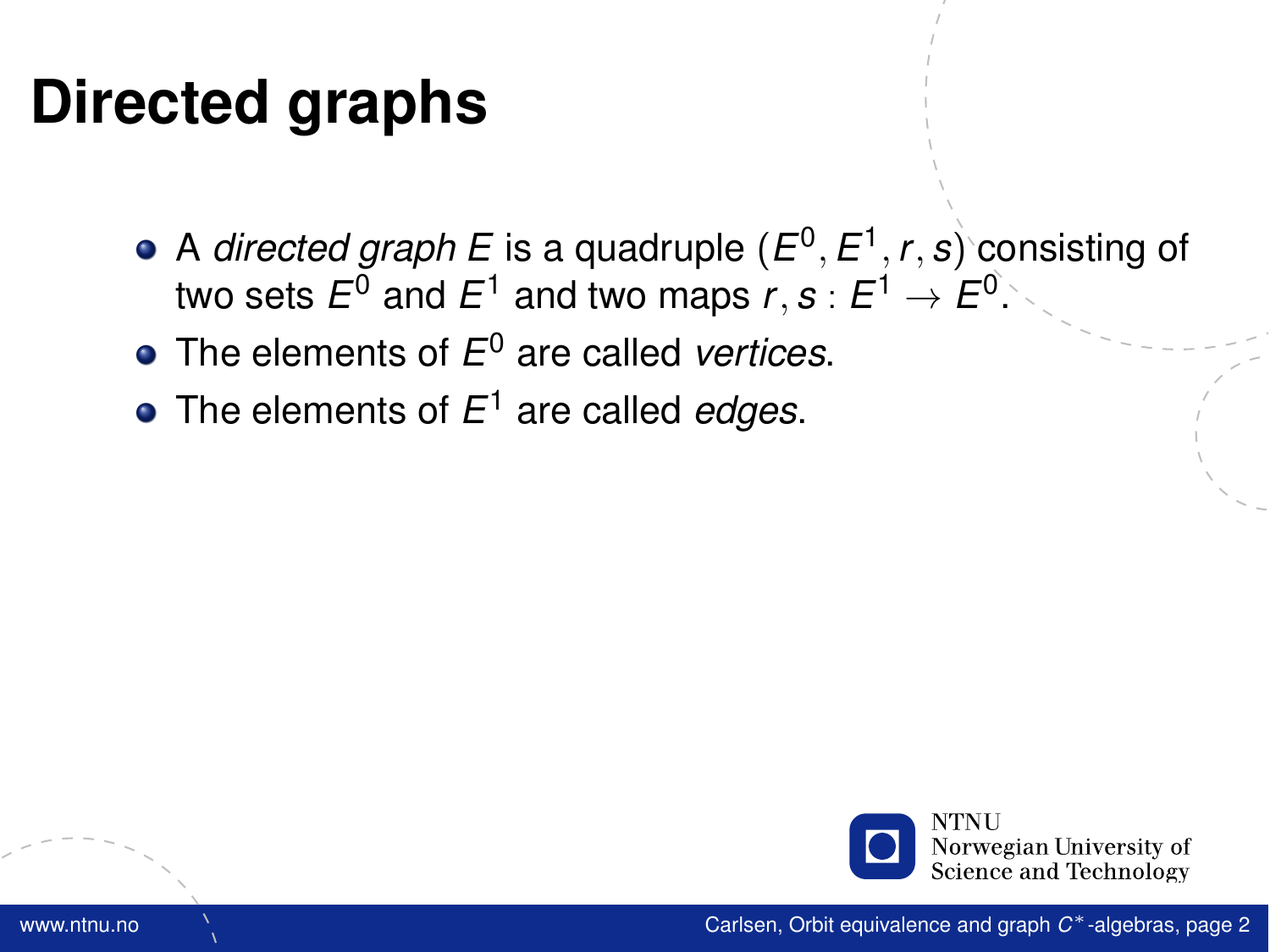# Directed graphs

- A *directed graph* $E$ is a quadruple $(E^0, E^1, r, s)$ consisting of two sets $E^0$ and $E^1$ and two maps $r, s : E^1 \to E^0$.
- The elements of $E^0$ are called *vertices*.
- The elements of $E^1$ are called *edges*.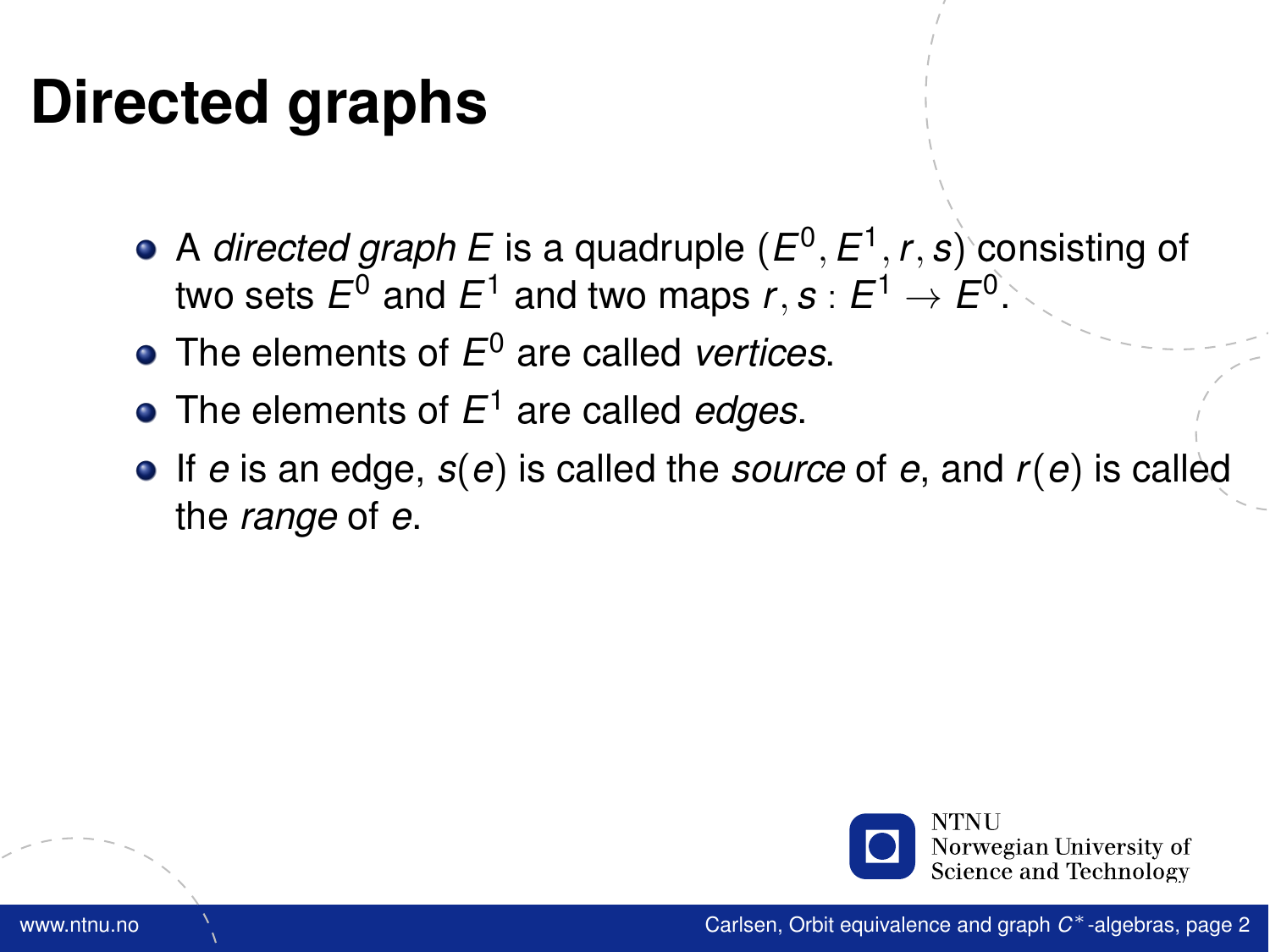# Directed graphs

- A *directed graph* $E$ is a quadruple $(E^0, E^1, r, s)$ consisting of two sets $E^0$ and $E^1$ and two maps $r, s : E^1 \to E^0$.
- The elements of $E^0$ are called *vertices*.
- The elements of $E^1$ are called *edges*.
- If $e$ is an edge, $s(e)$ is called the *source* of $e$, and $r(e)$ is called the *range* of $e$.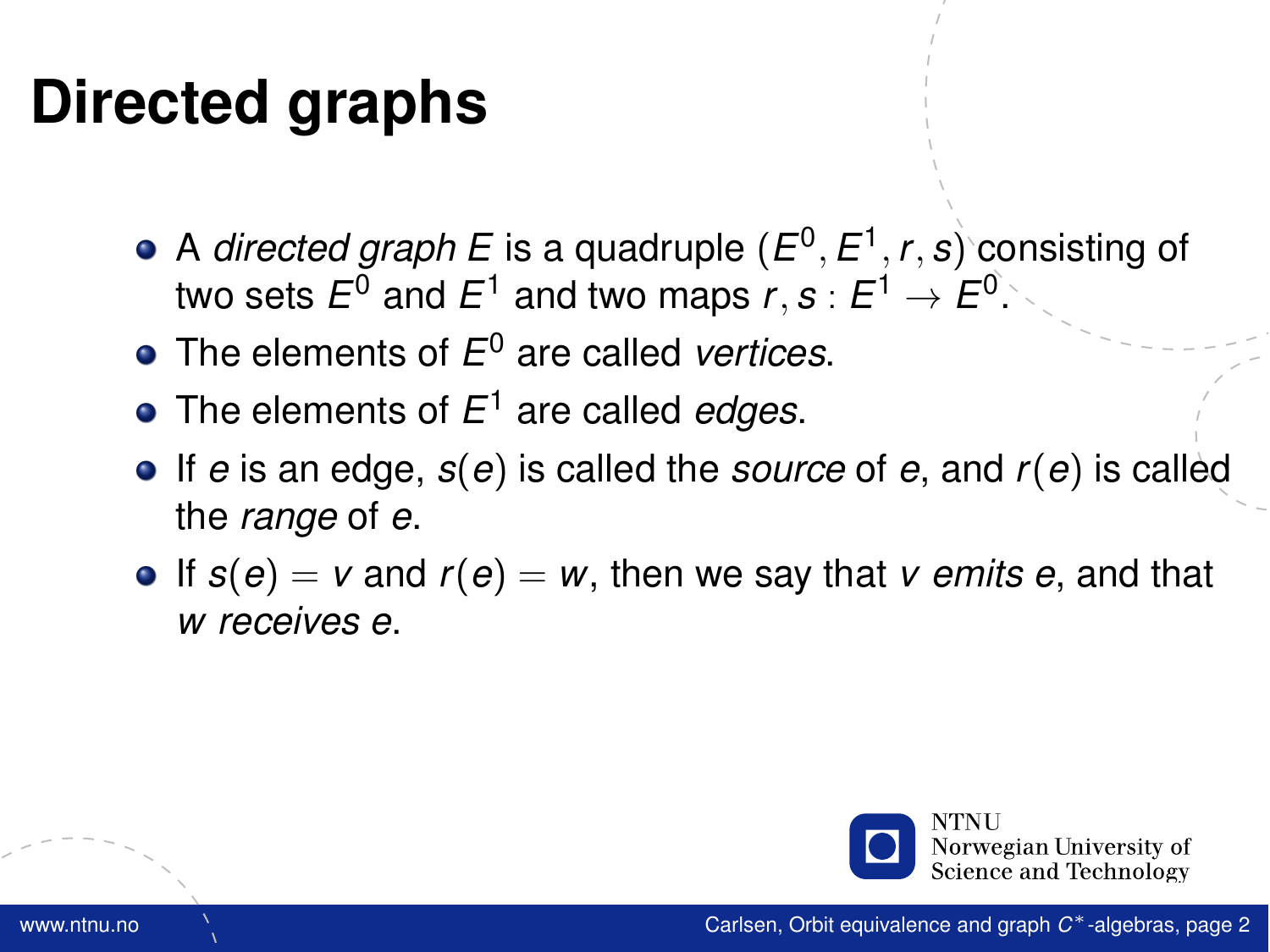# Directed graphs

- A *directed graph* $E$ is a quadruple $(E^0, E^1, r, s)$ consisting of two sets $E^0$ and $E^1$ and two maps $r, s : E^1 \to E^0$.
- The elements of $E^0$ are called *vertices*.
- The elements of $E^1$ are called *edges*.
- If $e$ is an edge, $s(e)$ is called the *source* of $e$, and $r(e)$ is called the *range* of $e$.
- If $s(e) = v$ and $r(e) = w$, then we say that $v$ *emits* $e$, and that $w$ *receives* $e$.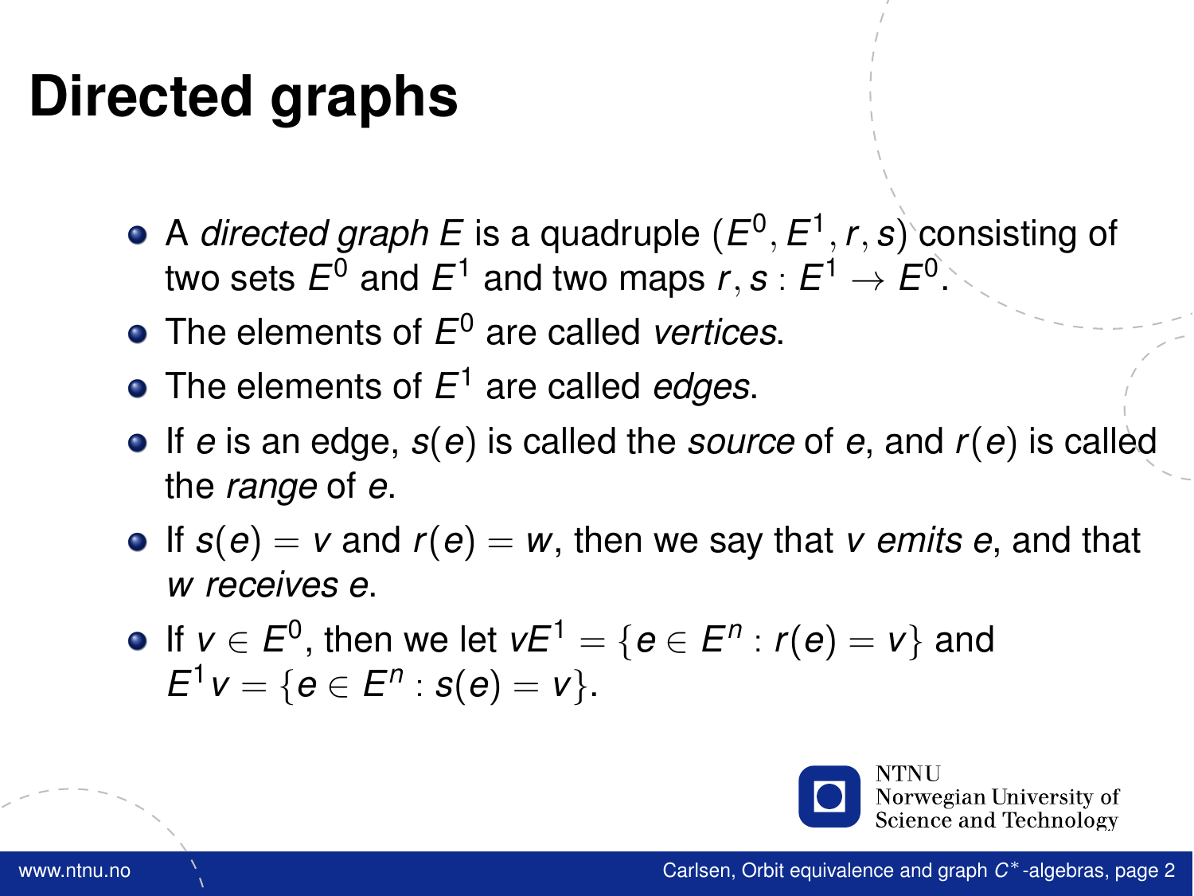# Directed graphs

- A *directed graph* $E$ is a quadruple $(E^0, E^1, r, s)$ consisting of two sets $E^0$ and $E^1$ and two maps $r, s : E^1 \to E^0$.
- The elements of $E^0$ are called *vertices*.
- The elements of $E^1$ are called *edges*.
- If $e$ is an edge, $s(e)$ is called the *source* of $e$, and $r(e)$ is called the *range* of $e$.
- If $s(e) = v$ and $r(e) = w$, then we say that $v$ *emits* $e$, and that $w$ *receives* $e$.
- If $v \in E^0$, then we let $vE^1 = \{e \in E^n : r(e) = v\}$ and $E^1v = \{e \in E^n : s(e) = v\}$.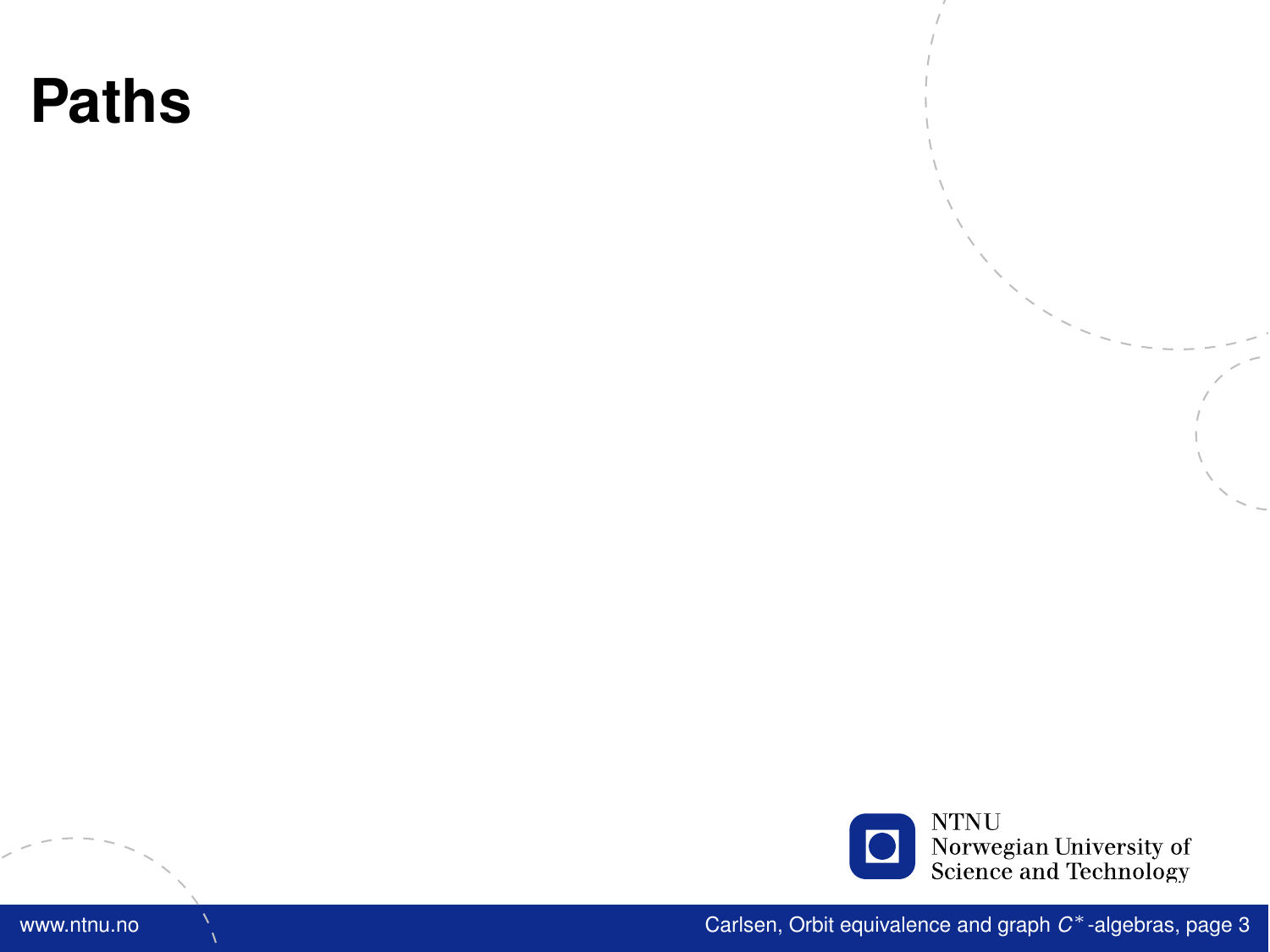# Paths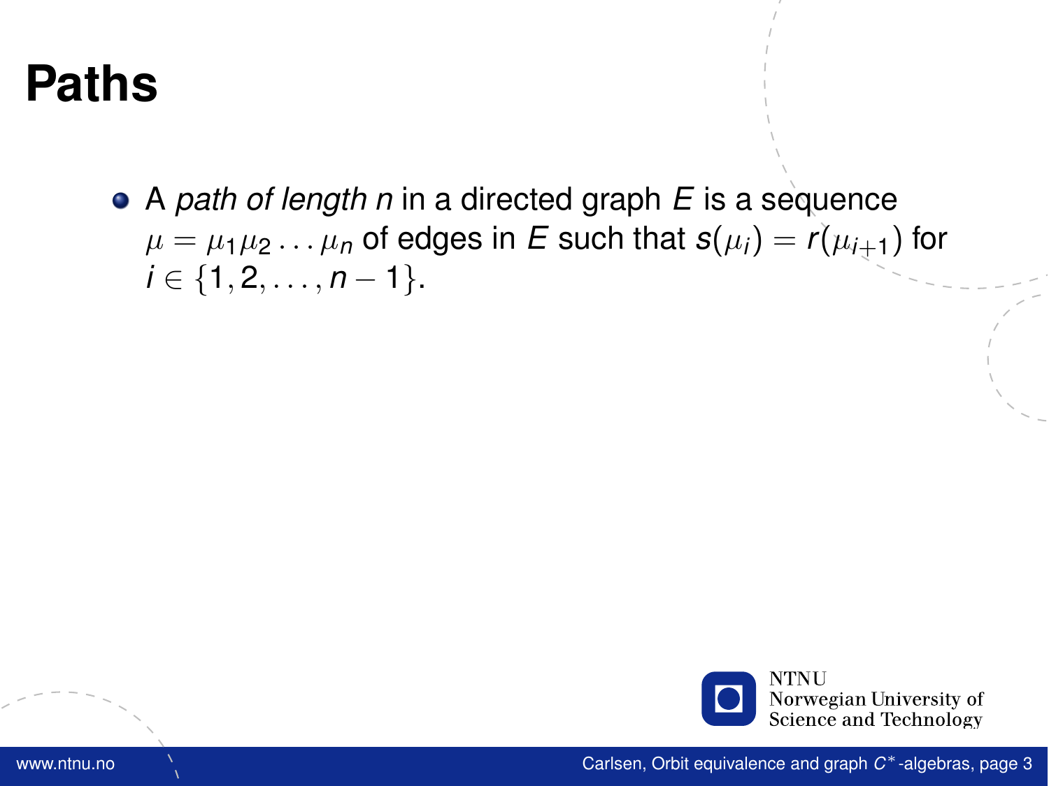# Paths

- A *path of length n* in a directed graph $E$ is a sequence $\mu = \mu_1\mu_2\ldots\mu_n$ of edges in $E$ such that $s(\mu_i) = r(\mu_{i+1})$ for $i \in \{1, 2, \ldots, n-1\}$.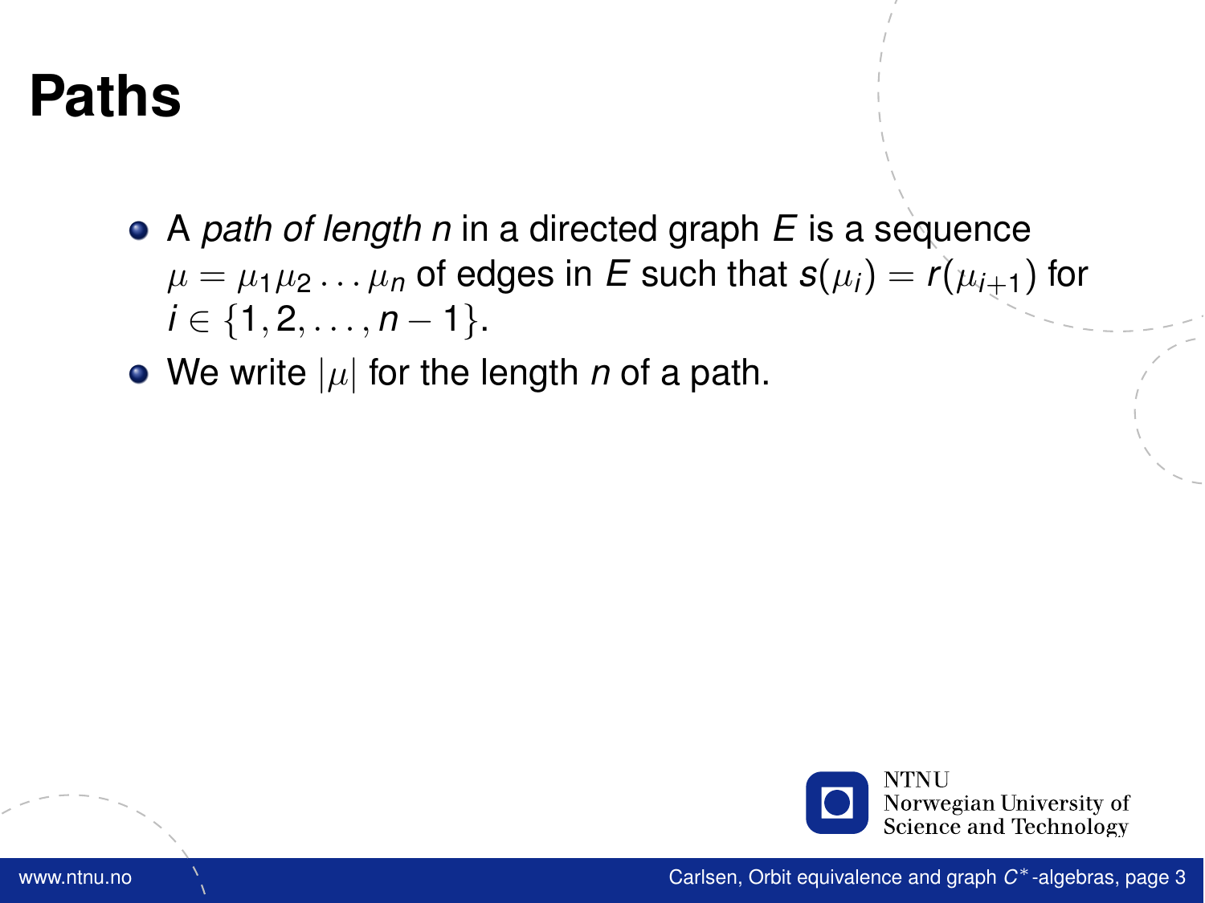# Paths

- A *path of length $n$* in a directed graph $E$ is a sequence $\mu = \mu_1\mu_2 \dots \mu_n$ of edges in $E$ such that $s(\mu_i) = r(\mu_{i+1})$ for $i \in \{1, 2, \dots, n-1\}$.
- We write $|\mu|$ for the length $n$ of a path.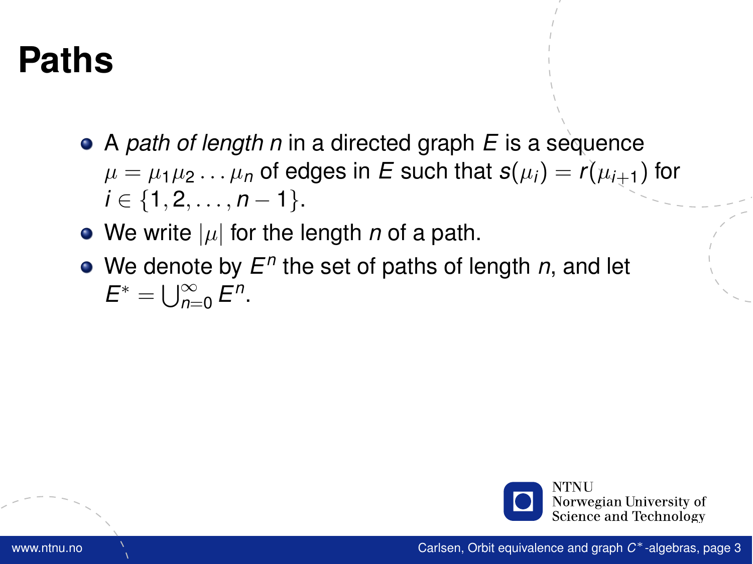# Paths

- A *path of length* $n$ in a directed graph $E$ is a sequence $\mu = \mu_1\mu_2\dots\mu_n$ of edges in $E$ such that $s(\mu_i) = r(\mu_{i+1})$ for $i \in \{1, 2, \dots, n-1\}$.
- We write $|\mu|$ for the length $n$ of a path.
- We denote by $E^n$ the set of paths of length $n$, and let $E^* = \bigcup_{n=0}^{\infty} E^n$.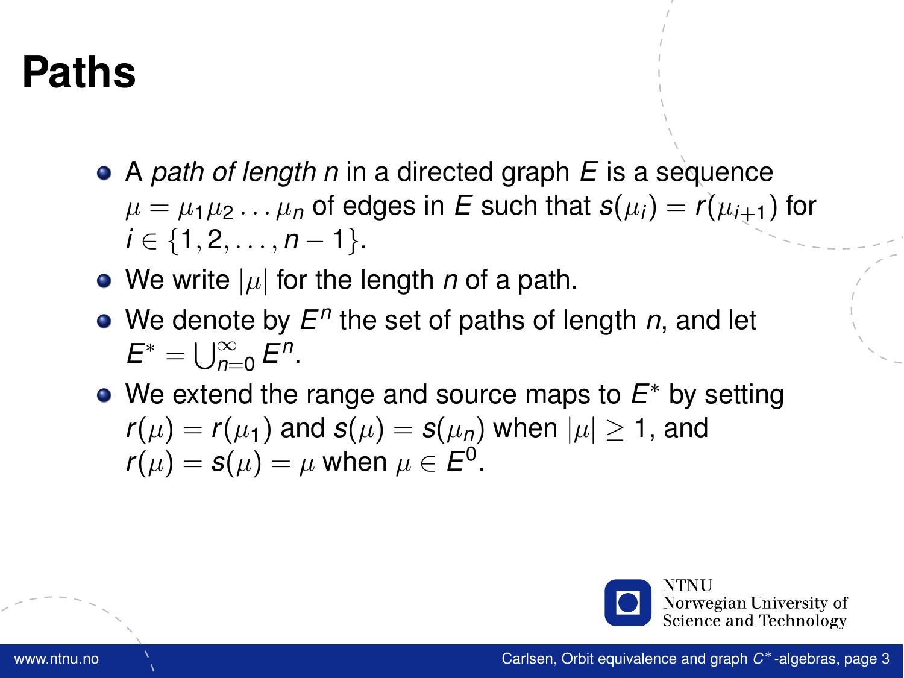# Paths

- A *path of length n* in a directed graph $E$ is a sequence $\mu = \mu_1\mu_2\dots\mu_n$ of edges in $E$ such that $s(\mu_i) = r(\mu_{i+1})$ for $i \in \{1, 2, \dots, n-1\}$.
- We write $|\mu|$ for the length $n$ of a path.
- We denote by $E^n$ the set of paths of length $n$, and let $E^* = \bigcup_{n=0}^{\infty} E^n$.
- We extend the range and source maps to $E^*$ by setting $r(\mu) = r(\mu_1)$ and $s(\mu) = s(\mu_n)$ when $|\mu| \geq 1$, and $r(\mu) = s(\mu) = \mu$ when $\mu \in E^0$.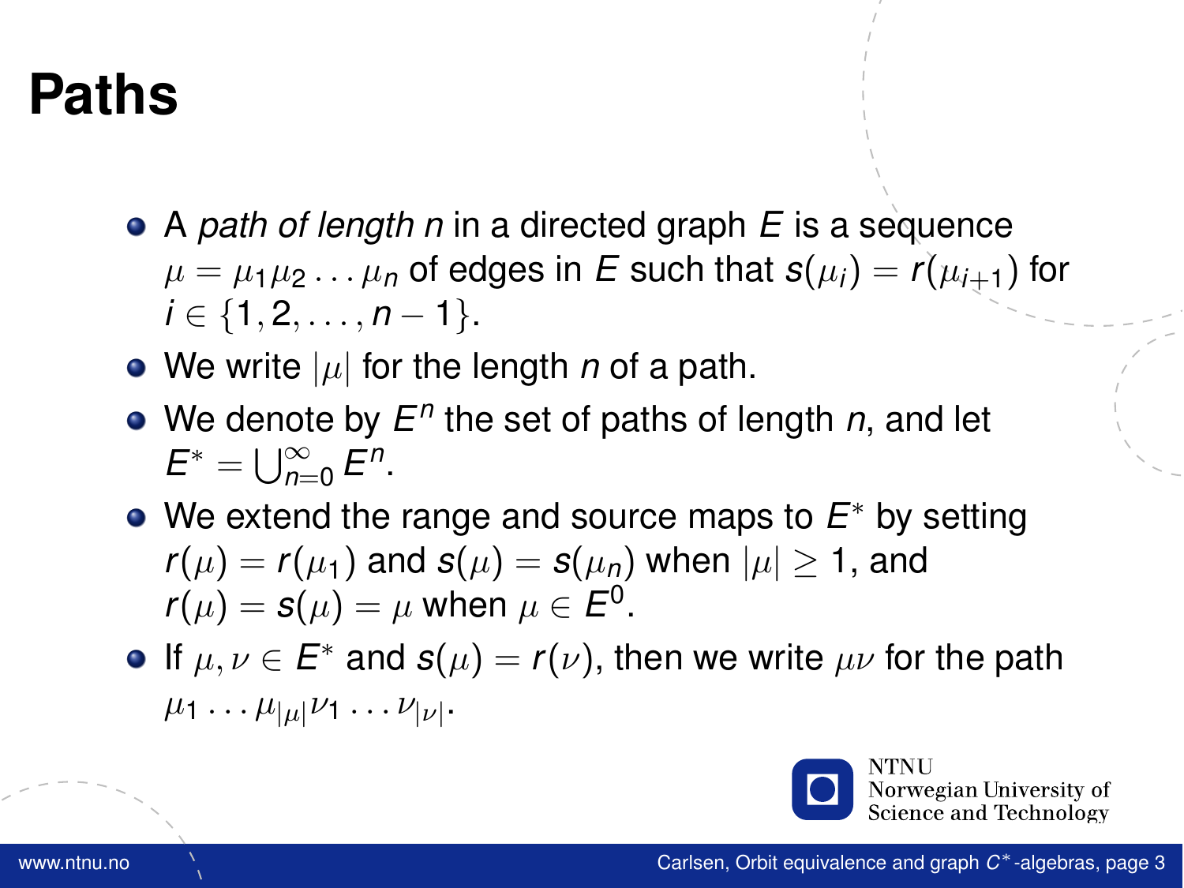# Paths

- A *path of length* $n$ in a directed graph $E$ is a sequence $\mu = \mu_1\mu_2 \dots \mu_n$ of edges in $E$ such that $s(\mu_i) = r(\mu_{i+1})$ for $i \in \{1, 2, \dots, n-1\}$.
- We write $|\mu|$ for the length $n$ of a path.
- We denote by $E^n$ the set of paths of length $n$, and let $E^* = \bigcup_{n=0}^{\infty} E^n$.
- We extend the range and source maps to $E^*$ by setting $r(\mu) = r(\mu_1)$ and $s(\mu) = s(\mu_n)$ when $|\mu| \geq 1$, and $r(\mu) = s(\mu) = \mu$ when $\mu \in E^0$.
- If $\mu, \nu \in E^*$ and $s(\mu) = r(\nu)$, then we write $\mu\nu$ for the path $\mu_1 \dots \mu_{|\mu|}\nu_1 \dots \nu_{|\nu|}$.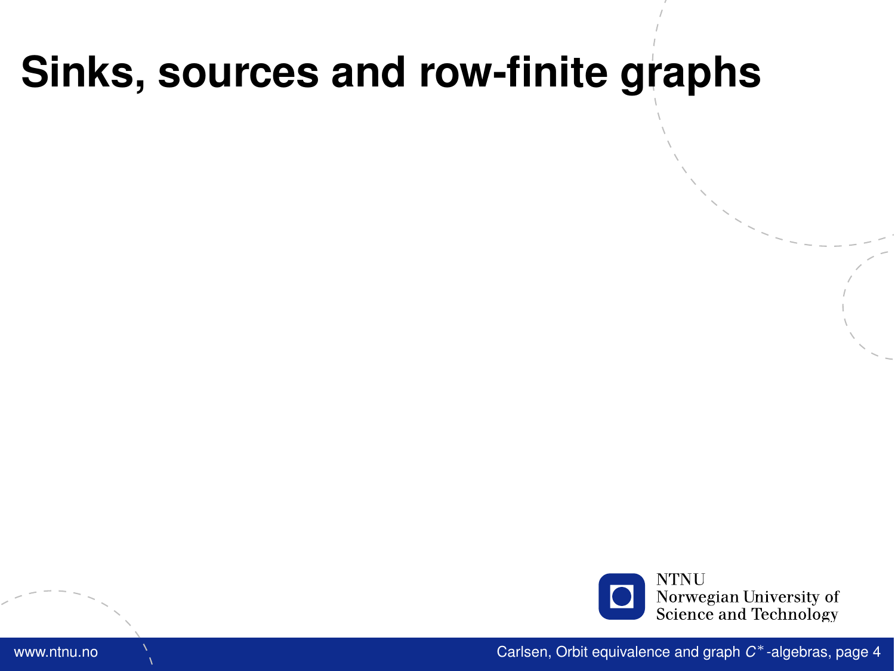# Sinks, sources and row-finite graphs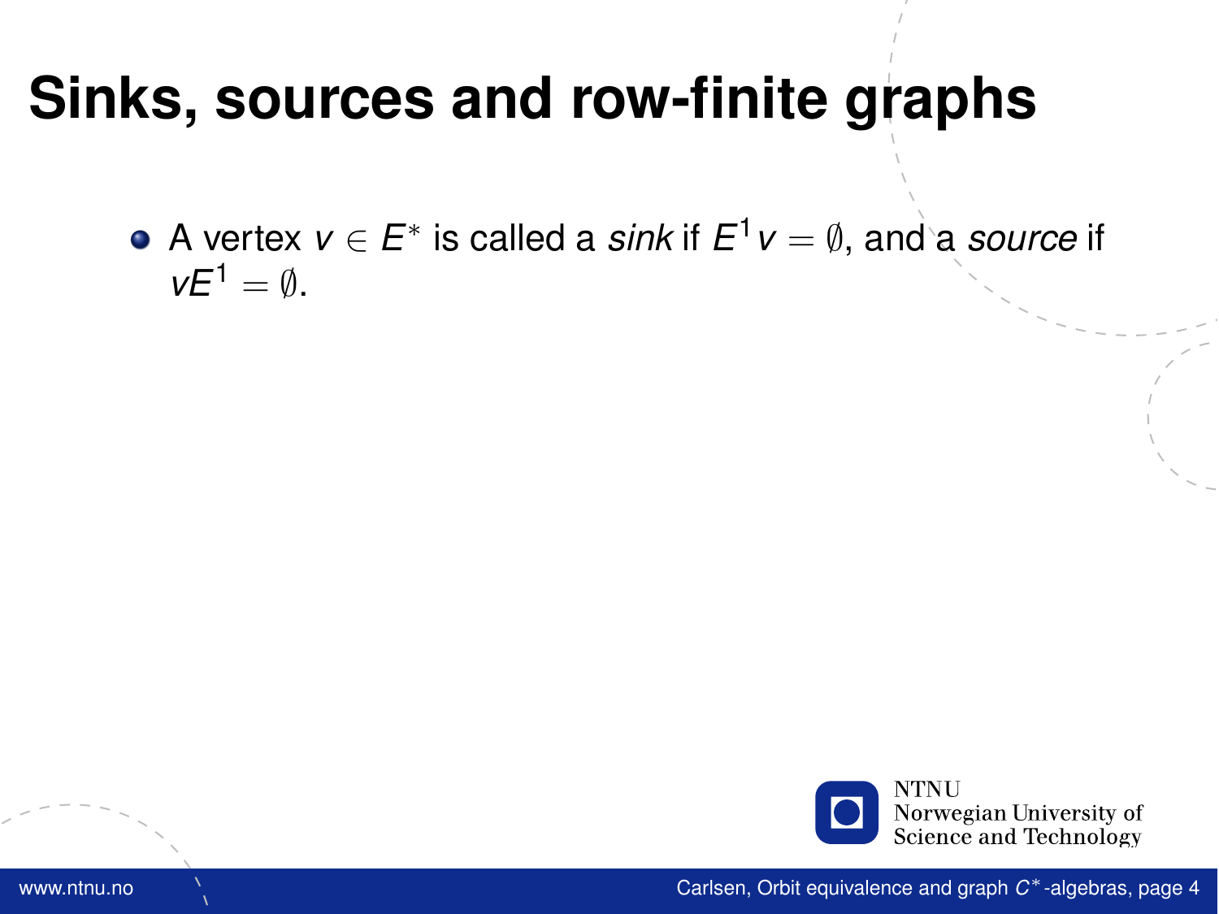# Sinks, sources and row-finite graphs

- A vertex $v \in E^*$ is called a *sink* if $E^1 v = \emptyset$, and a *source* if $vE^1 = \emptyset$.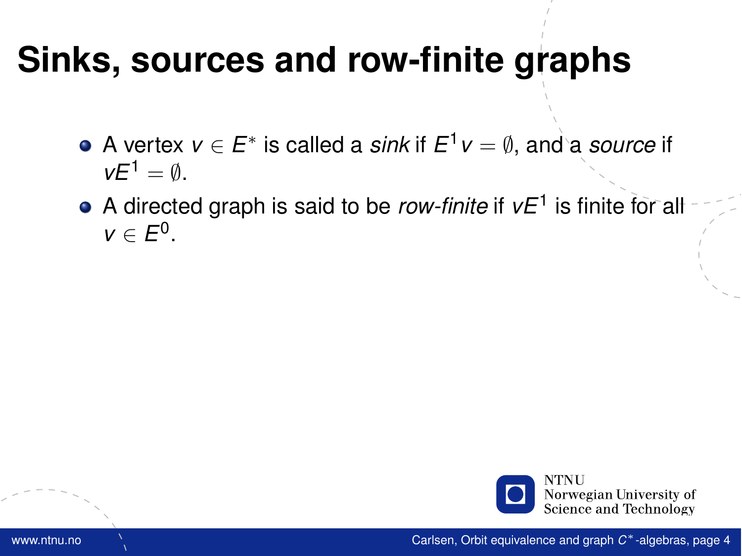# Sinks, sources and row-finite graphs

- A vertex $v \in E^*$ is called a *sink* if $E^1 v = \emptyset$, and a *source* if $vE^1 = \emptyset$.
- A directed graph is said to be *row-finite* if $vE^1$ is finite for all $v \in E^0$.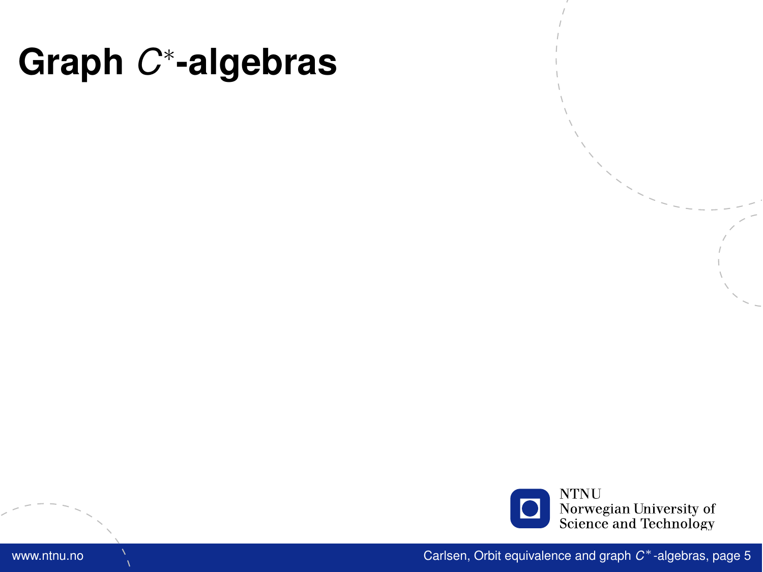# Graph $C^*$-algebras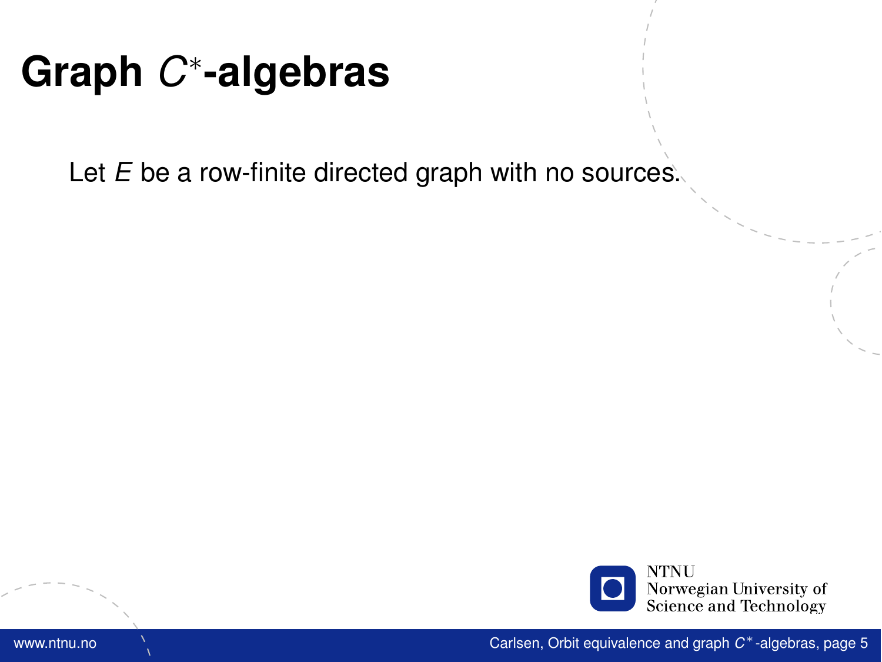# Graph $C^*$-algebras

Let $E$ be a row-finite directed graph with no sources.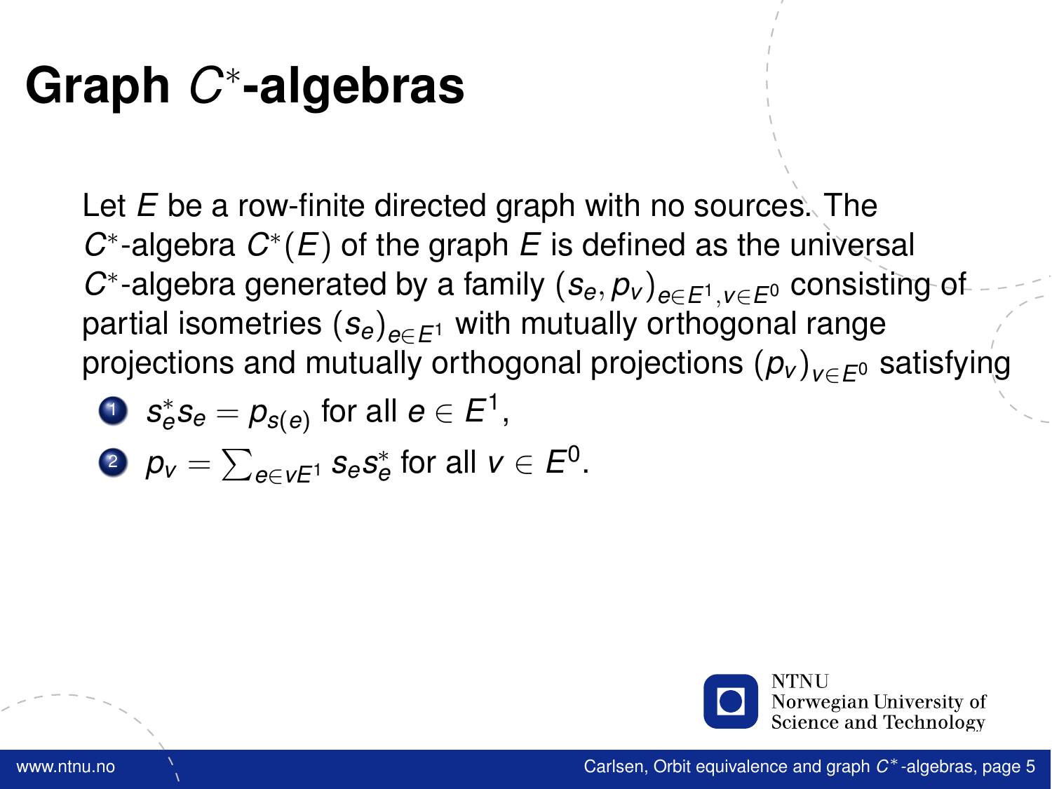# Graph $C^*$-algebras

Let $E$ be a row-finite directed graph with no sources. The $C^*$-algebra $C^*(E)$ of the graph $E$ is defined as the universal $C^*$-algebra generated by a family $(s_e, p_v)_{e \in E^1, v \in E^0}$ consisting of partial isometries $(s_e)_{e \in E^1}$ with mutually orthogonal range projections and mutually orthogonal projections $(p_v)_{v \in E^0}$ satisfying

1. $s_e^* s_e = p_{s(e)}$ for all $e \in E^1$,
2. $p_v = \sum_{e \in vE^1} s_e s_e^*$ for all $v \in E^0$.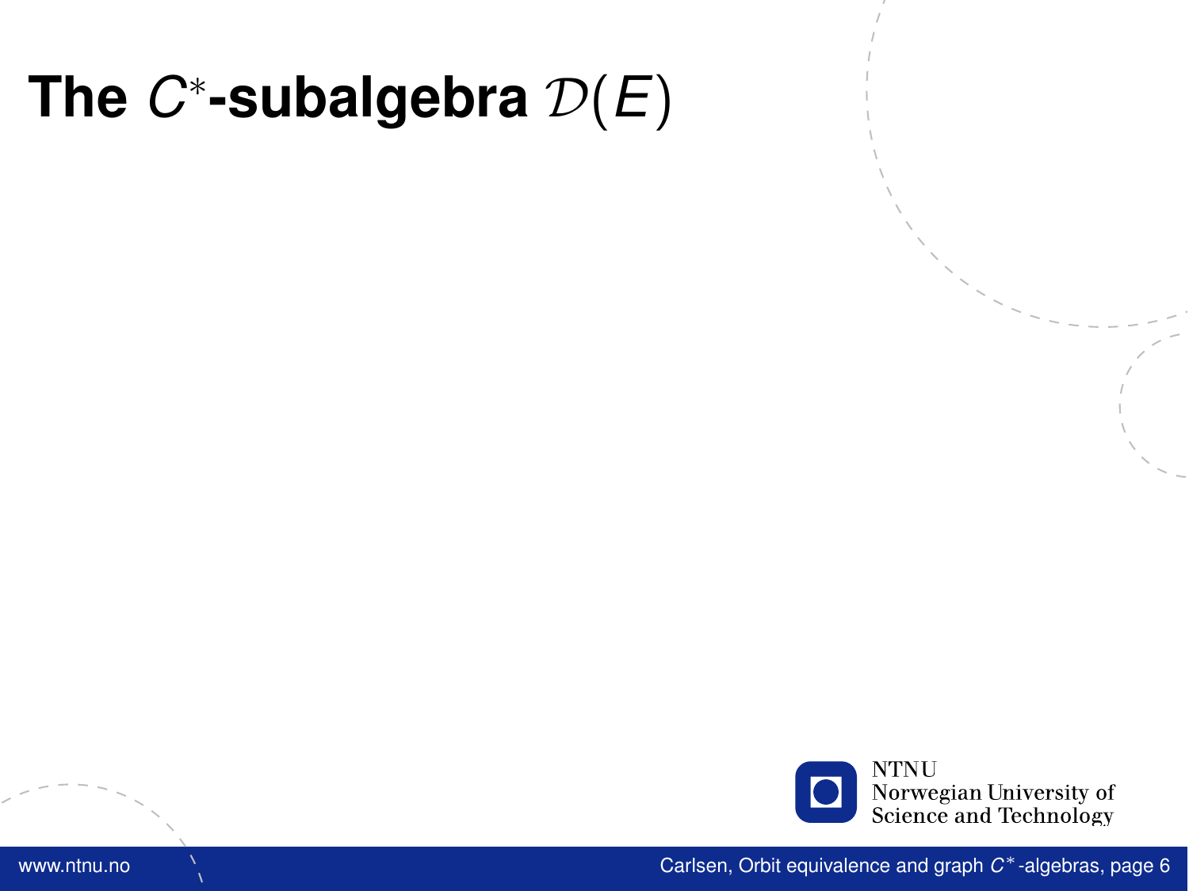# The $C^*$-subalgebra $\mathcal{D}(E)$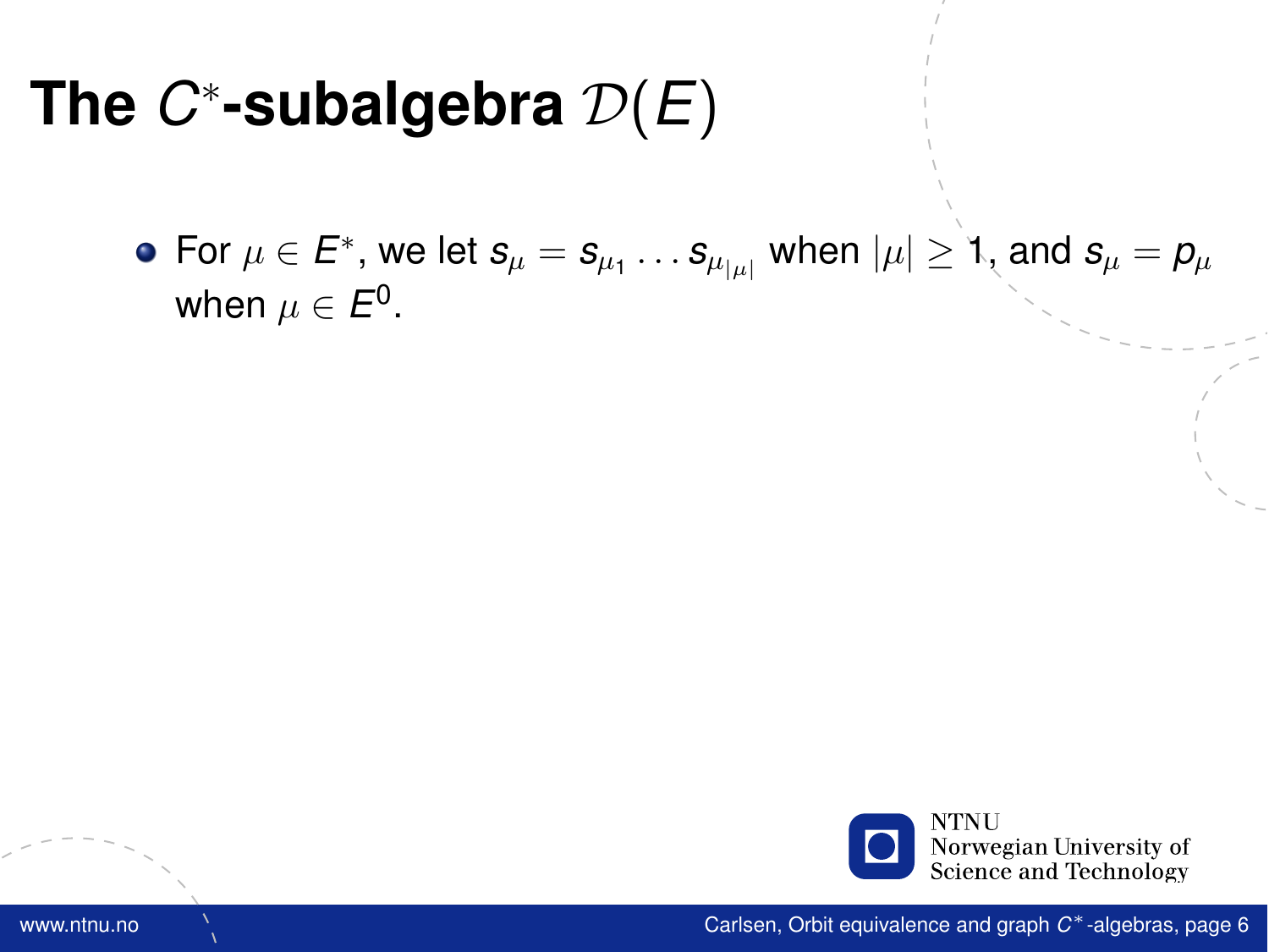# The $C^*$-subalgebra $\mathcal{D}(E)$

- For $\mu \in E^*$, we let $s_\mu = s_{\mu_1} \dots s_{\mu_{|\mu|}}$ when $|\mu| \geq 1$, and $s_\mu = p_\mu$ when $\mu \in E^0$.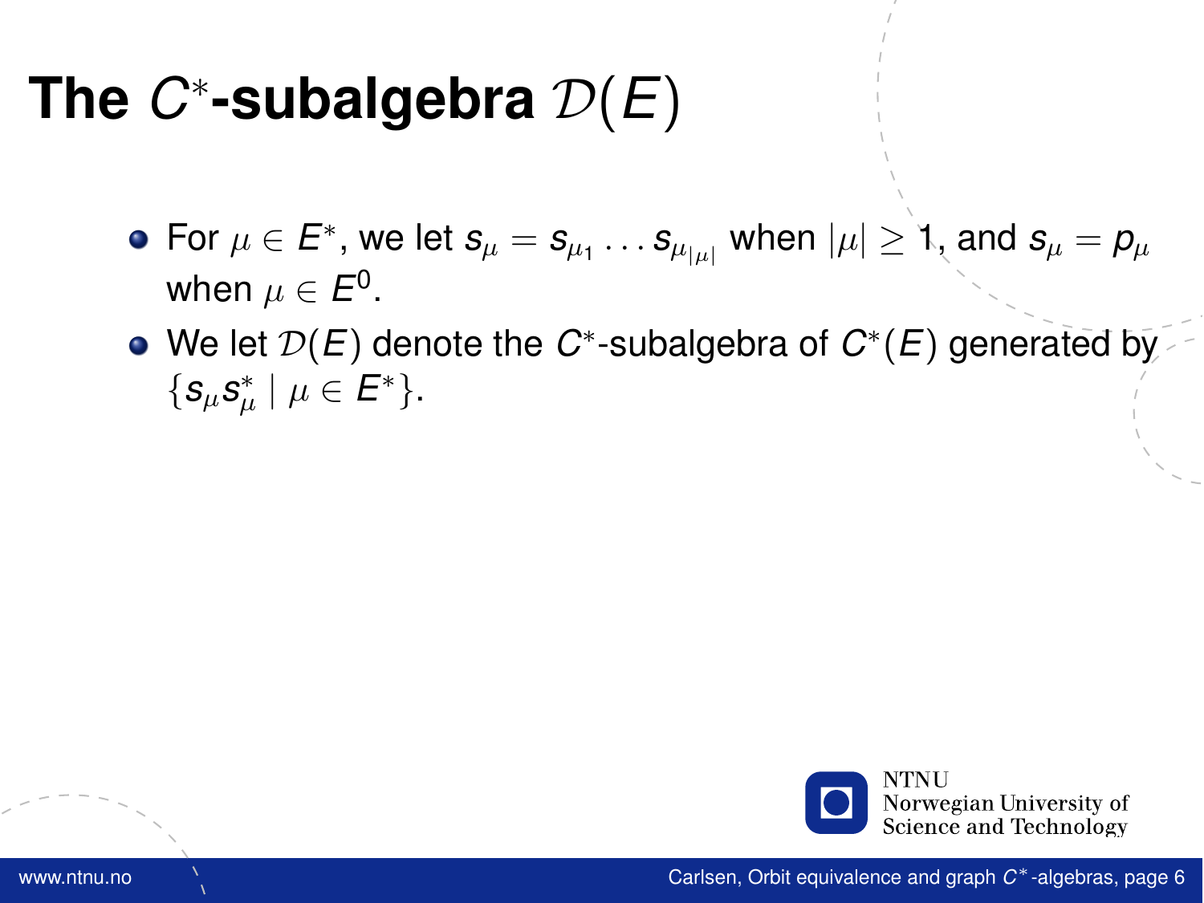# The $C^*$-subalgebra $\mathcal{D}(E)$

- For $\mu \in E^*$, we let $s_\mu = s_{\mu_1} \dots s_{\mu_{|\mu|}}$ when $|\mu| \geq 1$, and $s_\mu = p_\mu$ when $\mu \in E^0$.
- We let $\mathcal{D}(E)$ denote the $C^*$-subalgebra of $C^*(E)$ generated by $\{s_\mu s_\mu^* \mid \mu \in E^*\}$.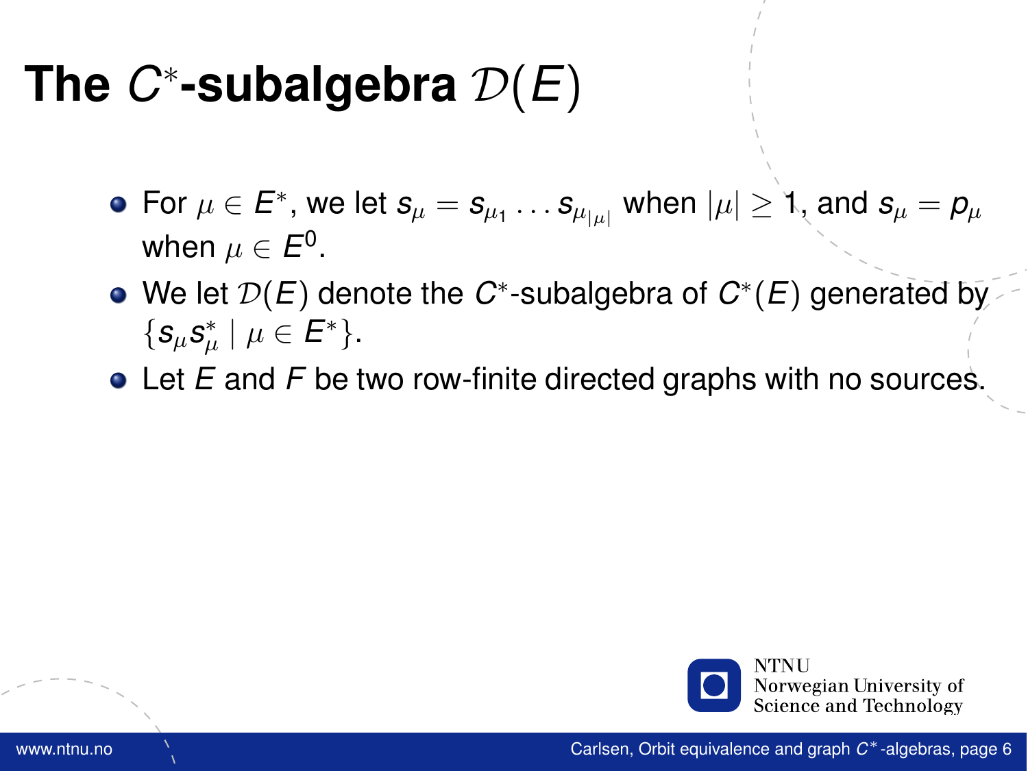# The $C^*$-subalgebra $\mathcal{D}(E)$

- For $\mu \in E^*$, we let $s_\mu = s_{\mu_1} \dots s_{\mu_{|\mu|}}$ when $|\mu| \geq 1$, and $s_\mu = p_\mu$ when $\mu \in E^0$.
- We let $\mathcal{D}(E)$ denote the $C^*$-subalgebra of $C^*(E)$ generated by $\{s_\mu s_\mu^* \mid \mu \in E^*\}$.
- Let $E$ and $F$ be two row-finite directed graphs with no sources.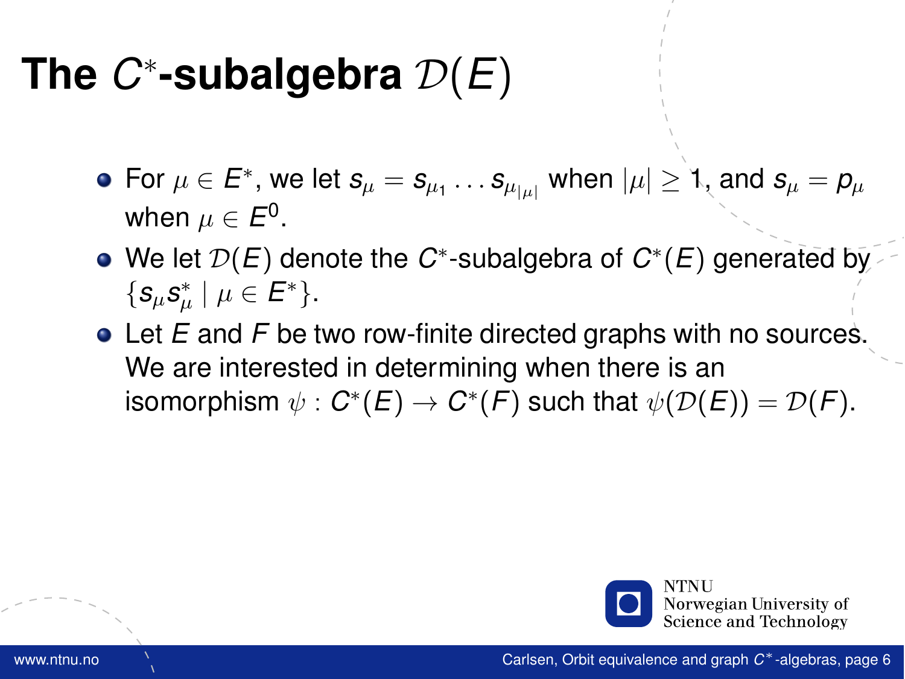# The $C^*$-subalgebra $\mathcal{D}(E)$

- For $\mu \in E^*$, we let $s_\mu = s_{\mu_1} \dots s_{\mu_{|\mu|}}$ when $|\mu| \geq 1$, and $s_\mu = p_\mu$ when $\mu \in E^0$.
- We let $\mathcal{D}(E)$ denote the $C^*$-subalgebra of $C^*(E)$ generated by $\{s_\mu s_\mu^* \mid \mu \in E^*\}$.
- Let $E$ and $F$ be two row-finite directed graphs with no sources. We are interested in determining when there is an isomorphism $\psi : C^*(E) \to C^*(F)$ such that $\psi(\mathcal{D}(E)) = \mathcal{D}(F)$.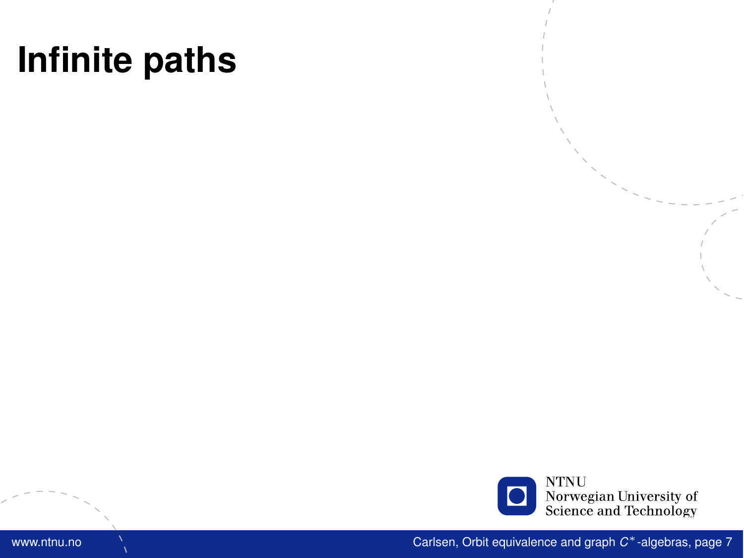# Infinite paths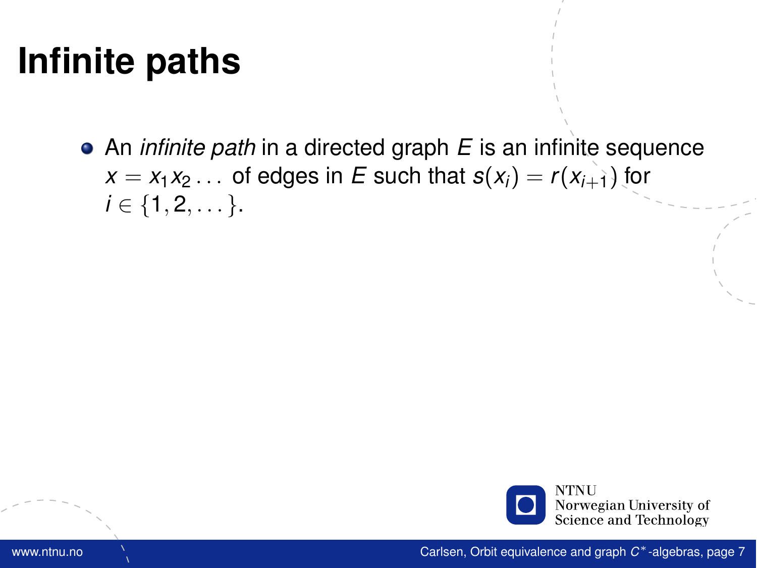# Infinite paths

- An *infinite path* in a directed graph $E$ is an infinite sequence $x = x_1x_2\dots$ of edges in $E$ such that $s(x_i) = r(x_{i+1})$ for $i \in \{1, 2, \dots\}$.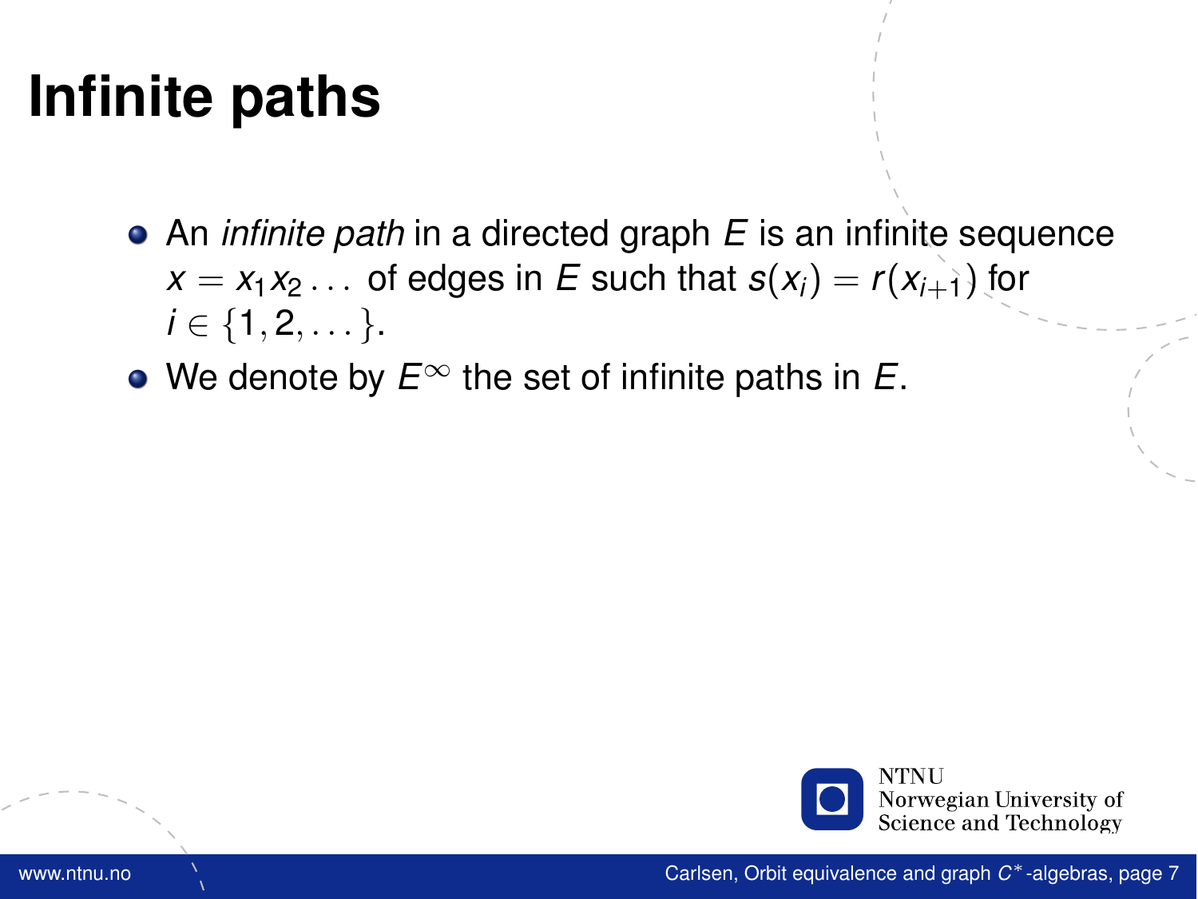# Infinite paths

- An *infinite path* in a directed graph $E$ is an infinite sequence $x = x_1 x_2 \dots$ of edges in $E$ such that $s(x_i) = r(x_{i+1})$ for $i \in \{1, 2, \dots\}$.
- We denote by $E^\infty$ the set of infinite paths in $E$.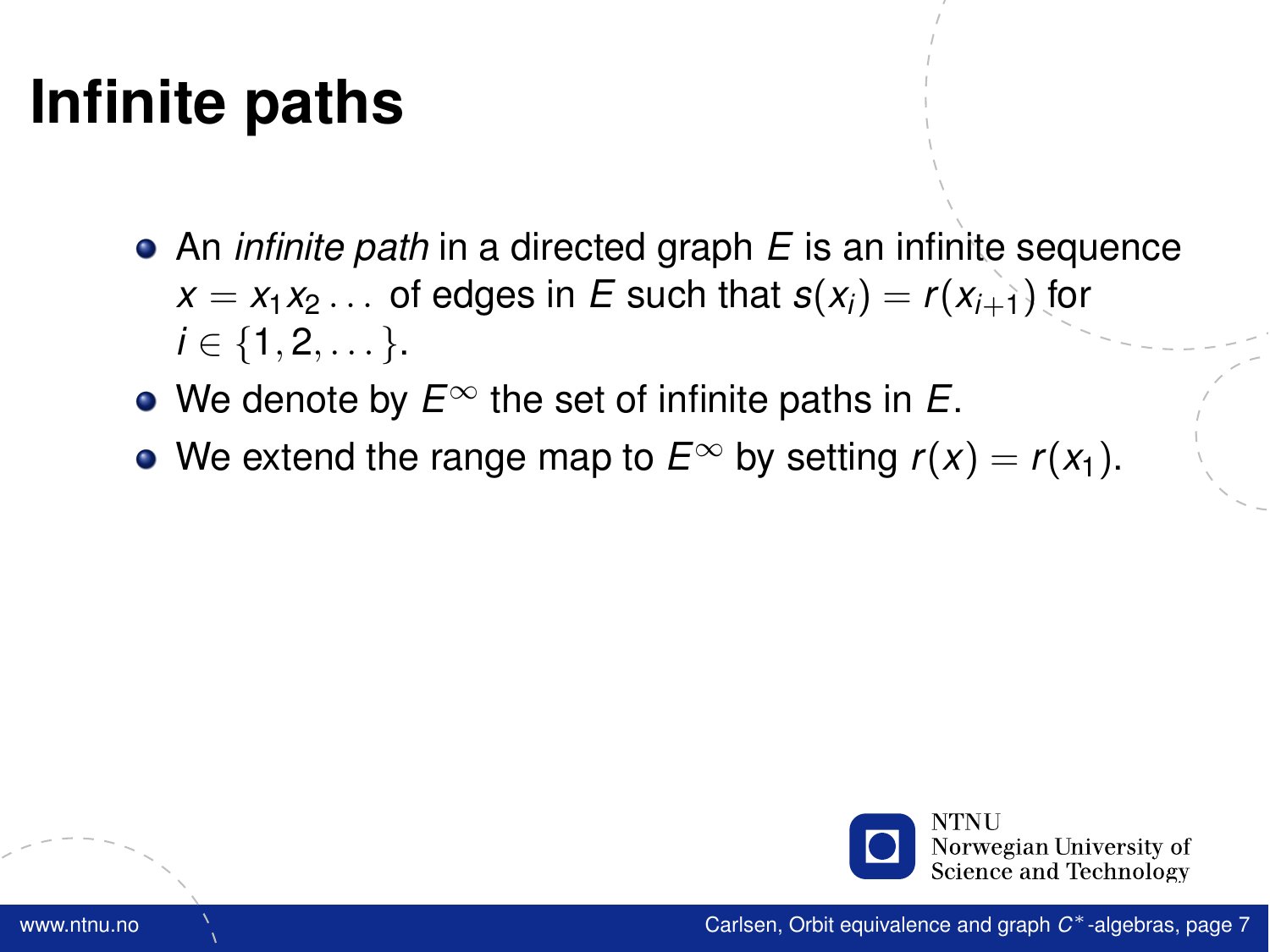# Infinite paths

- An *infinite path* in a directed graph $E$ is an infinite sequence $x = x_1 x_2 \dots$ of edges in $E$ such that $s(x_i) = r(x_{i+1})$ for $i \in \{1, 2, \dots\}$.
- We denote by $E^\infty$ the set of infinite paths in $E$.
- We extend the range map to $E^\infty$ by setting $r(x) = r(x_1)$.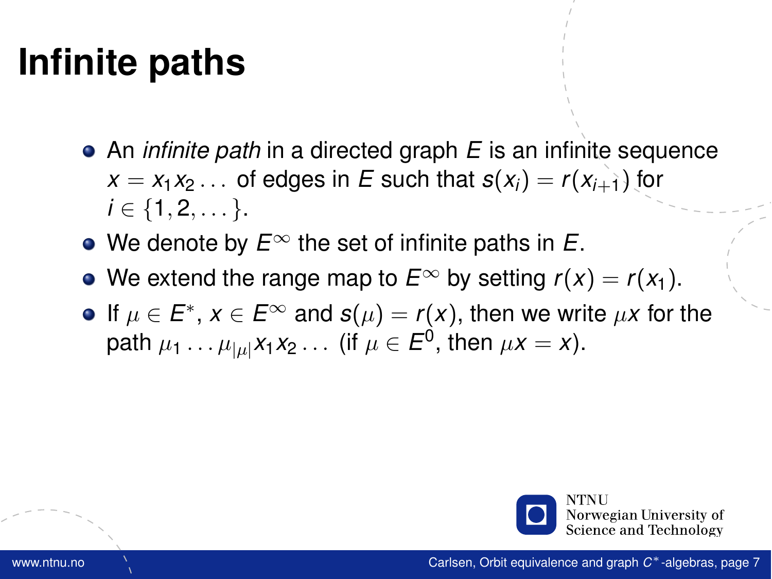# Infinite paths

- An *infinite path* in a directed graph $E$ is an infinite sequence $x = x_1 x_2 \dots$ of edges in $E$ such that $s(x_i) = r(x_{i+1})$ for $i \in \{1, 2, \dots\}$.
- We denote by $E^\infty$ the set of infinite paths in $E$.
- We extend the range map to $E^\infty$ by setting $r(x) = r(x_1)$.
- If $\mu \in E^*$, $x \in E^\infty$ and $s(\mu) = r(x)$, then we write $\mu x$ for the path $\mu_1 \dots \mu_{|\mu|} x_1 x_2 \dots$ (if $\mu \in E^0$, then $\mu x = x$).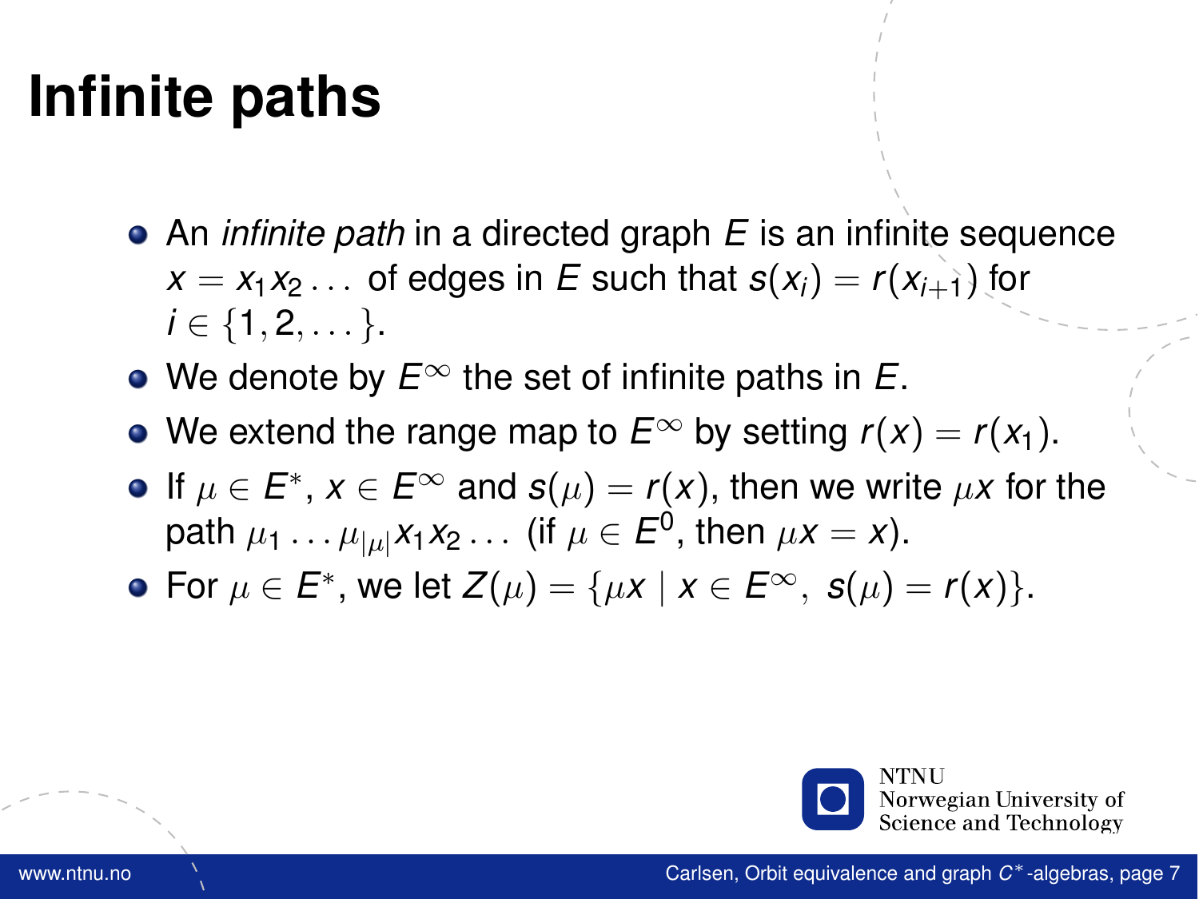# Infinite paths

- An *infinite path* in a directed graph $E$ is an infinite sequence $x = x_1 x_2 \dots$ of edges in $E$ such that $s(x_i) = r(x_{i+1})$ for $i \in \{1, 2, \dots\}$.
- We denote by $E^\infty$ the set of infinite paths in $E$.
- We extend the range map to $E^\infty$ by setting $r(x) = r(x_1)$.
- If $\mu \in E^*$, $x \in E^\infty$ and $s(\mu) = r(x)$, then we write $\mu x$ for the path $\mu_1 \dots \mu_{|\mu|} x_1 x_2 \dots$ (if $\mu \in E^0$, then $\mu x = x$).
- For $\mu \in E^*$, we let $Z(\mu) = \{\mu x \mid x \in E^\infty,\ s(\mu) = r(x)\}$.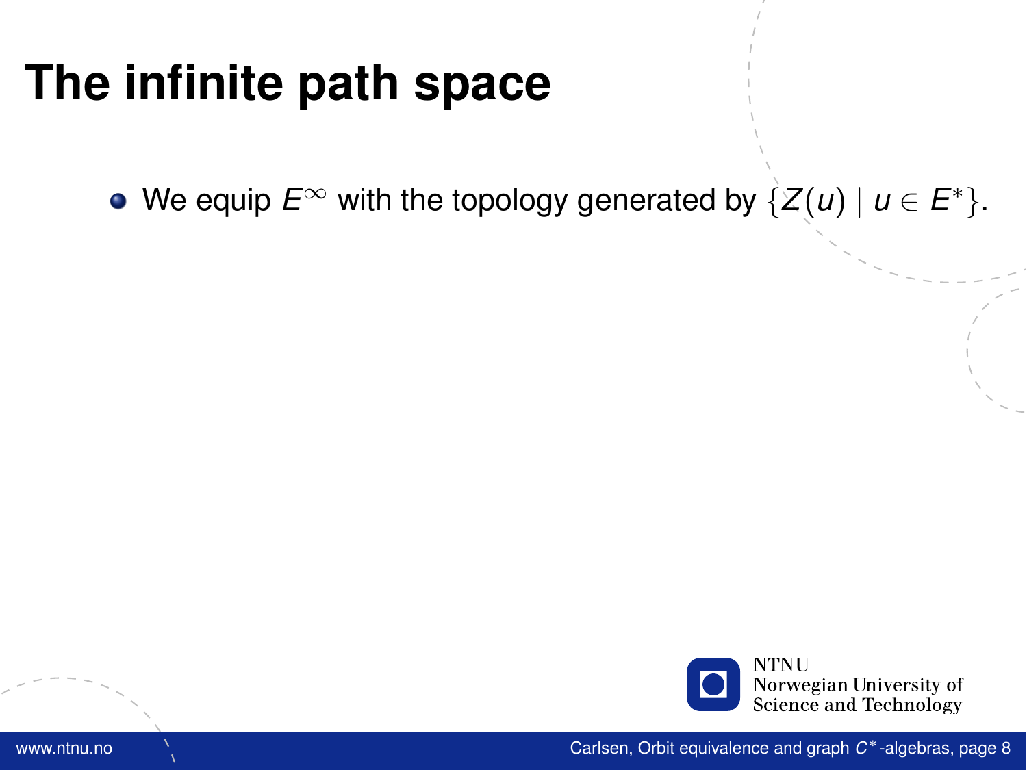# The infinite path space

- We equip $E^\infty$ with the topology generated by $\{Z(u) \mid u \in E^*\}$.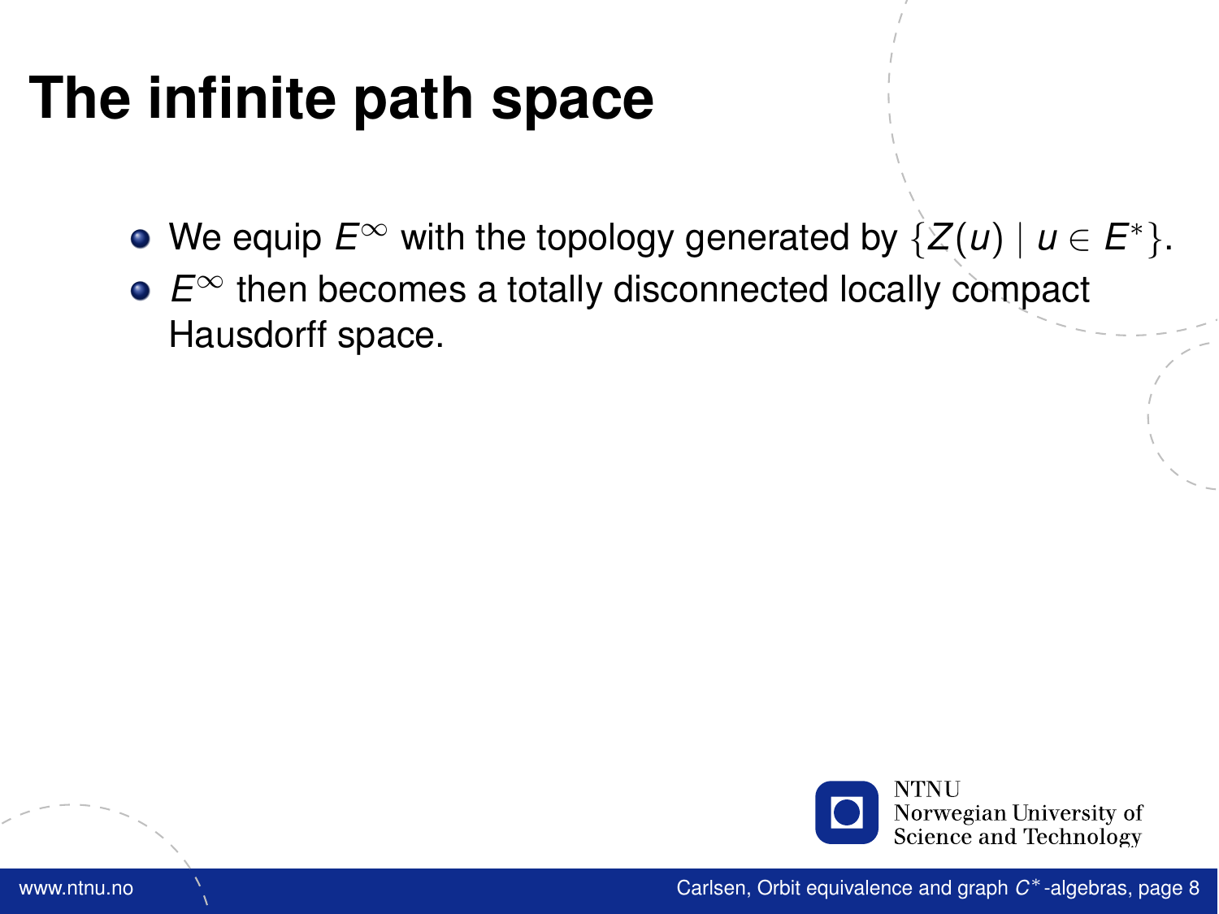# The infinite path space

- We equip $E^\infty$ with the topology generated by $\{Z(u) \mid u \in E^*\}$.
- $E^\infty$ then becomes a totally disconnected locally compact Hausdorff space.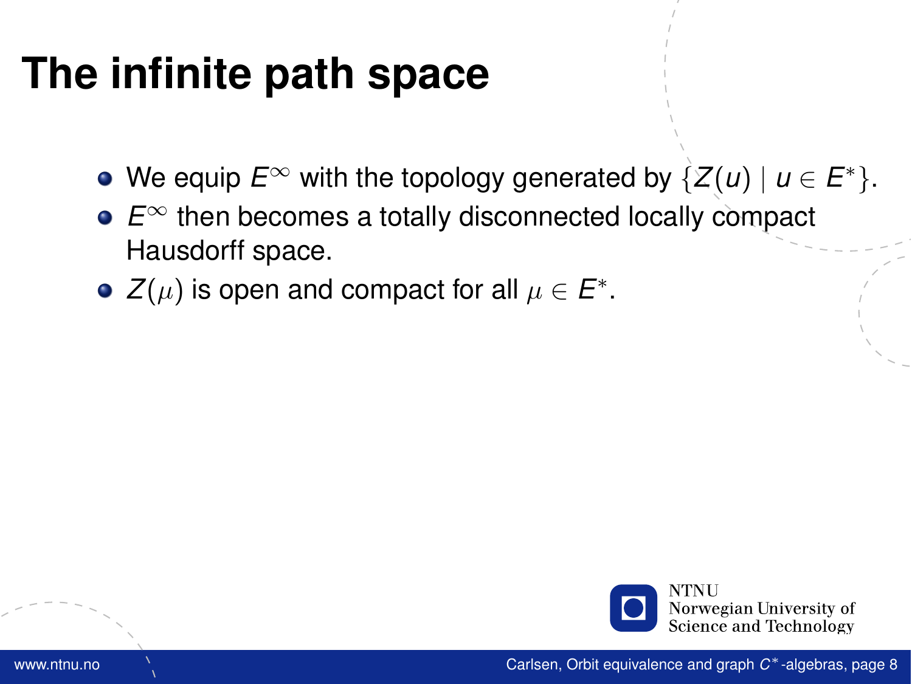# The infinite path space

- We equip $E^\infty$ with the topology generated by $\{Z(u) \mid u \in E^*\}$.
- $E^\infty$ then becomes a totally disconnected locally compact Hausdorff space.
- $Z(\mu)$ is open and compact for all $\mu \in E^*$.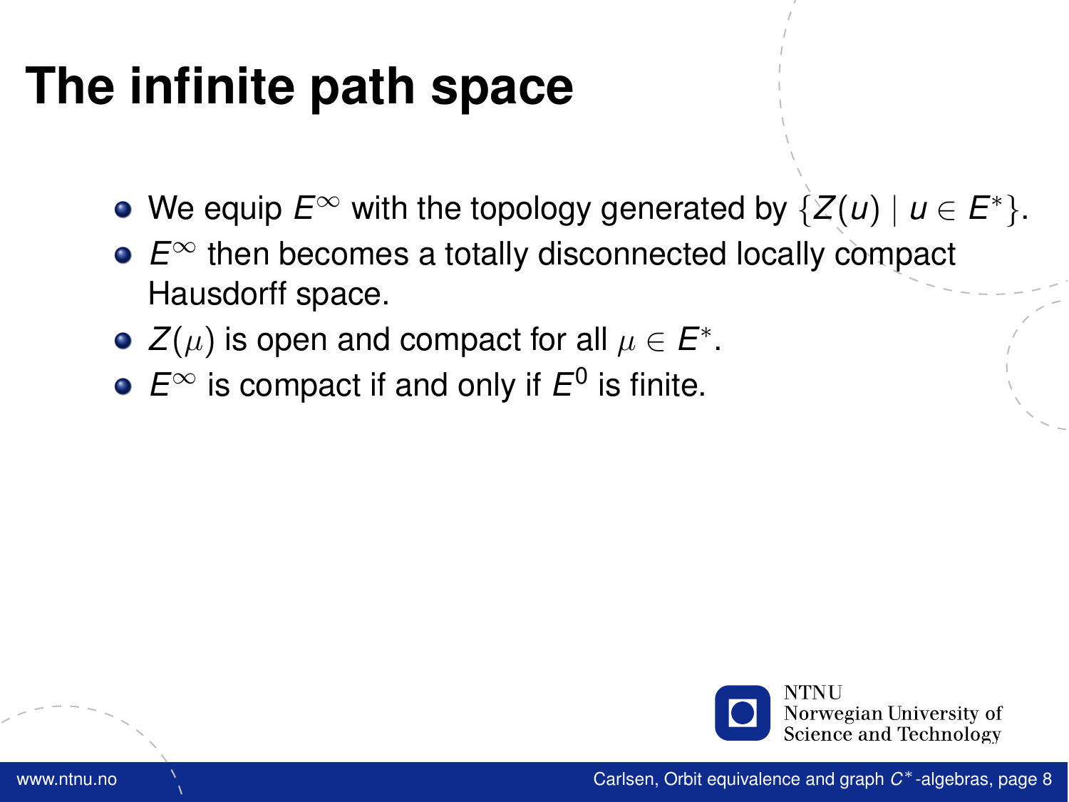# The infinite path space

- We equip $E^\infty$ with the topology generated by $\{Z(u) \mid u \in E^*\}$.
- $E^\infty$ then becomes a totally disconnected locally compact Hausdorff space.
- $Z(\mu)$ is open and compact for all $\mu \in E^*$.
- $E^\infty$ is compact if and only if $E^0$ is finite.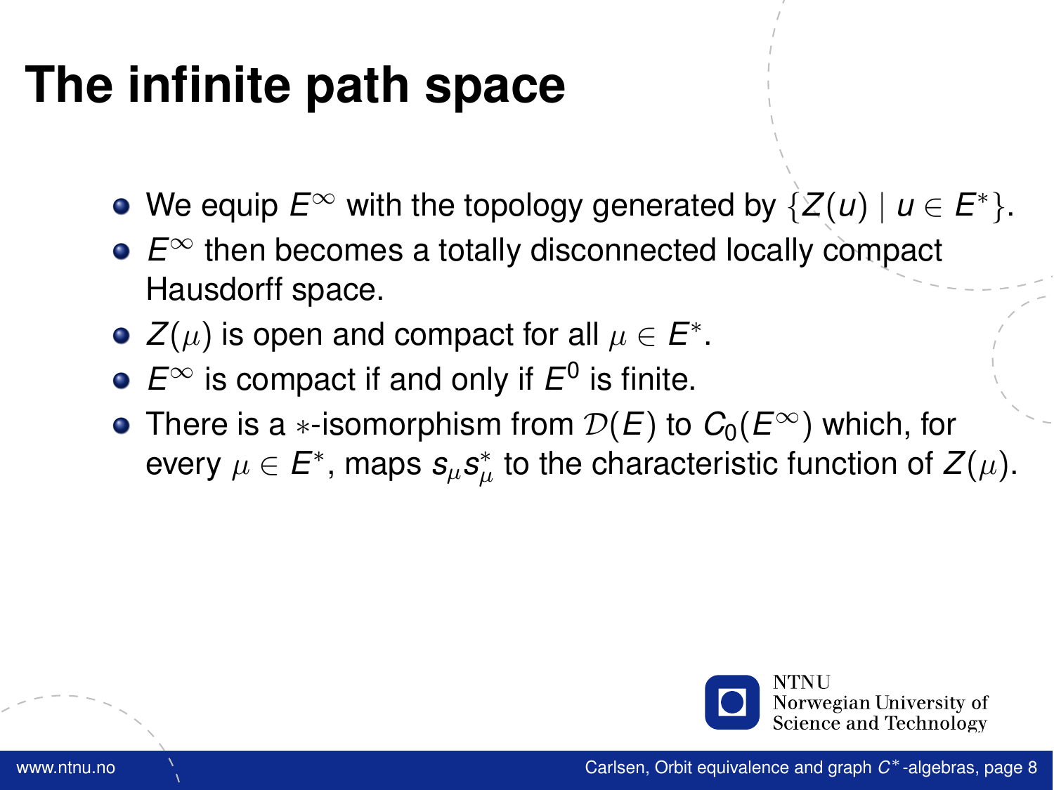# The infinite path space

- We equip $E^\infty$ with the topology generated by $\{Z(u) \mid u \in E^*\}$.
- $E^\infty$ then becomes a totally disconnected locally compact Hausdorff space.
- $Z(\mu)$ is open and compact for all $\mu \in E^*$.
- $E^\infty$ is compact if and only if $E^0$ is finite.
- There is a $*$-isomorphism from $\mathcal{D}(E)$ to $C_0(E^\infty)$ which, for every $\mu \in E^*$, maps $s_\mu s_\mu^*$ to the characteristic function of $Z(\mu)$.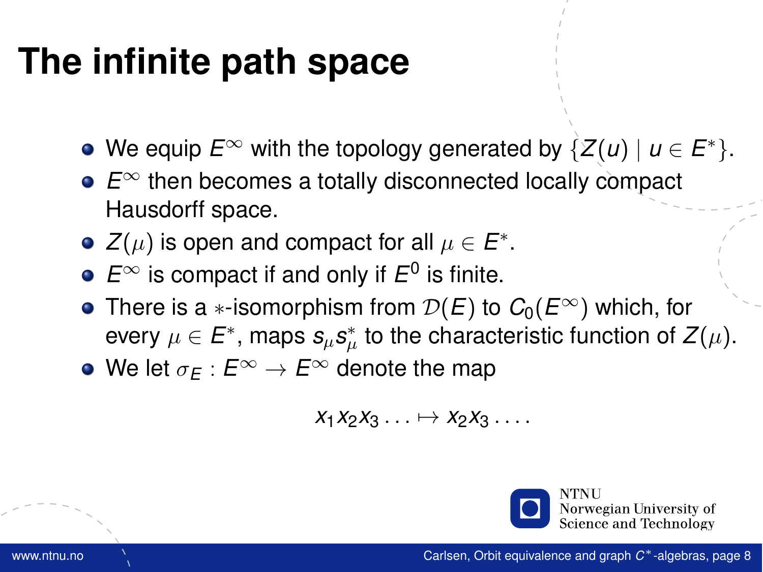# The infinite path space

- We equip $E^\infty$ with the topology generated by $\{Z(u) \mid u \in E^*\}$.
- $E^\infty$ then becomes a totally disconnected locally compact Hausdorff space.
- $Z(\mu)$ is open and compact for all $\mu \in E^*$.
- $E^\infty$ is compact if and only if $E^0$ is finite.
- There is a $*$-isomorphism from $\mathcal{D}(E)$ to $C_0(E^\infty)$ which, for every $\mu \in E^*$, maps $s_\mu s_\mu^*$ to the characteristic function of $Z(\mu)$.
- We let $\sigma_E : E^\infty \to E^\infty$ denote the map

$$x_1 x_2 x_3 \ldots \mapsto x_2 x_3 \ldots .$$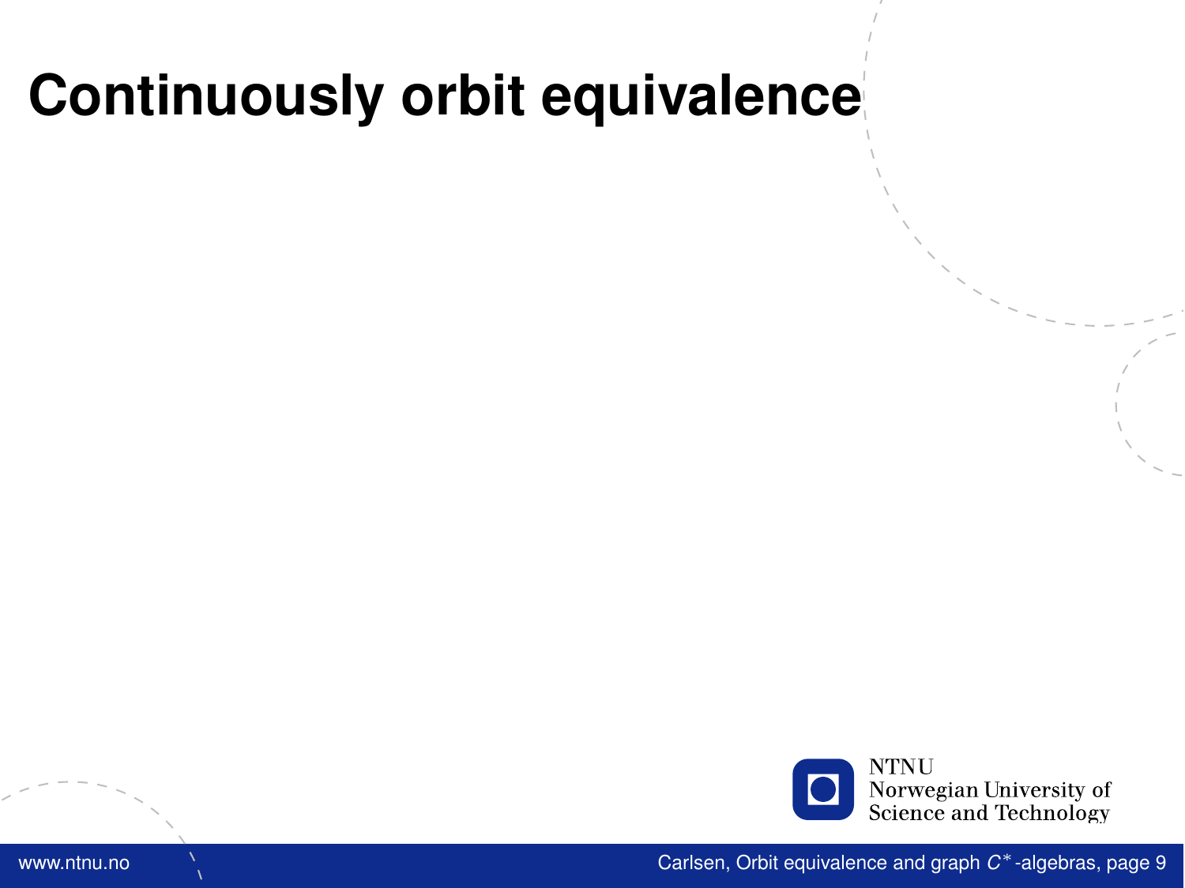# Continuously orbit equivalence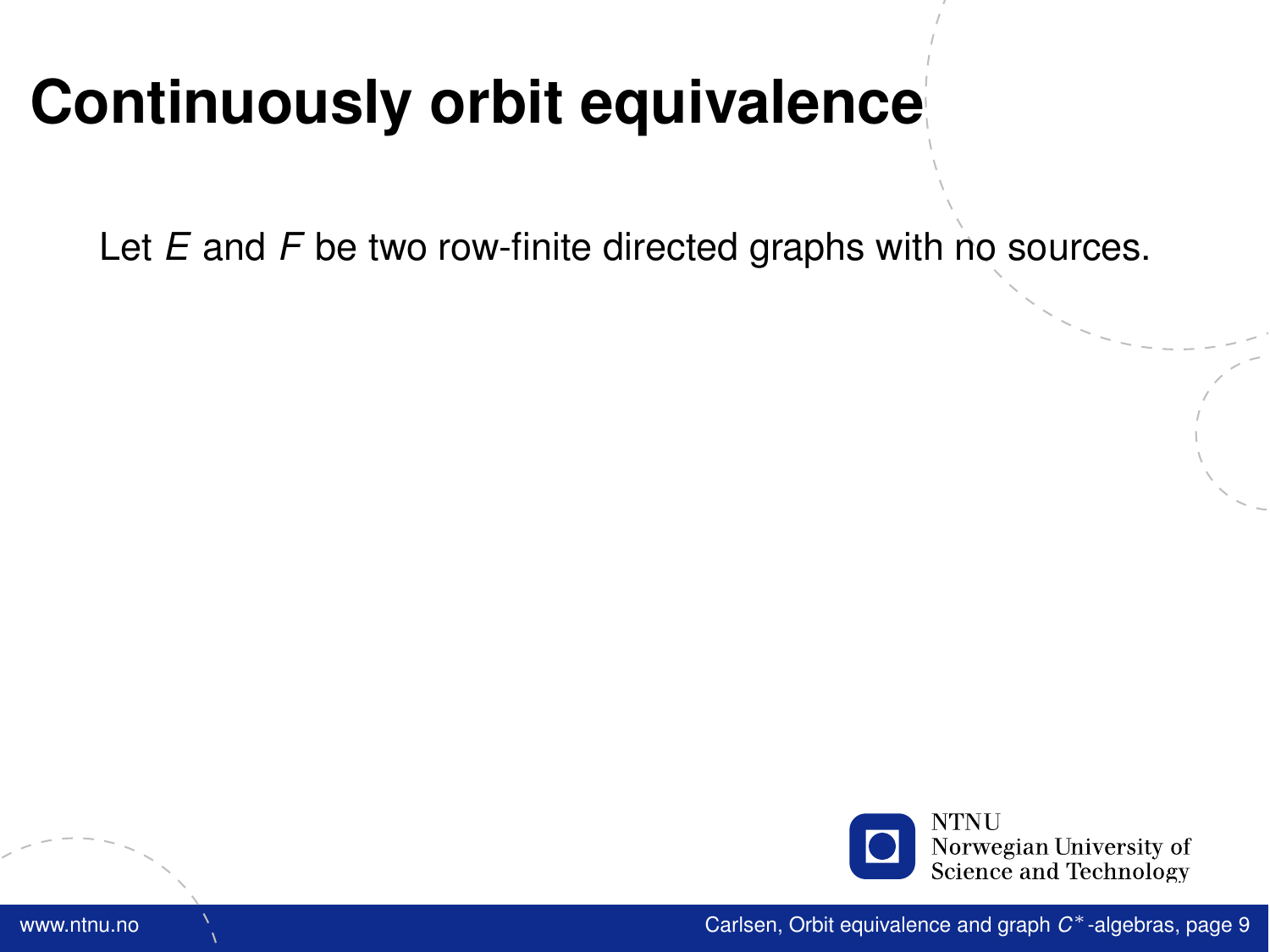# Continuously orbit equivalence

Let $E$ and $F$ be two row-finite directed graphs with no sources.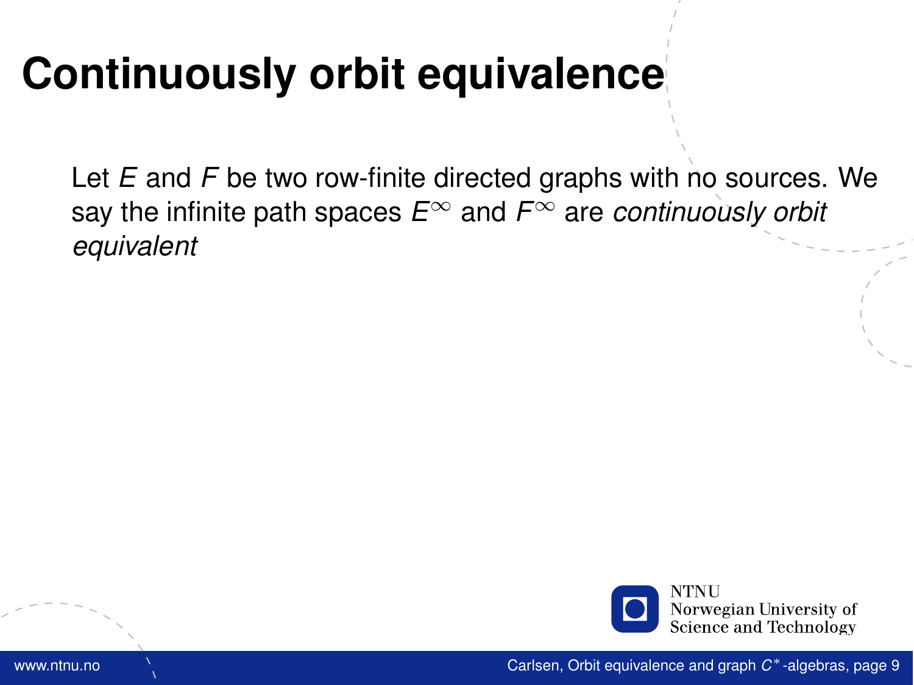# Continuously orbit equivalence

Let $E$ and $F$ be two row-finite directed graphs with no sources. We say the infinite path spaces $E^\infty$ and $F^\infty$ are *continuously orbit equivalent*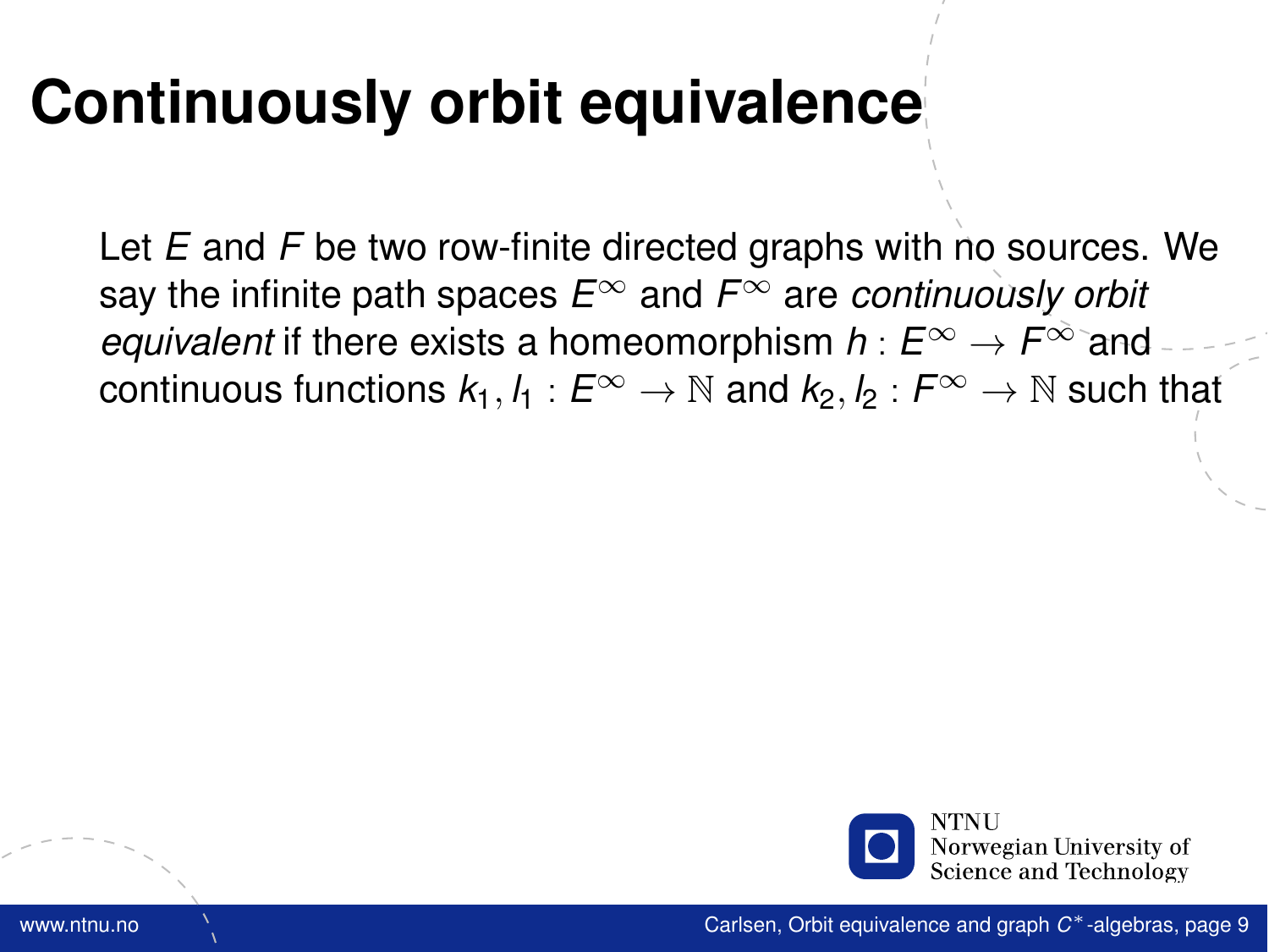# Continuously orbit equivalence

Let $E$ and $F$ be two row-finite directed graphs with no sources. We say the infinite path spaces $E^\infty$ and $F^\infty$ are *continuously orbit equivalent* if there exists a homeomorphism $h : E^\infty \to F^\infty$ and continuous functions $k_1, l_1 : E^\infty \to \mathbb{N}$ and $k_2, l_2 : F^\infty \to \mathbb{N}$ such that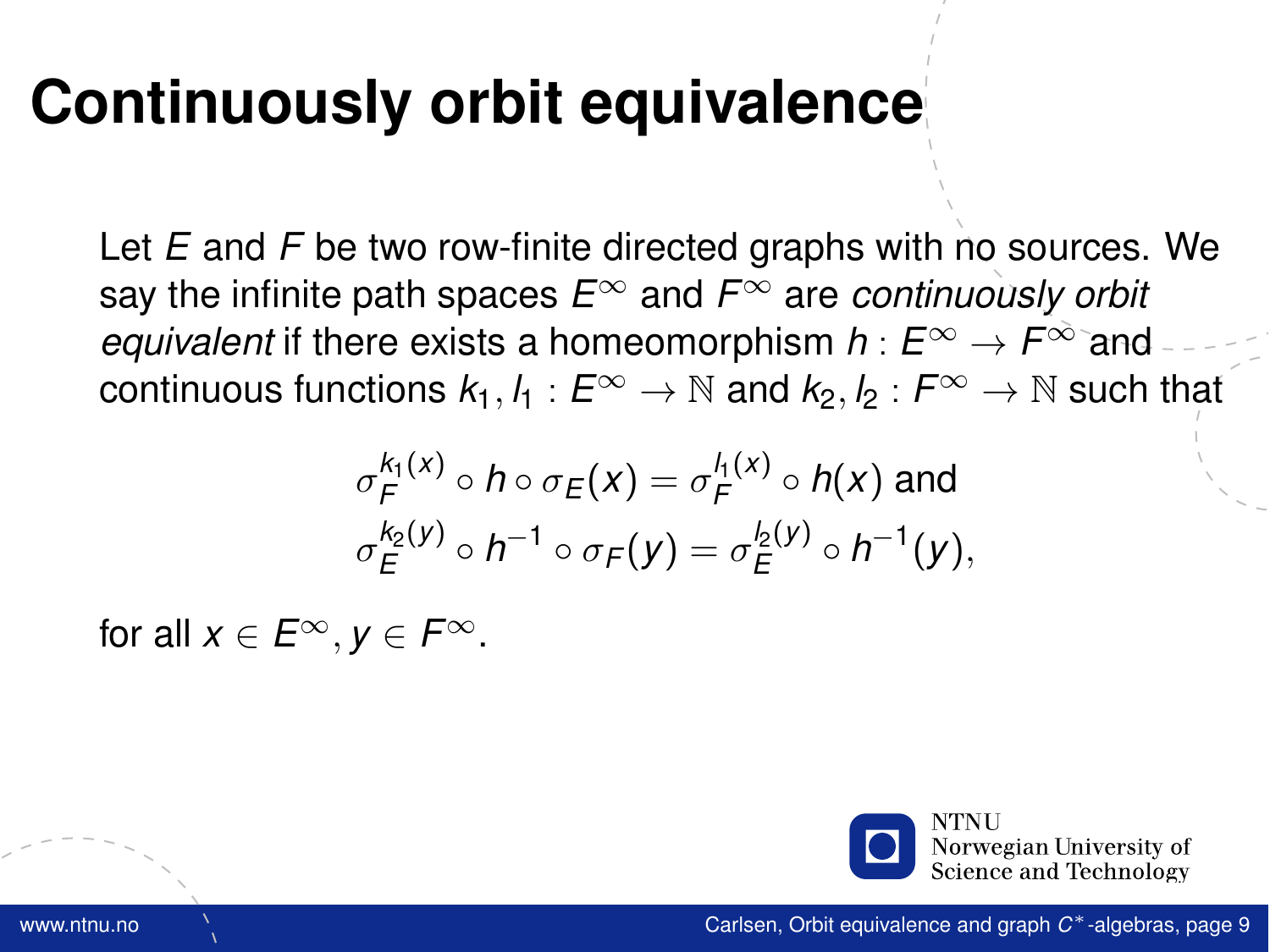# Continuously orbit equivalence

Let $E$ and $F$ be two row-finite directed graphs with no sources. We say the infinite path spaces $E^\infty$ and $F^\infty$ are *continuously orbit equivalent* if there exists a homeomorphism $h : E^\infty \to F^\infty$ and continuous functions $k_1, l_1 : E^\infty \to \mathbb{N}$ and $k_2, l_2 : F^\infty \to \mathbb{N}$ such that

$$\sigma_F^{k_1(x)} \circ h \circ \sigma_E(x) = \sigma_F^{l_1(x)} \circ h(x) \text{ and}$$
$$\sigma_E^{k_2(y)} \circ h^{-1} \circ \sigma_F(y) = \sigma_E^{l_2(y)} \circ h^{-1}(y),$$

for all $x \in E^\infty, y \in F^\infty$.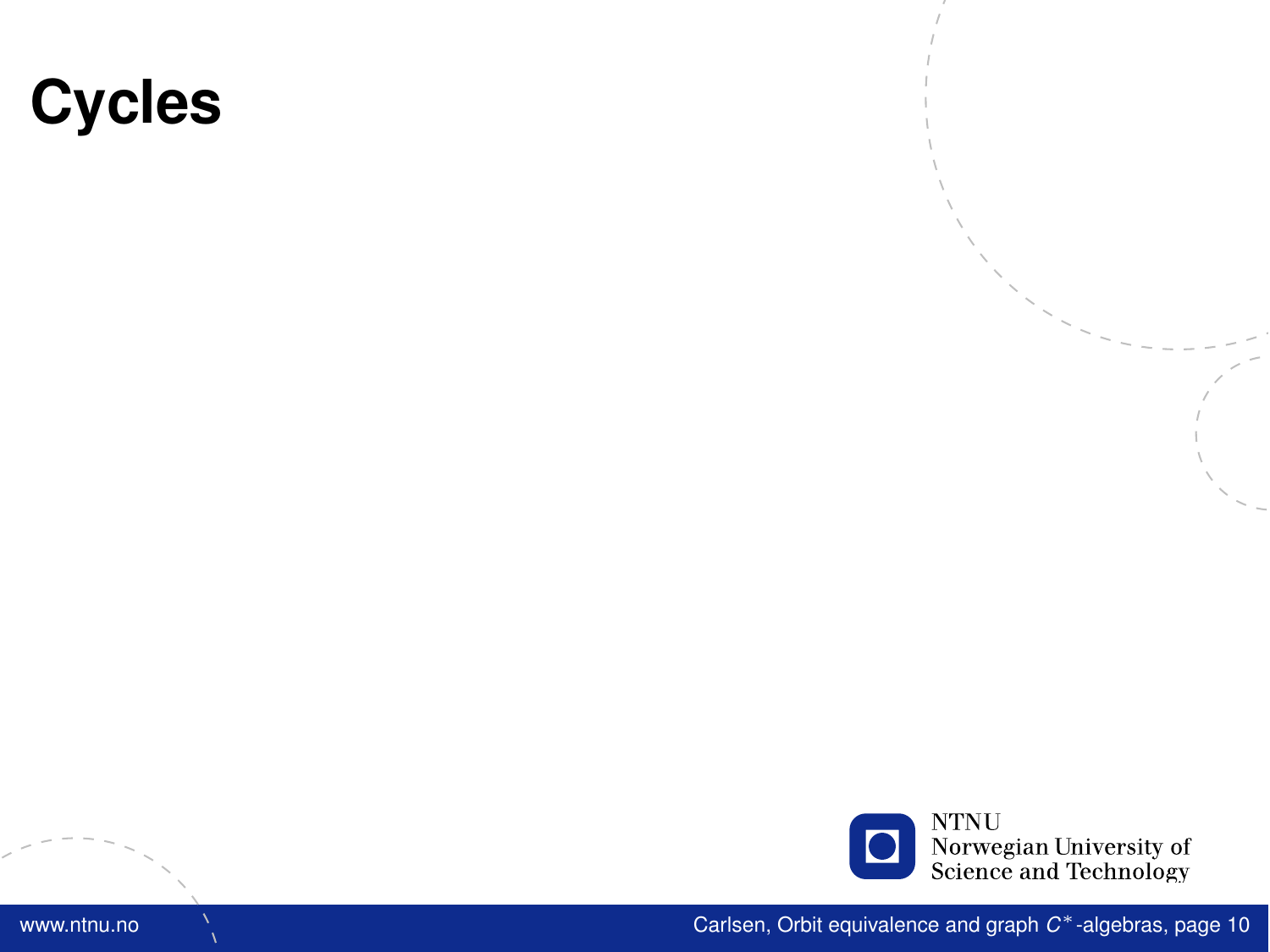# Cycles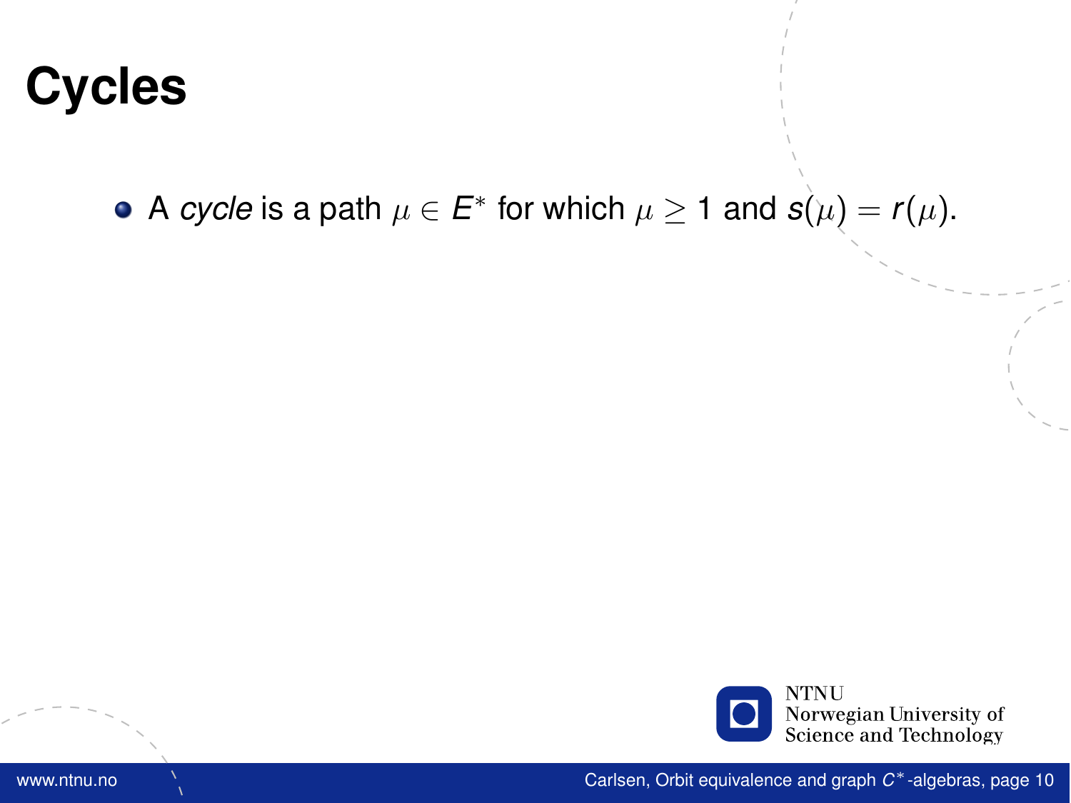# Cycles

- A *cycle* is a path $\mu \in E^*$ for which $\mu \geq 1$ and $s(\mu) = r(\mu)$.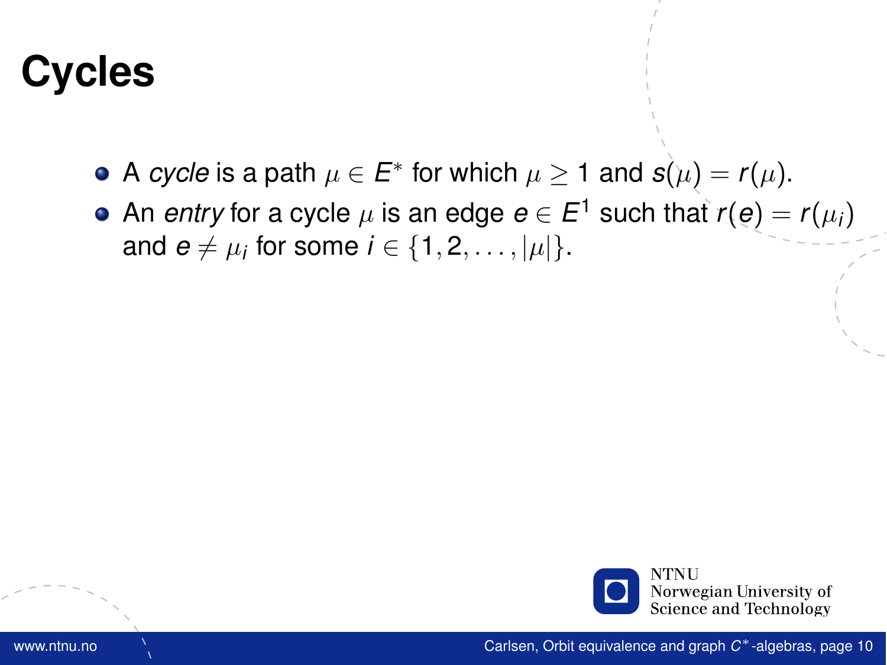# Cycles

- A *cycle* is a path $\mu \in E^*$ for which $\mu \geq 1$ and $s(\mu) = r(\mu)$.
- An *entry* for a cycle $\mu$ is an edge $e \in E^1$ such that $r(e) = r(\mu_i)$ and $e \neq \mu_i$ for some $i \in \{1, 2, \ldots, |\mu|\}$.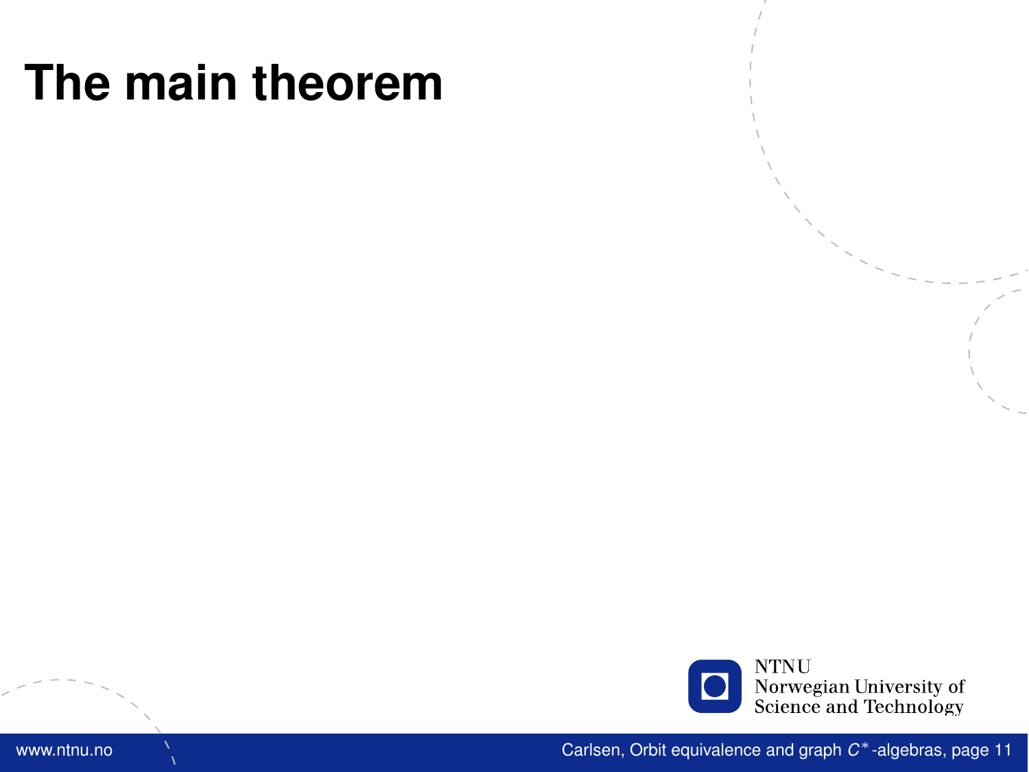# The main theorem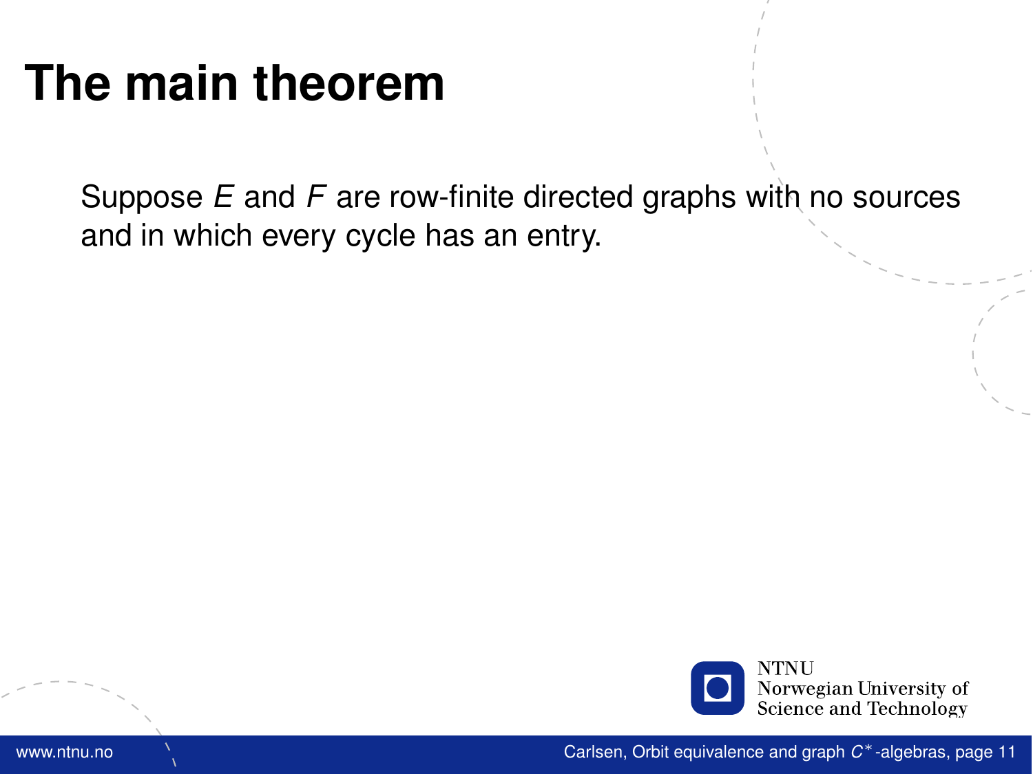# The main theorem

Suppose $E$ and $F$ are row-finite directed graphs with no sources and in which every cycle has an entry.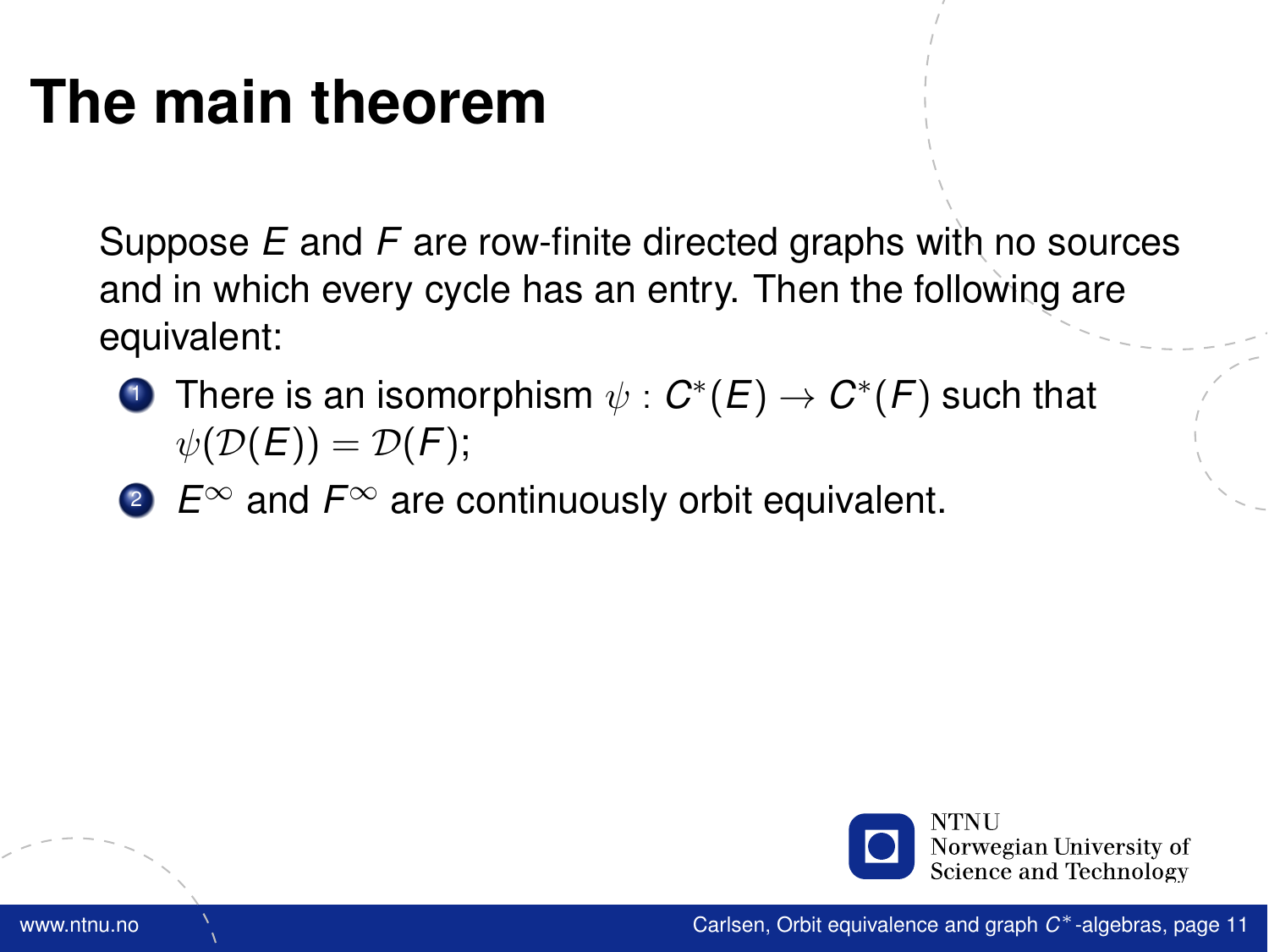# The main theorem

Suppose $E$ and $F$ are row-finite directed graphs with no sources and in which every cycle has an entry. Then the following are equivalent:

1. There is an isomorphism $\psi : C^*(E) \to C^*(F)$ such that $\psi(\mathcal{D}(E)) = \mathcal{D}(F)$;
2. $E^\infty$ and $F^\infty$ are continuously orbit equivalent.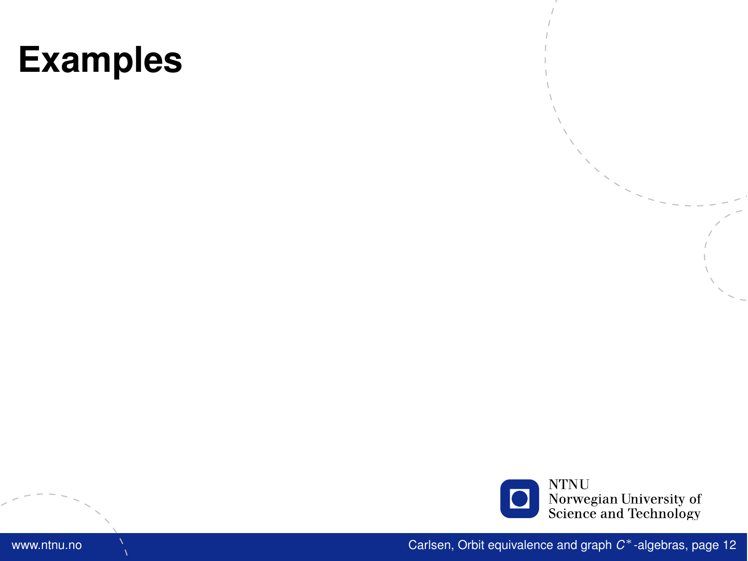# Examples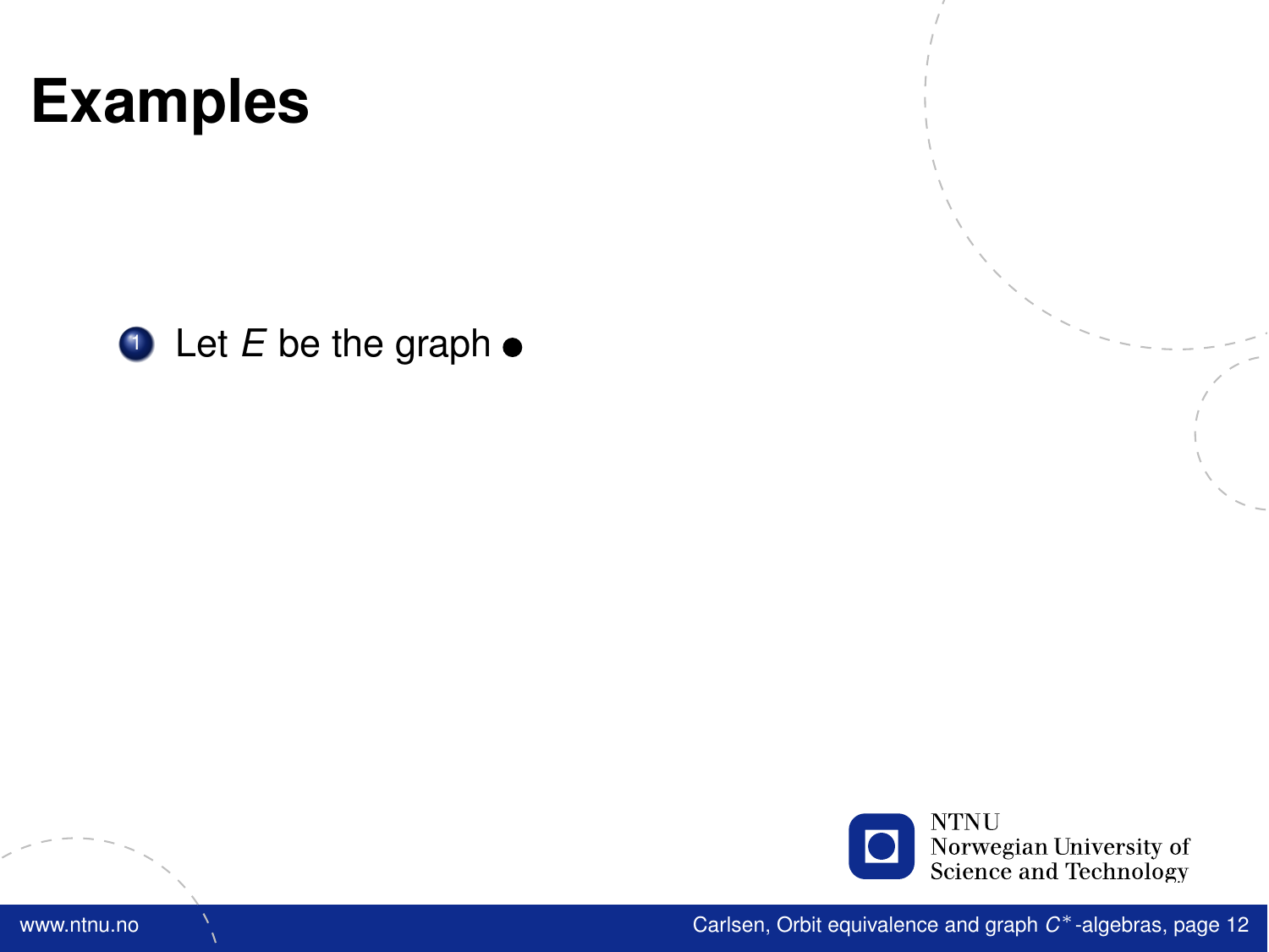# Examples

1. Let $E$ be the graph $\bullet$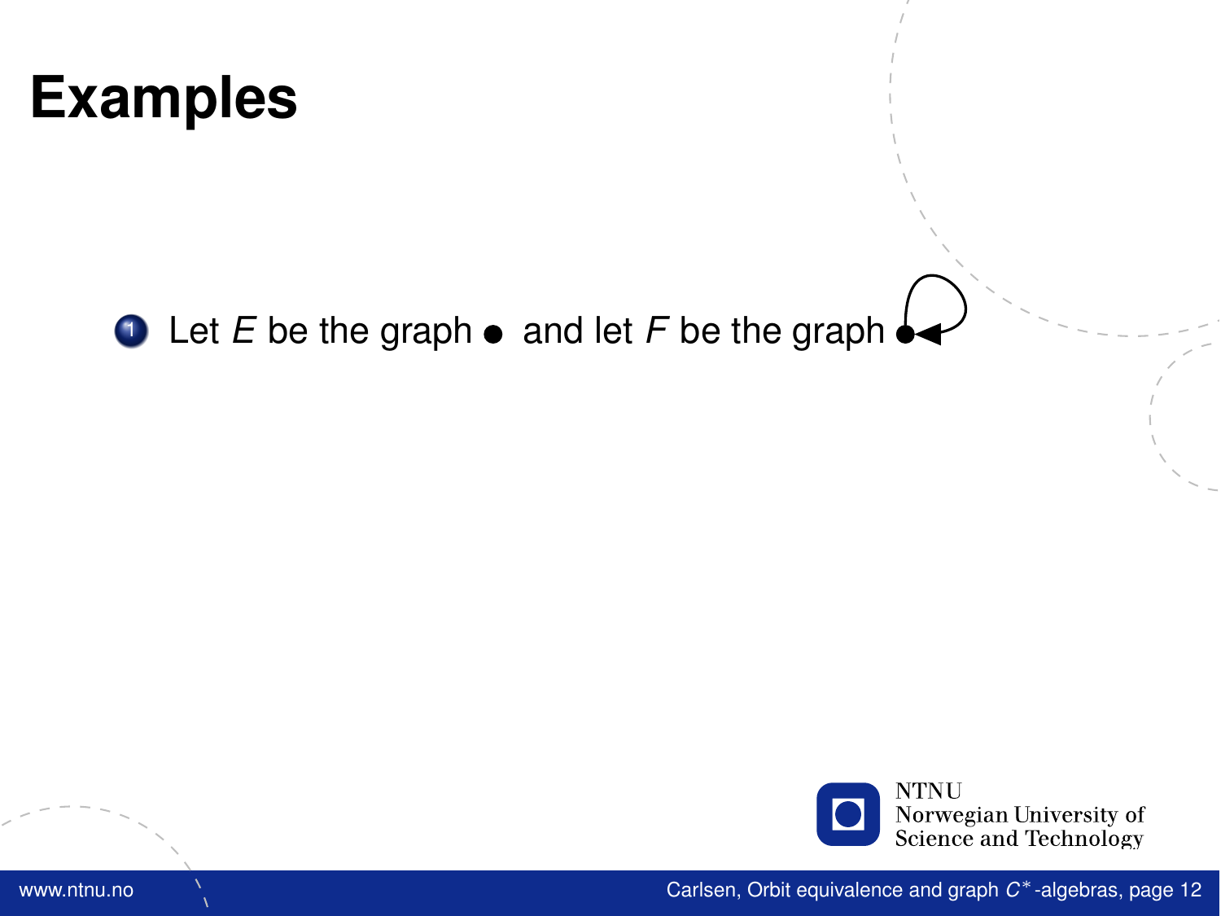# Examples

1. Let $E$ be the graph $\bullet$ and let $F$ be the graph $\bullet\circlearrowleft$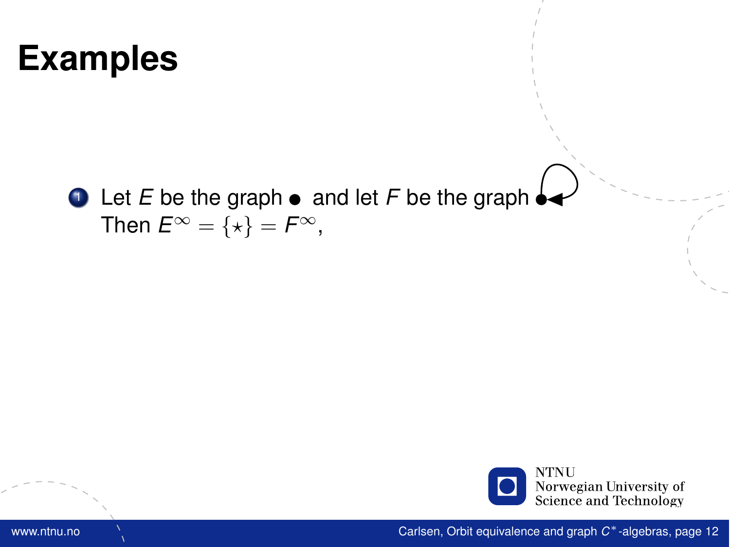# Examples

1. Let $E$ be the graph $\bullet$ and let $F$ be the graph $\bullet$ (a vertex with a loop). Then $E^{\infty} = \{\star\} = F^{\infty}$,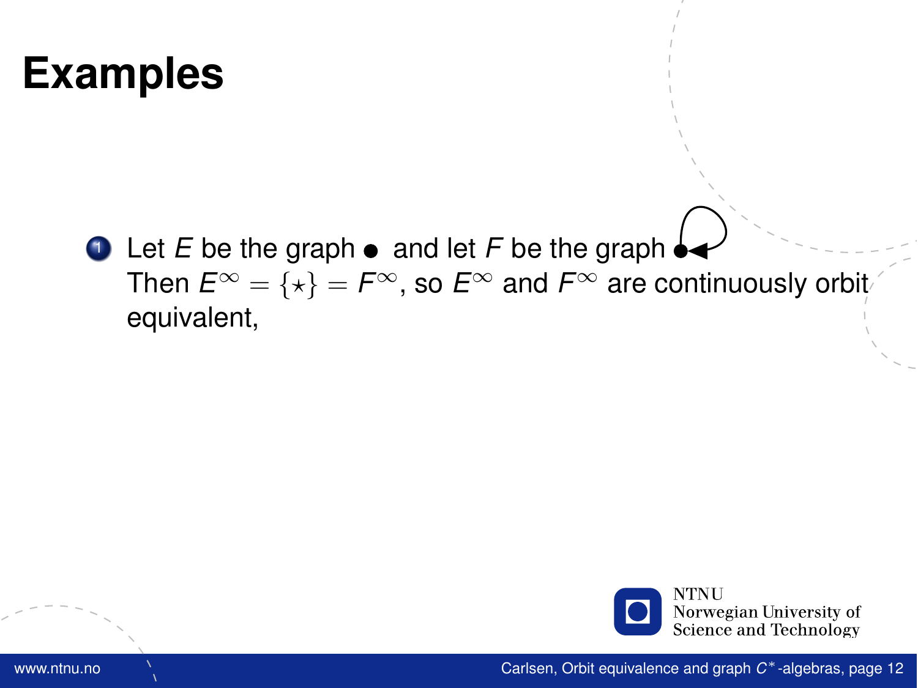# Examples

1. Let $E$ be the graph $\bullet$ and let $F$ be the graph $\bullet$ (a single vertex with a loop). Then $E^\infty = \{\star\} = F^\infty$, so $E^\infty$ and $F^\infty$ are continuously orbit equivalent,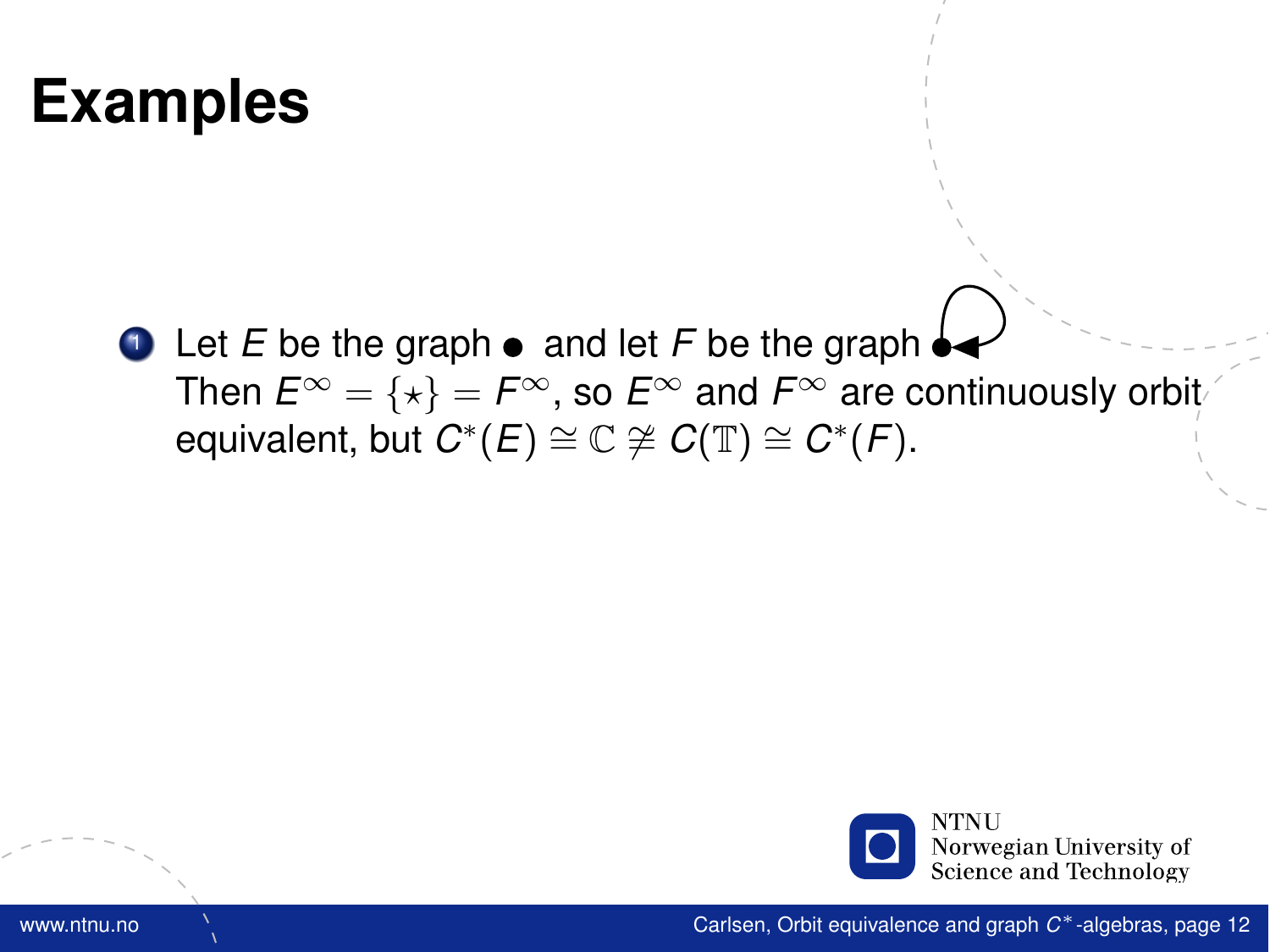# Examples

1. Let $E$ be the graph $\bullet$ and let $F$ be the graph $\bullet$ (with a loop).
   Then $E^\infty = \{\star\} = F^\infty$, so $E^\infty$ and $F^\infty$ are continuously orbit equivalent, but $C^*(E) \cong \mathbb{C} \ncong C(\mathbb{T}) \cong C^*(F)$.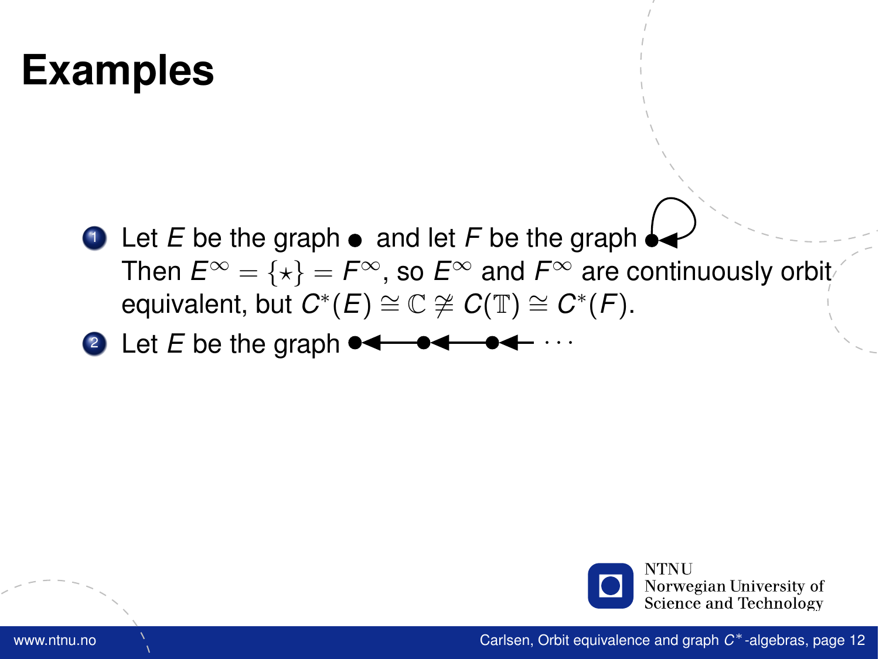# Examples

1. Let $E$ be the graph $\bullet$ and let $F$ be the graph $\bullet$ (with a loop). Then $E^\infty = \{\star\} = F^\infty$, so $E^\infty$ and $F^\infty$ are continuously orbit equivalent, but $C^*(E) \cong \mathbb{C} \ncong C(\mathbb{T}) \cong C^*(F)$.
2. Let $E$ be the graph $\bullet \longleftarrow \bullet \longleftarrow \bullet \longleftarrow \cdots$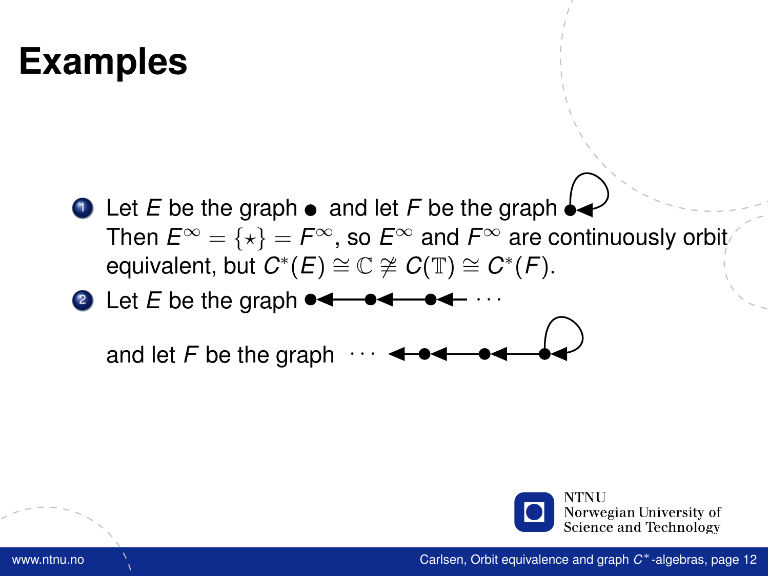# Examples

1. Let $E$ be the graph • and let $F$ be the graph with one vertex and one loop. Then $E^\infty = \{\star\} = F^\infty$, so $E^\infty$ and $F^\infty$ are continuously orbit equivalent, but $C^*(E) \cong \mathbb{C} \ncong C(\mathbb{T}) \cong C^*(F)$.
2. Let $E$ be the graph $\bullet \leftarrow \bullet \leftarrow \bullet \leftarrow \cdots$

   and let $F$ be the graph $\cdots \leftarrow \bullet \leftarrow \bullet \leftarrow \bullet$ with a loop at the last vertex.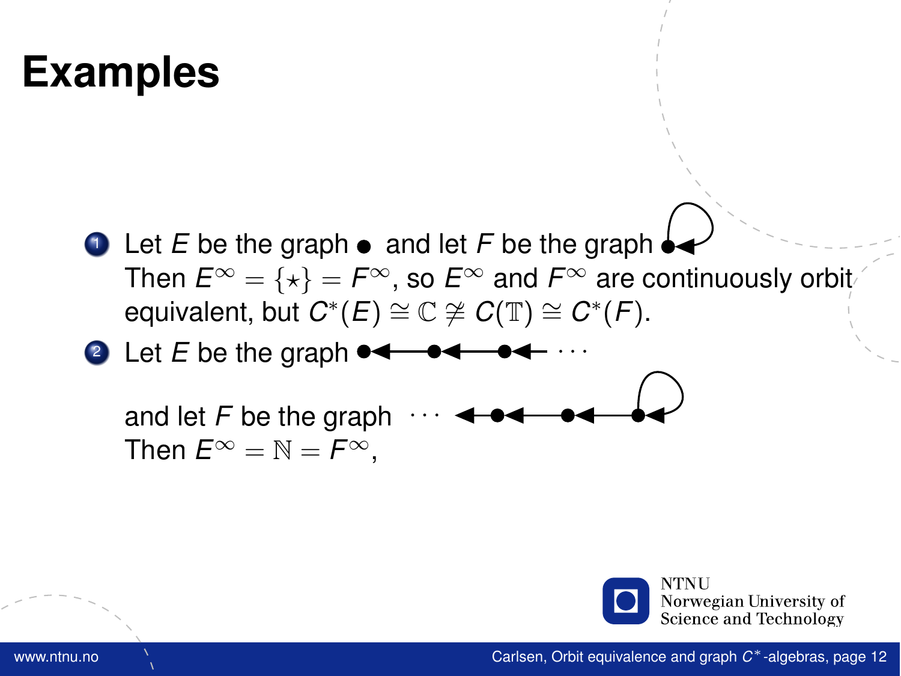# Examples

1. Let $E$ be the graph • and let $F$ be the graph (a single vertex with a loop).
   Then $E^\infty = \{\star\} = F^\infty$, so $E^\infty$ and $F^\infty$ are continuously orbit equivalent, but $C^*(E) \cong \mathbb{C} \ncong C(\mathbb{T}) \cong C^*(F)$.

2. Let $E$ be the graph •◀—•◀—•◀— ⋯

   and let $F$ be the graph ⋯ ◀•◀—•◀—• (with a loop at the last vertex)

   Then $E^\infty = \mathbb{N} = F^\infty$,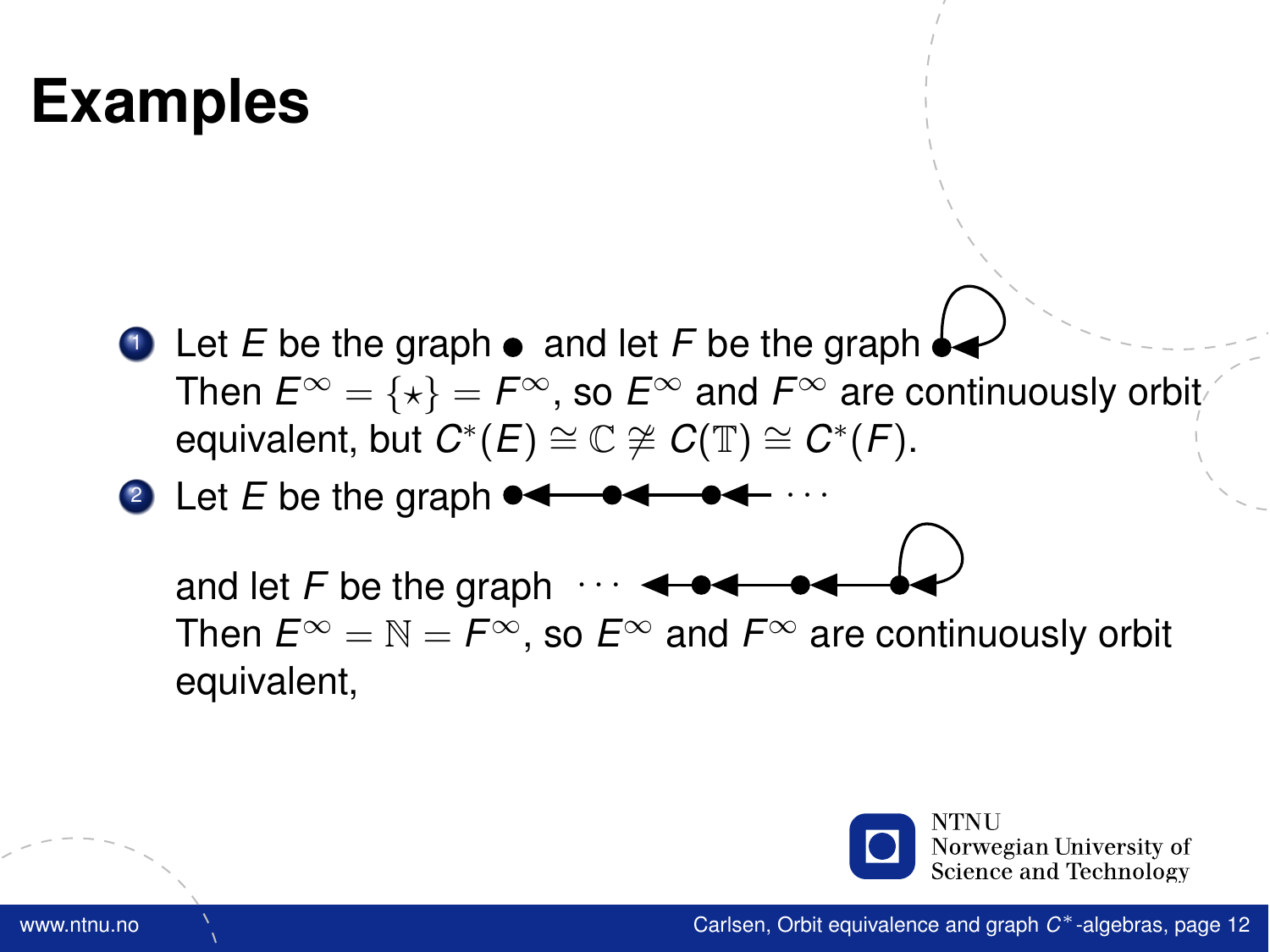# Examples

1. Let $E$ be the graph $\bullet$ and let $F$ be the graph $\bullet$ (with a loop)
   Then $E^\infty = \{\star\} = F^\infty$, so $E^\infty$ and $F^\infty$ are continuously orbit equivalent, but $C^*(E) \cong \mathbb{C} \ncong C(\mathbb{T}) \cong C^*(F)$.

2. Let $E$ be the graph $\bullet \longleftarrow \bullet \longleftarrow \bullet \longleftarrow \cdots$

   and let $F$ be the graph $\cdots \longleftarrow \bullet \longleftarrow \bullet \longleftarrow \bullet$ (with a loop at the last vertex)
   Then $E^\infty = \mathbb{N} = F^\infty$, so $E^\infty$ and $F^\infty$ are continuously orbit equivalent,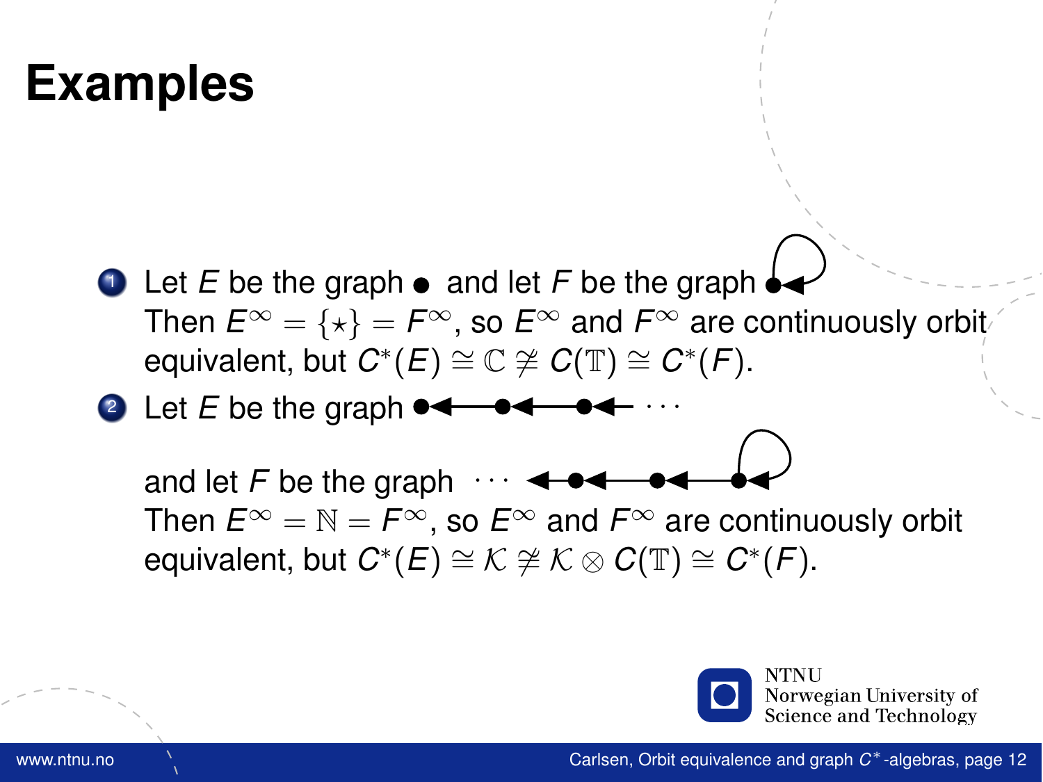# Examples

1. Let $E$ be the graph $\bullet$ and let $F$ be the graph $\bullet$ with a loop.
   Then $E^\infty = \{\star\} = F^\infty$, so $E^\infty$ and $F^\infty$ are continuously orbit equivalent, but $C^*(E) \cong \mathbb{C} \ncong C(\mathbb{T}) \cong C^*(F)$.

2. Let $E$ be the graph $\bullet \longleftarrow \bullet \longleftarrow \bullet \longleftarrow \cdots$

   and let $F$ be the graph $\cdots \longleftarrow \bullet \longleftarrow \bullet \longleftarrow \bullet$ with a loop at the rightmost vertex.
   Then $E^\infty = \mathbb{N} = F^\infty$, so $E^\infty$ and $F^\infty$ are continuously orbit equivalent, but $C^*(E) \cong \mathcal{K} \ncong \mathcal{K} \otimes C(\mathbb{T}) \cong C^*(F)$.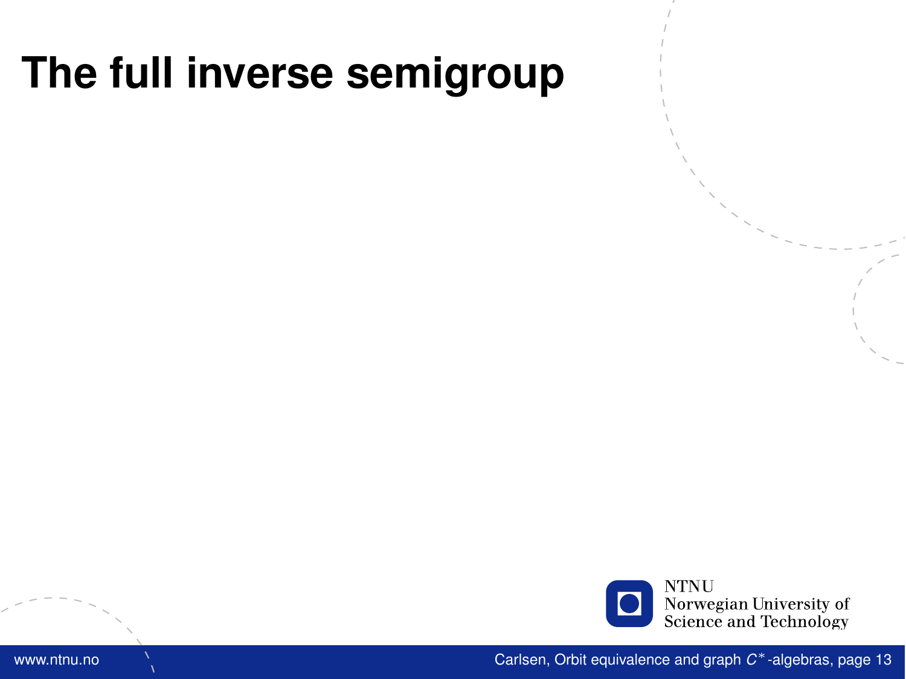# The full inverse semigroup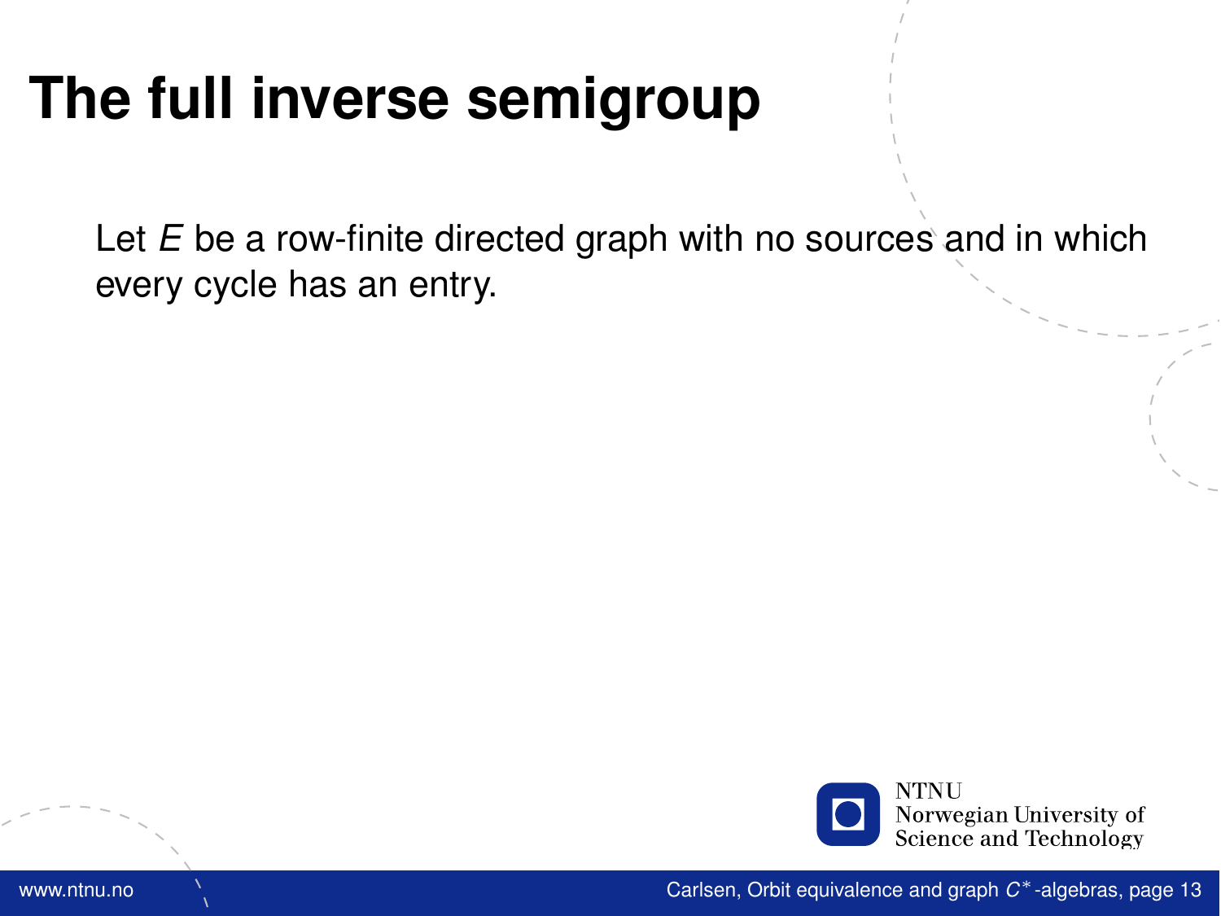# The full inverse semigroup

Let $E$ be a row-finite directed graph with no sources and in which every cycle has an entry.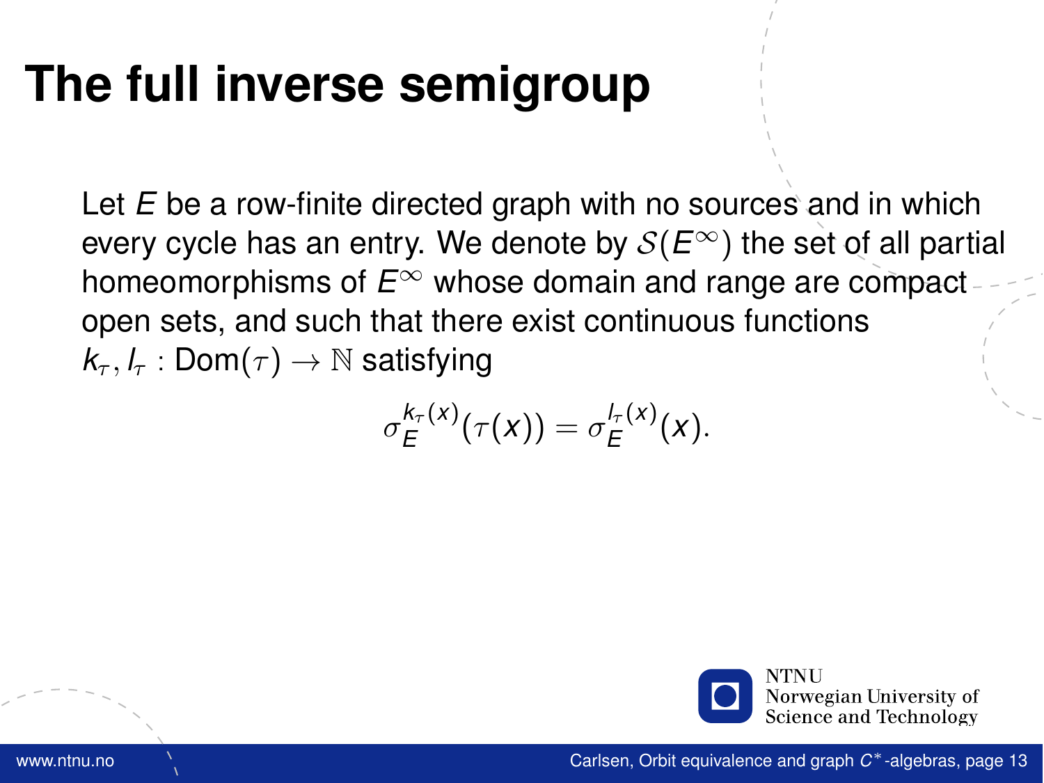# The full inverse semigroup

Let $E$ be a row-finite directed graph with no sources and in which every cycle has an entry. We denote by $\mathcal{S}(E^\infty)$ the set of all partial homeomorphisms of $E^\infty$ whose domain and range are compact open sets, and such that there exist continuous functions $k_\tau, l_\tau : \mathrm{Dom}(\tau) \to \mathbb{N}$ satisfying

$$\sigma_E^{k_\tau(x)}(\tau(x)) = \sigma_E^{l_\tau(x)}(x).$$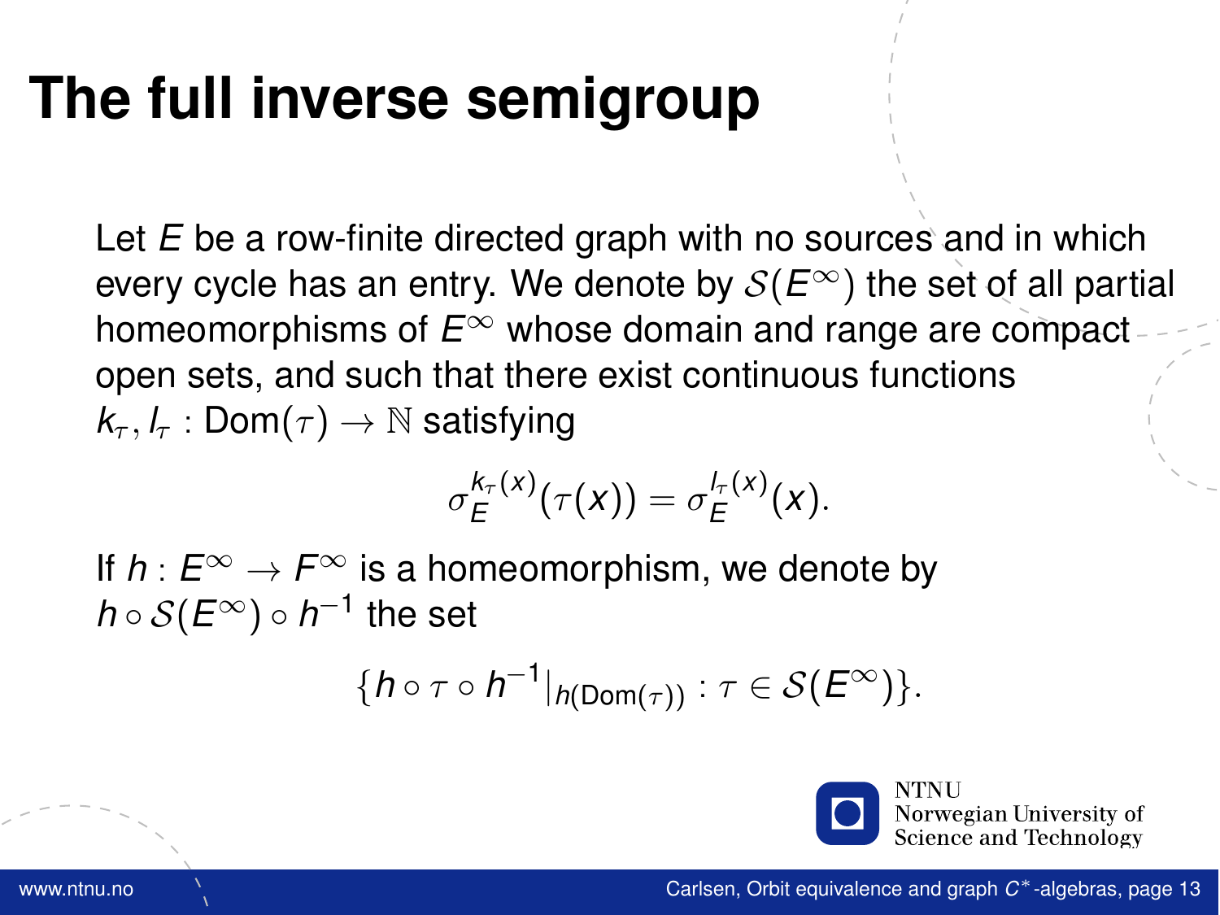# The full inverse semigroup

Let $E$ be a row-finite directed graph with no sources and in which every cycle has an entry. We denote by $\mathcal{S}(E^\infty)$ the set of all partial homeomorphisms of $E^\infty$ whose domain and range are compact open sets, and such that there exist continuous functions $k_\tau, l_\tau : \mathrm{Dom}(\tau) \to \mathbb{N}$ satisfying

$$\sigma_E^{k_\tau(x)}(\tau(x)) = \sigma_E^{l_\tau(x)}(x).$$

If $h : E^\infty \to F^\infty$ is a homeomorphism, we denote by $h \circ \mathcal{S}(E^\infty) \circ h^{-1}$ the set

$$\{h \circ \tau \circ h^{-1}|_{h(\mathrm{Dom}(\tau))} : \tau \in \mathcal{S}(E^\infty)\}.$$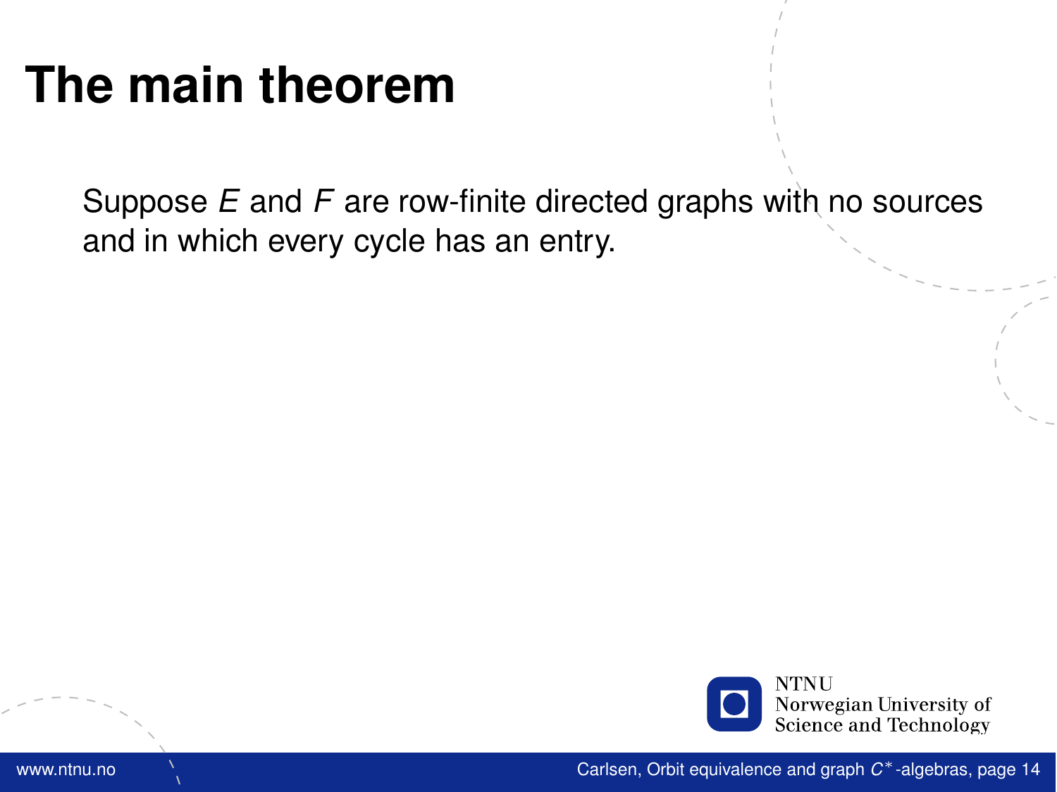# The main theorem

Suppose $E$ and $F$ are row-finite directed graphs with no sources and in which every cycle has an entry.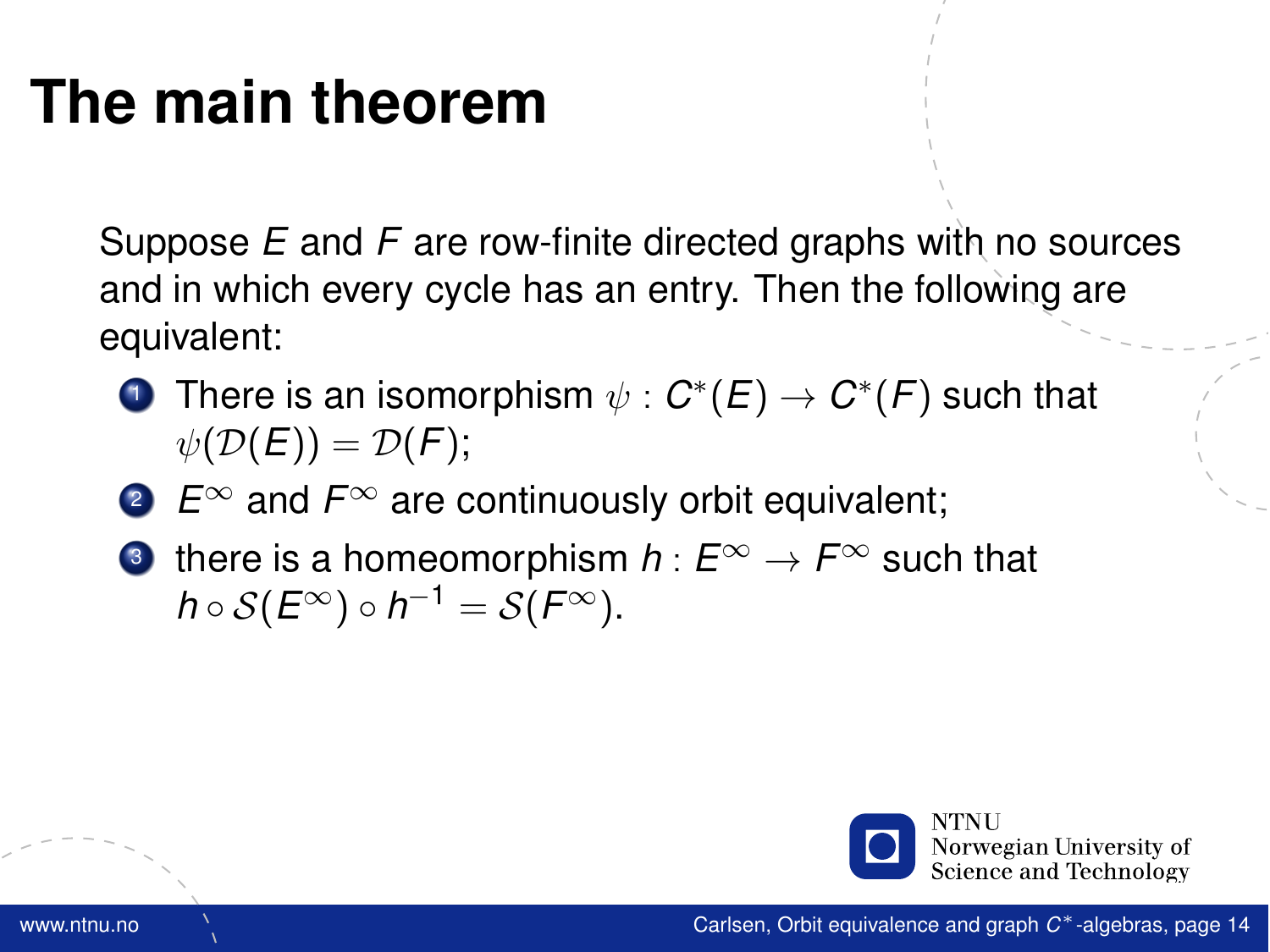# The main theorem

Suppose $E$ and $F$ are row-finite directed graphs with no sources and in which every cycle has an entry. Then the following are equivalent:

1. There is an isomorphism $\psi : C^*(E) \to C^*(F)$ such that $\psi(\mathcal{D}(E)) = \mathcal{D}(F)$;
2. $E^\infty$ and $F^\infty$ are continuously orbit equivalent;
3. there is a homeomorphism $h : E^\infty \to F^\infty$ such that $h \circ \mathcal{S}(E^\infty) \circ h^{-1} = \mathcal{S}(F^\infty)$.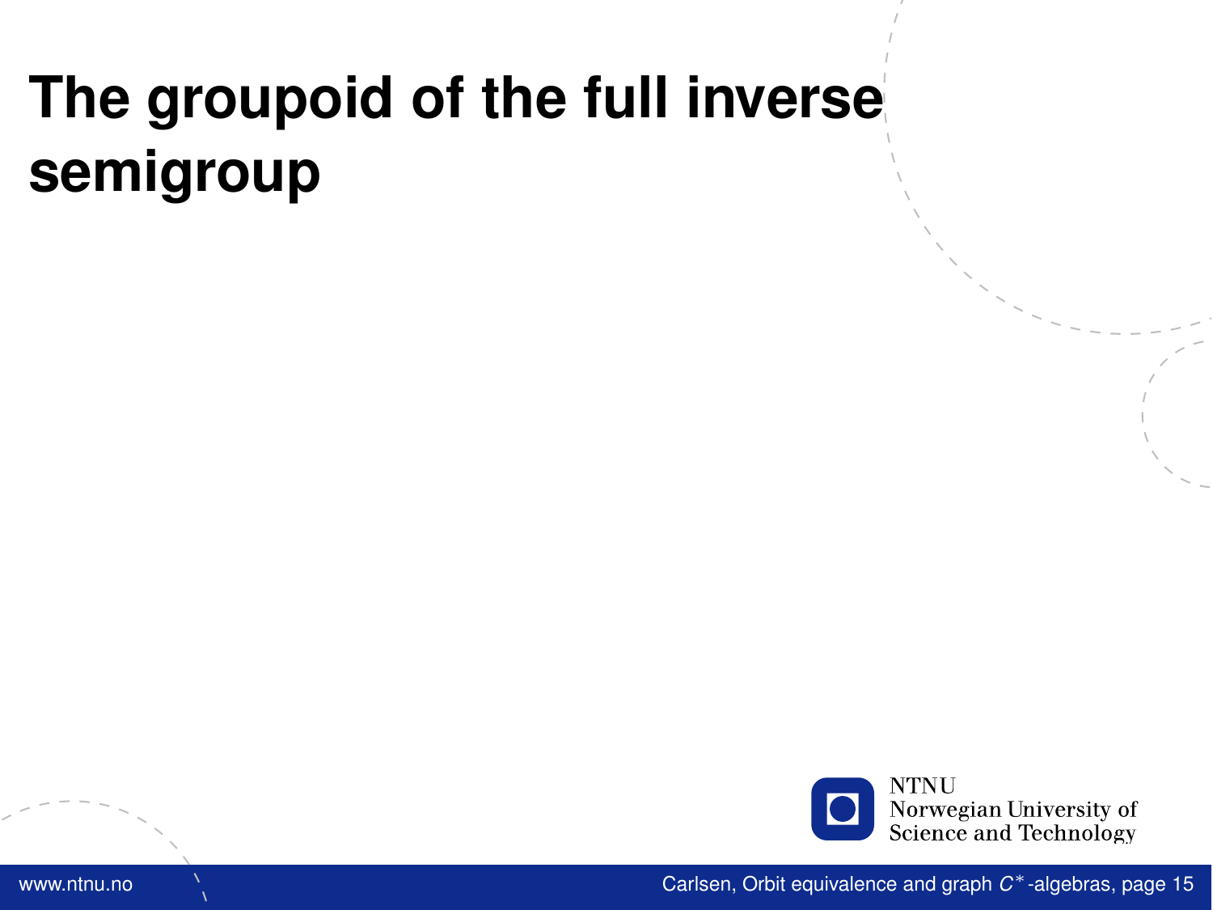# The groupoid of the full inverse semigroup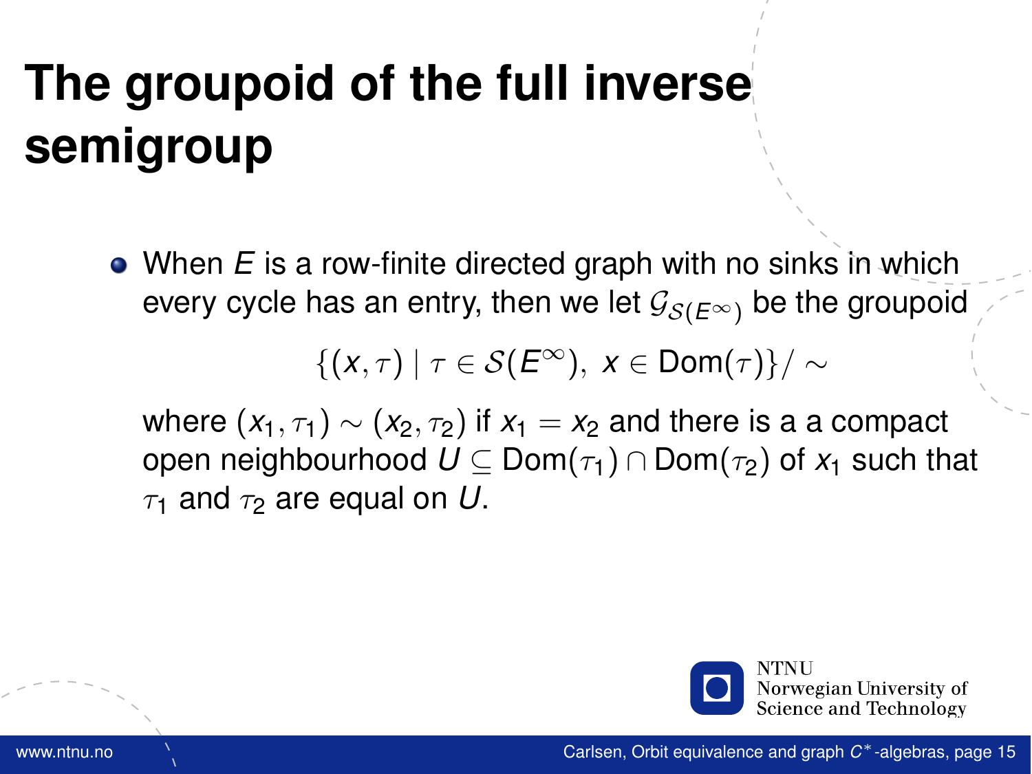# The groupoid of the full inverse semigroup

- When $E$ is a row-finite directed graph with no sinks in which every cycle has an entry, then we let $\mathcal{G}_{\mathcal{S}(E^\infty)}$ be the groupoid

$$\{(x, \tau) \mid \tau \in \mathcal{S}(E^\infty),\ x \in \mathrm{Dom}(\tau)\}/\sim$$

  where $(x_1, \tau_1) \sim (x_2, \tau_2)$ if $x_1 = x_2$ and there is a a compact open neighbourhood $U \subseteq \mathrm{Dom}(\tau_1) \cap \mathrm{Dom}(\tau_2)$ of $x_1$ such that $\tau_1$ and $\tau_2$ are equal on $U$.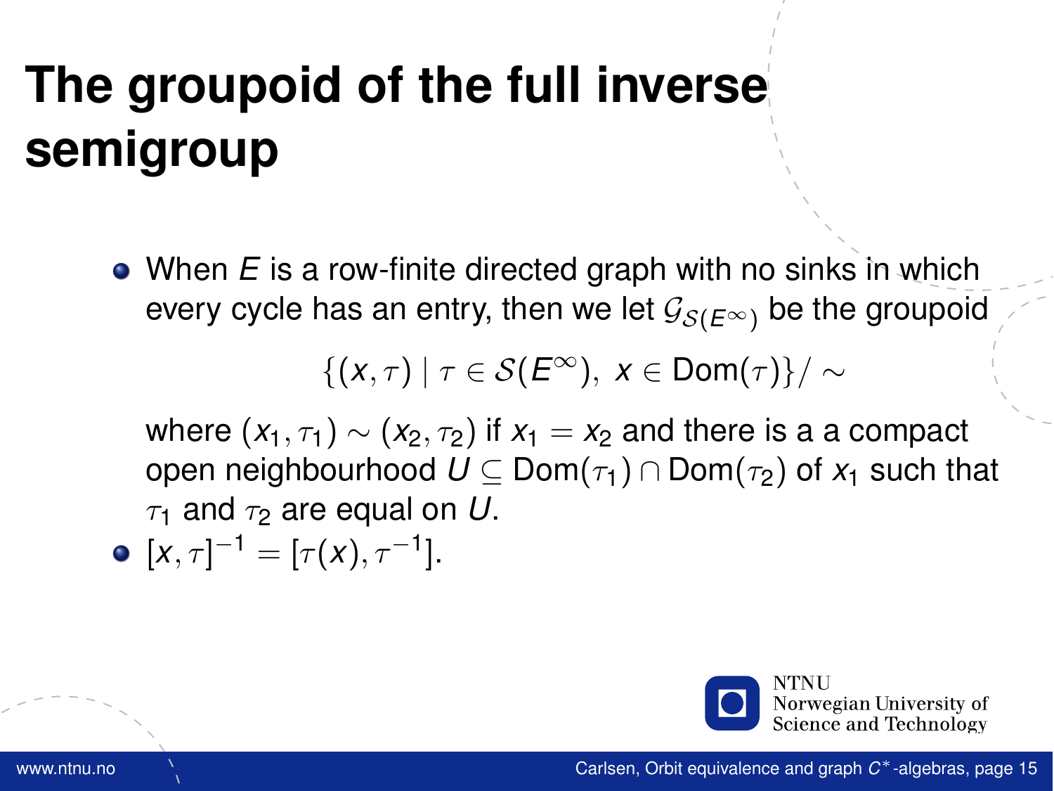# The groupoid of the full inverse semigroup

- When $E$ is a row-finite directed graph with no sinks in which every cycle has an entry, then we let $\mathcal{G}_{\mathcal{S}(E^\infty)}$ be the groupoid

$$\{(x,\tau) \mid \tau \in \mathcal{S}(E^\infty),\ x \in \mathrm{Dom}(\tau)\}/\sim$$

  where $(x_1,\tau_1) \sim (x_2,\tau_2)$ if $x_1 = x_2$ and there is a a compact open neighbourhood $U \subseteq \mathrm{Dom}(\tau_1) \cap \mathrm{Dom}(\tau_2)$ of $x_1$ such that $\tau_1$ and $\tau_2$ are equal on $U$.
- $[x,\tau]^{-1} = [\tau(x),\tau^{-1}]$.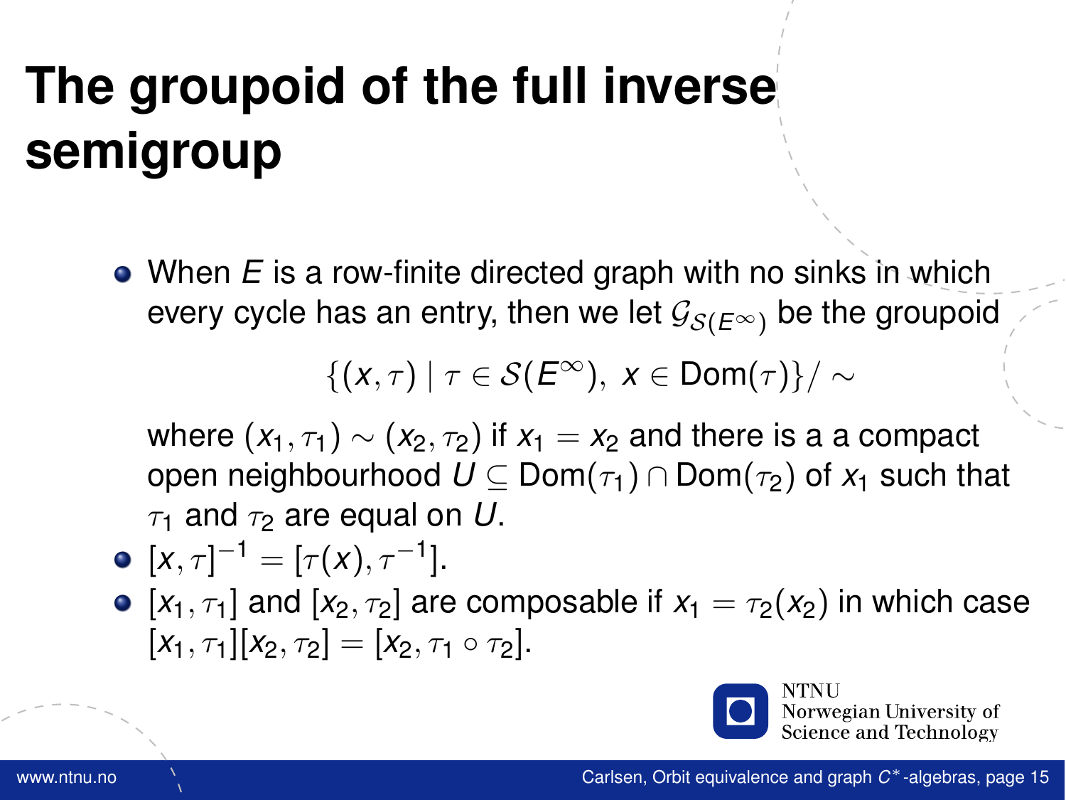# The groupoid of the full inverse semigroup

- When $E$ is a row-finite directed graph with no sinks in which every cycle has an entry, then we let $\mathcal{G}_{\mathcal{S}(E^\infty)}$ be the groupoid

  $$\{(x,\tau) \mid \tau \in \mathcal{S}(E^\infty),\ x \in \mathrm{Dom}(\tau)\}/\sim$$

  where $(x_1,\tau_1) \sim (x_2,\tau_2)$ if $x_1 = x_2$ and there is a a compact open neighbourhood $U \subseteq \mathrm{Dom}(\tau_1) \cap \mathrm{Dom}(\tau_2)$ of $x_1$ such that $\tau_1$ and $\tau_2$ are equal on $U$.
- $[x,\tau]^{-1} = [\tau(x),\tau^{-1}]$.
- $[x_1,\tau_1]$ and $[x_2,\tau_2]$ are composable if $x_1 = \tau_2(x_2)$ in which case $[x_1,\tau_1][x_2,\tau_2] = [x_2,\tau_1 \circ \tau_2]$.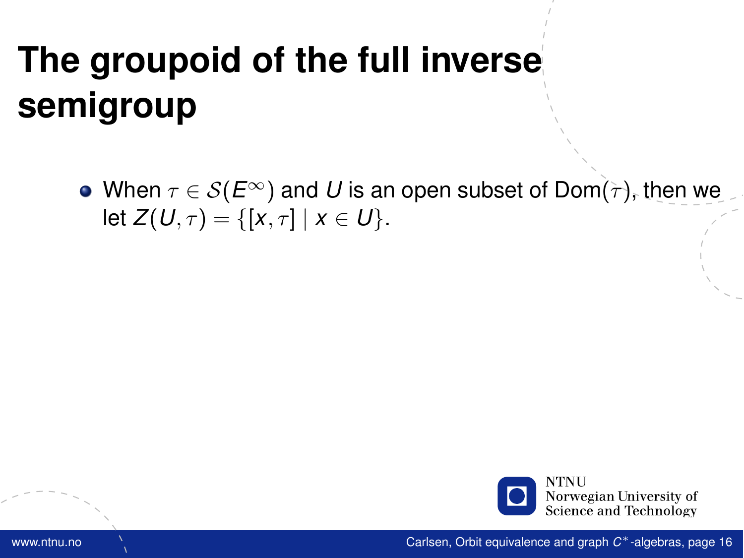# The groupoid of the full inverse semigroup

- When $\tau \in \mathcal{S}(E^\infty)$ and $U$ is an open subset of $\mathrm{Dom}(\tau)$, then we let $Z(U,\tau) = \{[x,\tau] \mid x \in U\}$.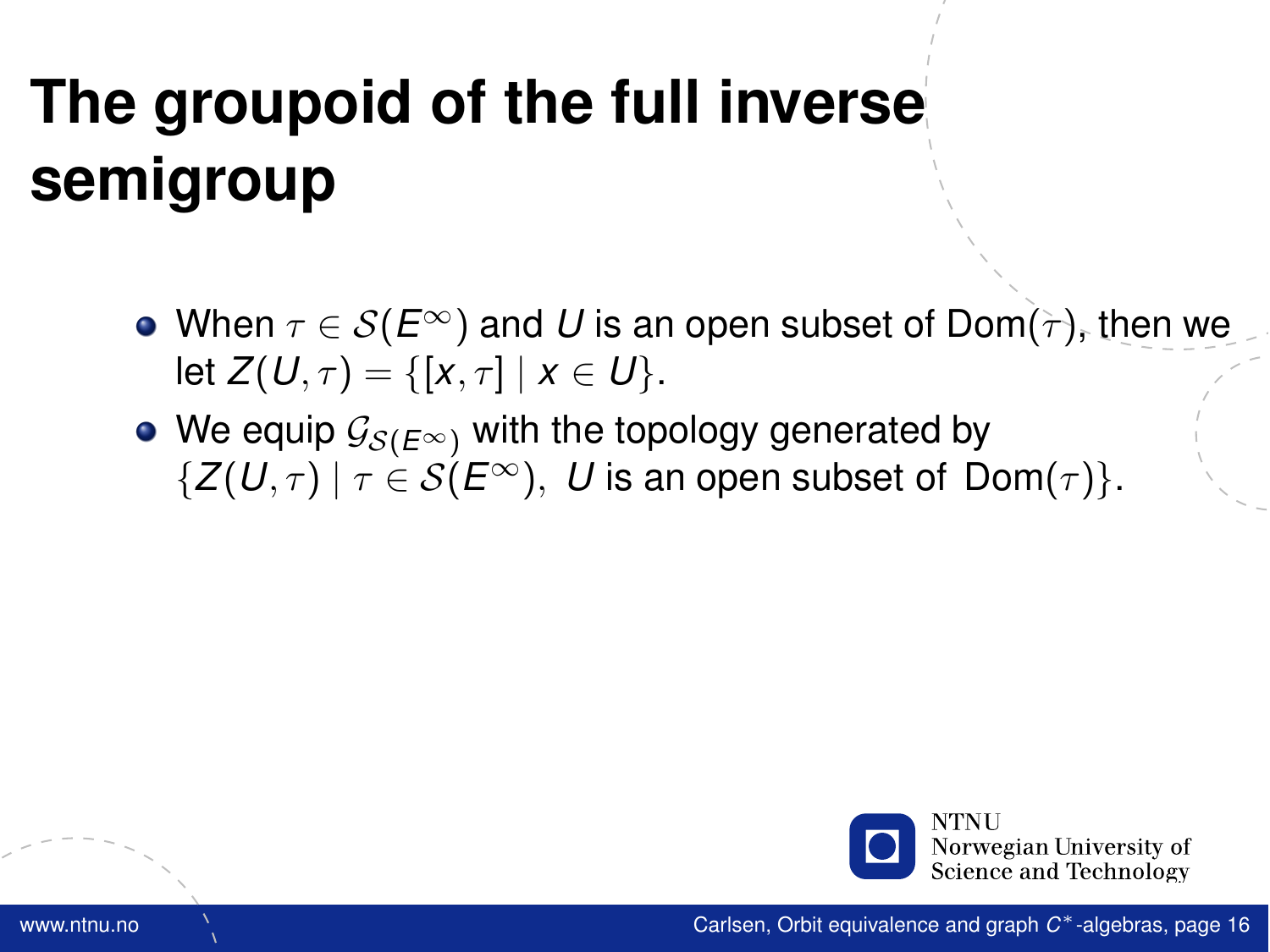# The groupoid of the full inverse semigroup

- When $\tau \in \mathcal{S}(E^\infty)$ and $U$ is an open subset of $\mathrm{Dom}(\tau)$, then we let $Z(U,\tau) = \{[x,\tau] \mid x \in U\}$.
- We equip $\mathcal{G}_{\mathcal{S}(E^\infty)}$ with the topology generated by $\{Z(U,\tau) \mid \tau \in \mathcal{S}(E^\infty),\ U \text{ is an open subset of } \mathrm{Dom}(\tau)\}$.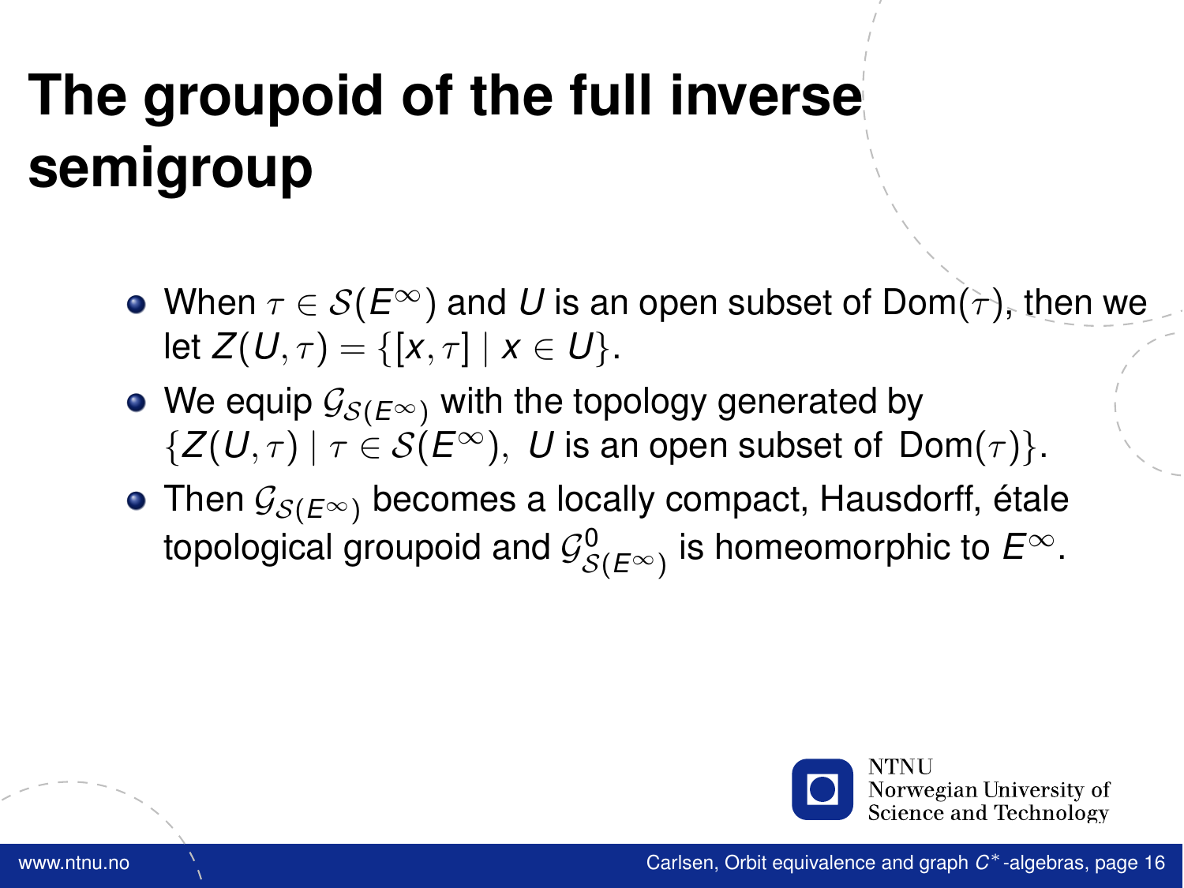# The groupoid of the full inverse semigroup

- When $\tau \in \mathcal{S}(E^\infty)$ and $U$ is an open subset of $\mathrm{Dom}(\tau)$, then we let $Z(U, \tau) = \{[x, \tau] \mid x \in U\}$.
- We equip $\mathcal{G}_{\mathcal{S}(E^\infty)}$ with the topology generated by $\{Z(U, \tau) \mid \tau \in \mathcal{S}(E^\infty),\ U \text{ is an open subset of } \mathrm{Dom}(\tau)\}$.
- Then $\mathcal{G}_{\mathcal{S}(E^\infty)}$ becomes a locally compact, Hausdorff, étale topological groupoid and $\mathcal{G}^0_{\mathcal{S}(E^\infty)}$ is homeomorphic to $E^\infty$.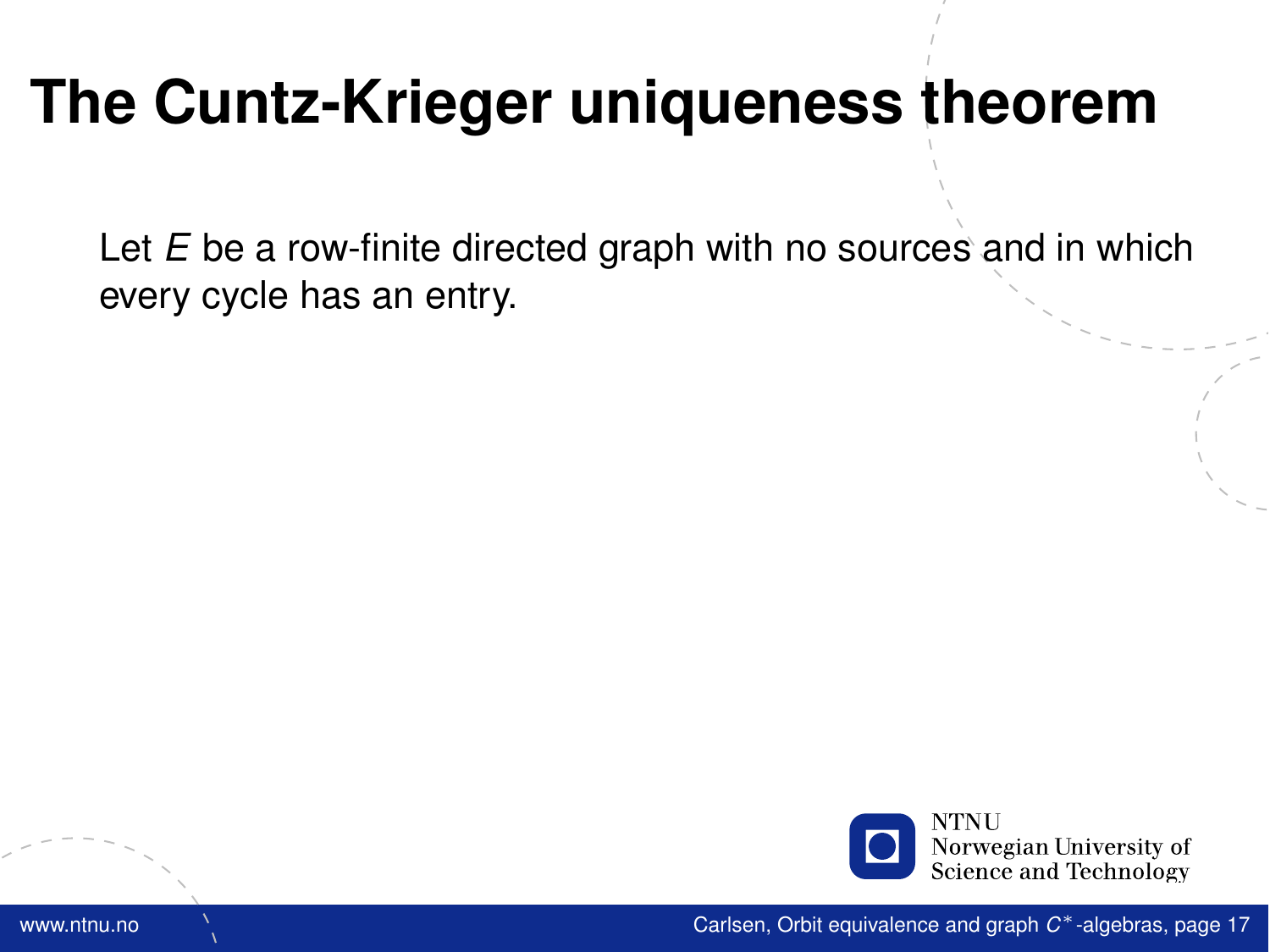# The Cuntz-Krieger uniqueness theorem

Let $E$ be a row-finite directed graph with no sources and in which every cycle has an entry.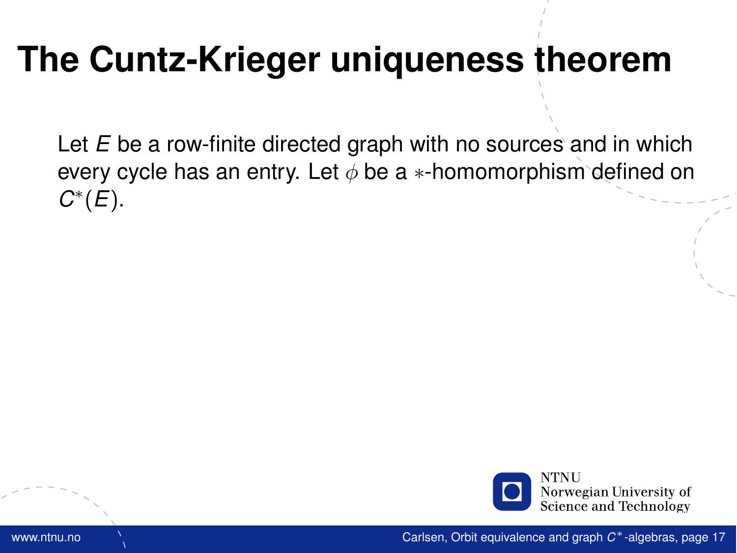# The Cuntz-Krieger uniqueness theorem

Let $E$ be a row-finite directed graph with no sources and in which every cycle has an entry. Let $\phi$ be a $*$-homomorphism defined on $C^*(E)$.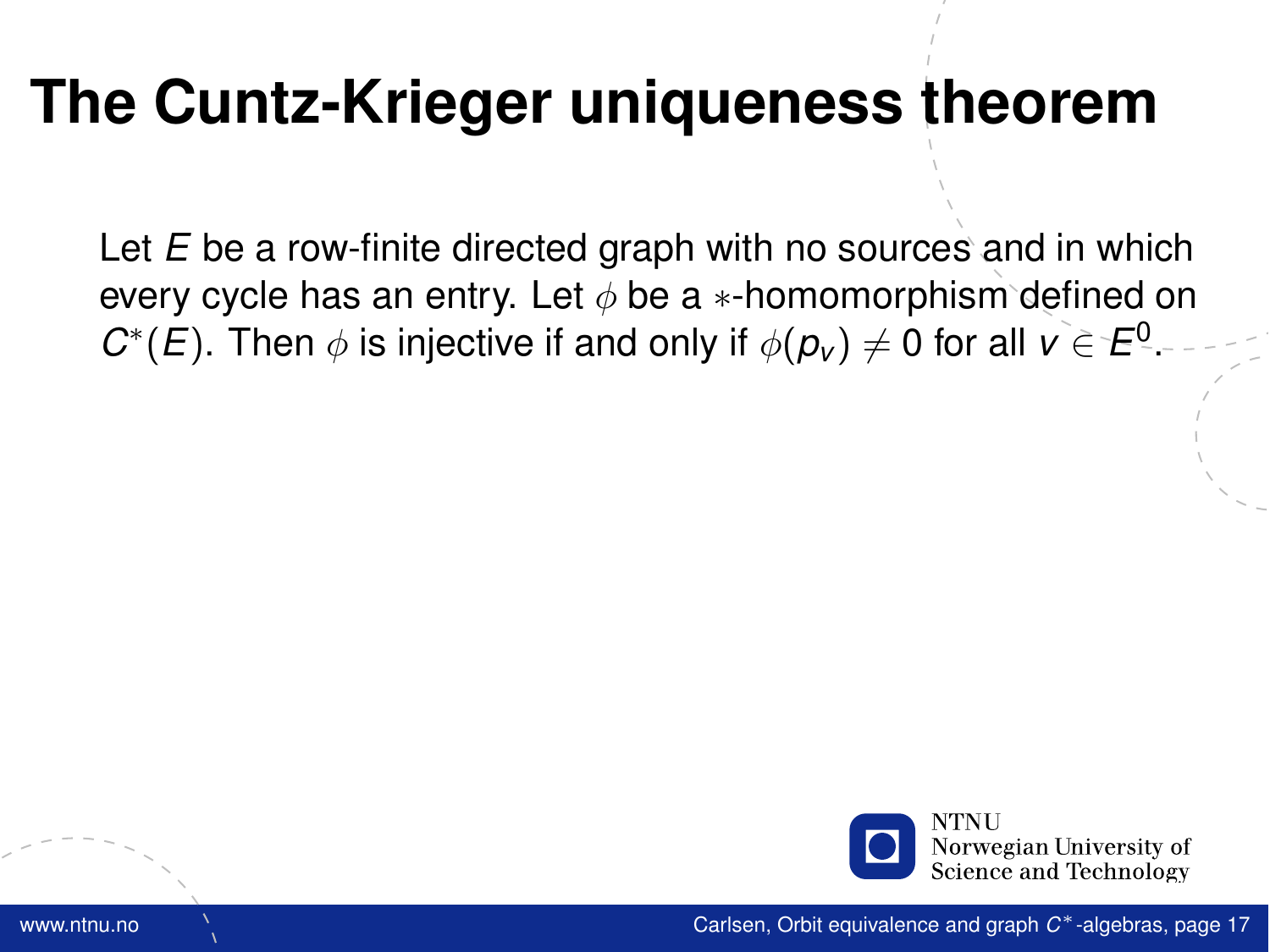# The Cuntz-Krieger uniqueness theorem

Let $E$ be a row-finite directed graph with no sources and in which every cycle has an entry. Let $\phi$ be a $*$-homomorphism defined on $C^*(E)$. Then $\phi$ is injective if and only if $\phi(p_v) \neq 0$ for all $v \in E^0$.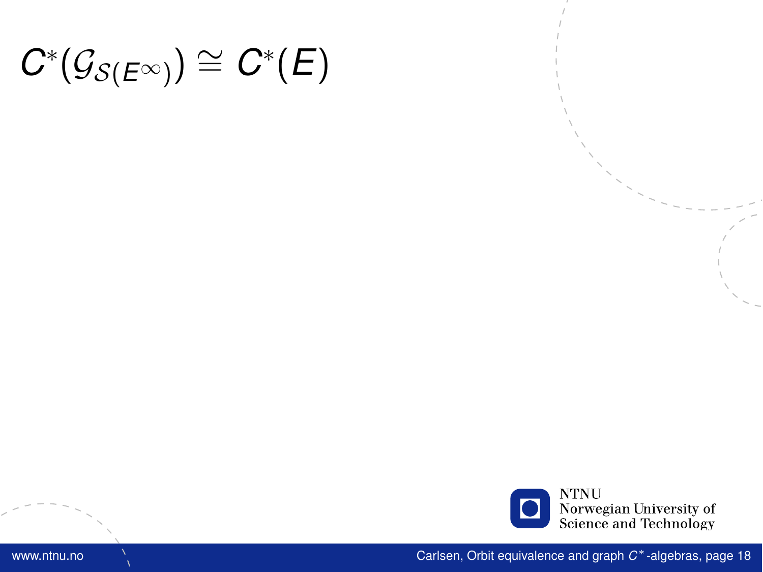# $C^*(\mathcal{G}_{\mathcal{S}(E^\infty)}) \cong C^*(E)$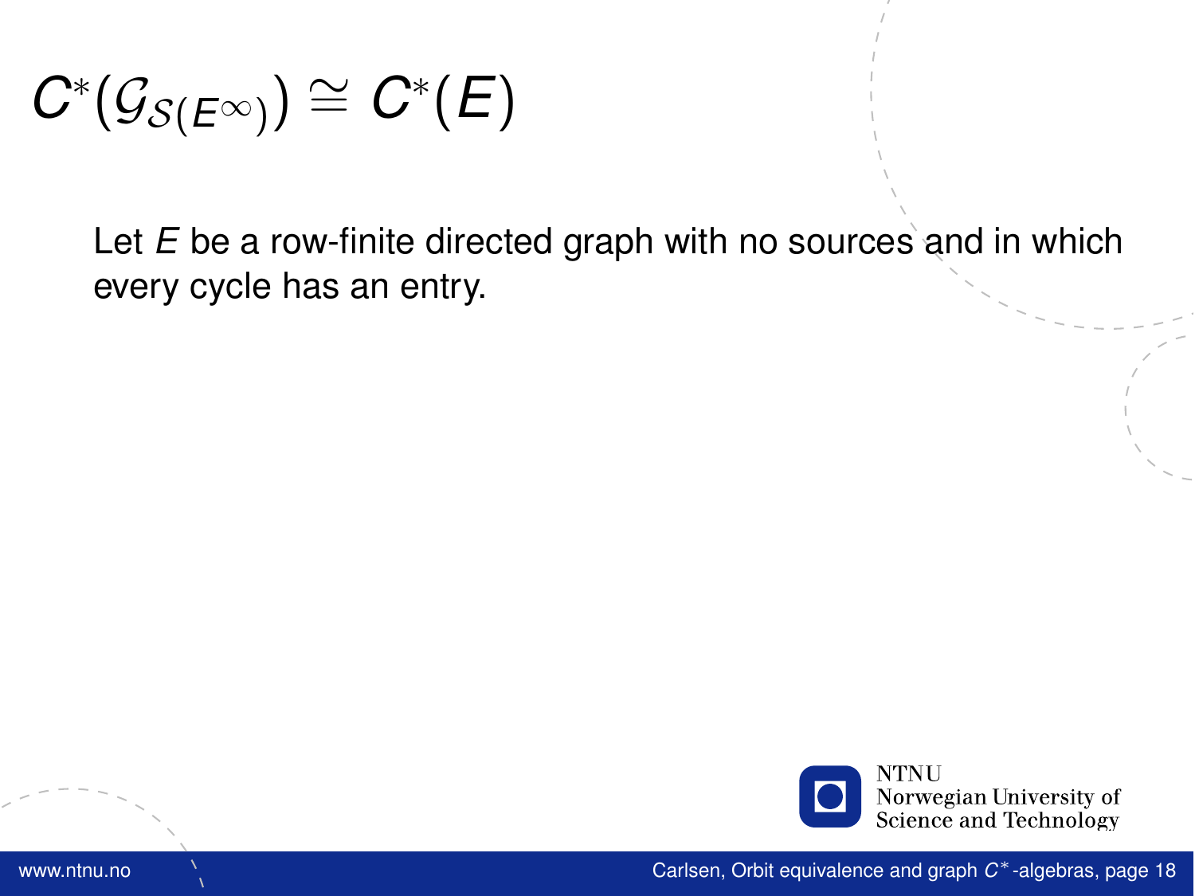# $C^*(\mathcal{G}_{\mathcal{S}(E^\infty)}) \cong C^*(E)$

Let $E$ be a row-finite directed graph with no sources and in which every cycle has an entry.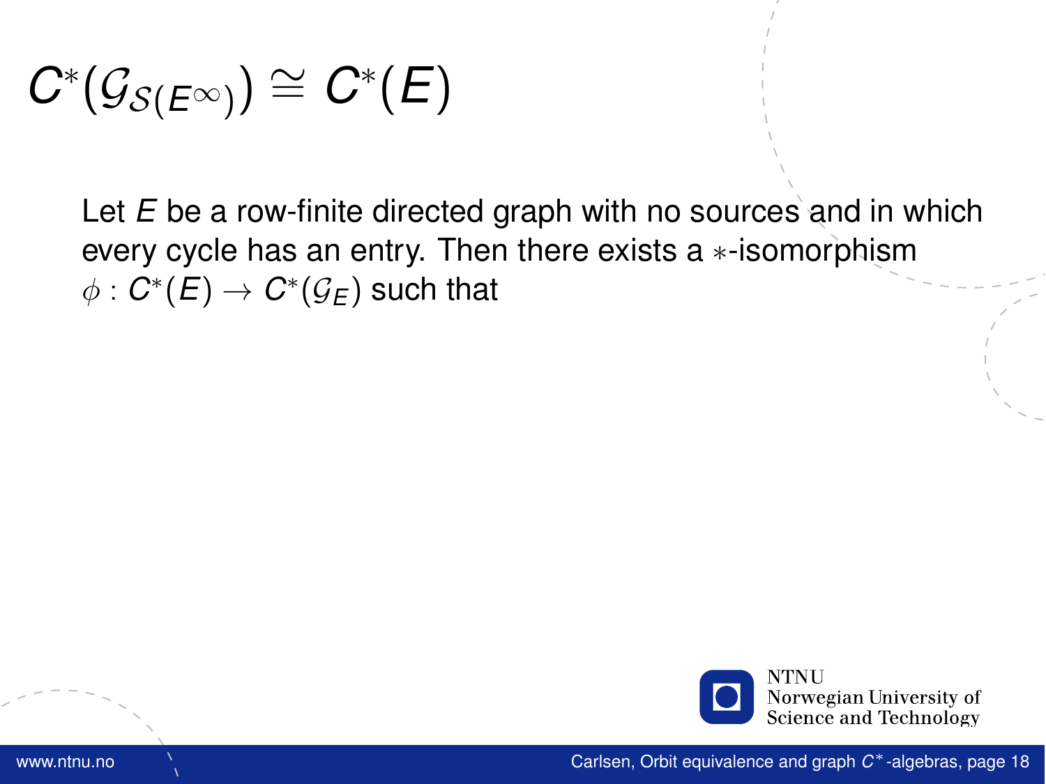# $C^*(\mathcal{G}_{\mathcal{S}(E^\infty)}) \cong C^*(E)$

Let $E$ be a row-finite directed graph with no sources and in which every cycle has an entry. Then there exists a $*$-isomorphism $\phi : C^*(E) \to C^*(\mathcal{G}_E)$ such that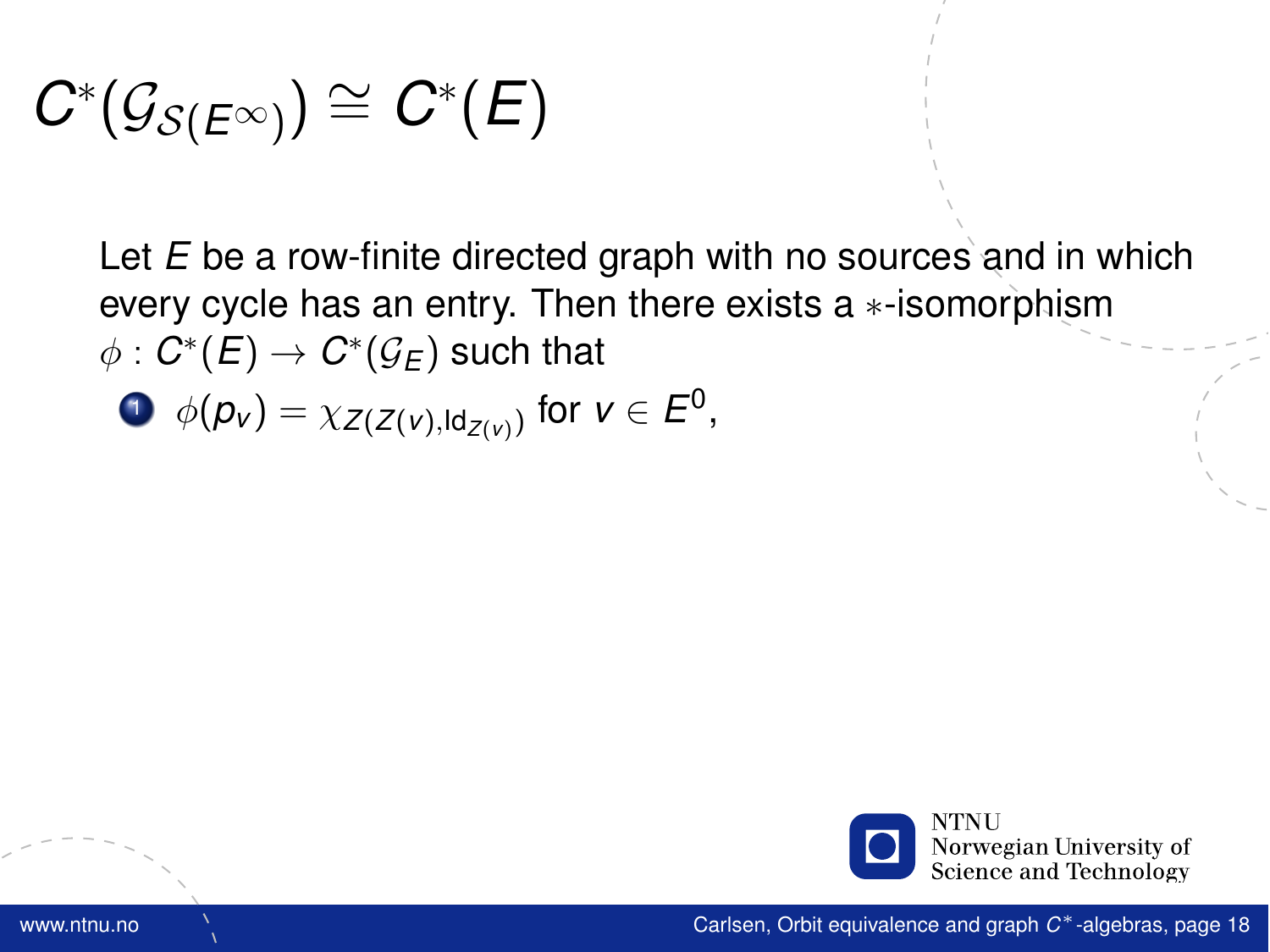# $C^*(\mathcal{G}_{\mathcal{S}(E^\infty)}) \cong C^*(E)$

Let $E$ be a row-finite directed graph with no sources and in which every cycle has an entry. Then there exists a $*$-isomorphism $\phi : C^*(E) \to C^*(\mathcal{G}_E)$ such that

1. $\phi(p_v) = \chi_{Z(Z(v),\mathrm{Id}_{Z(v)})}$ for $v \in E^0$,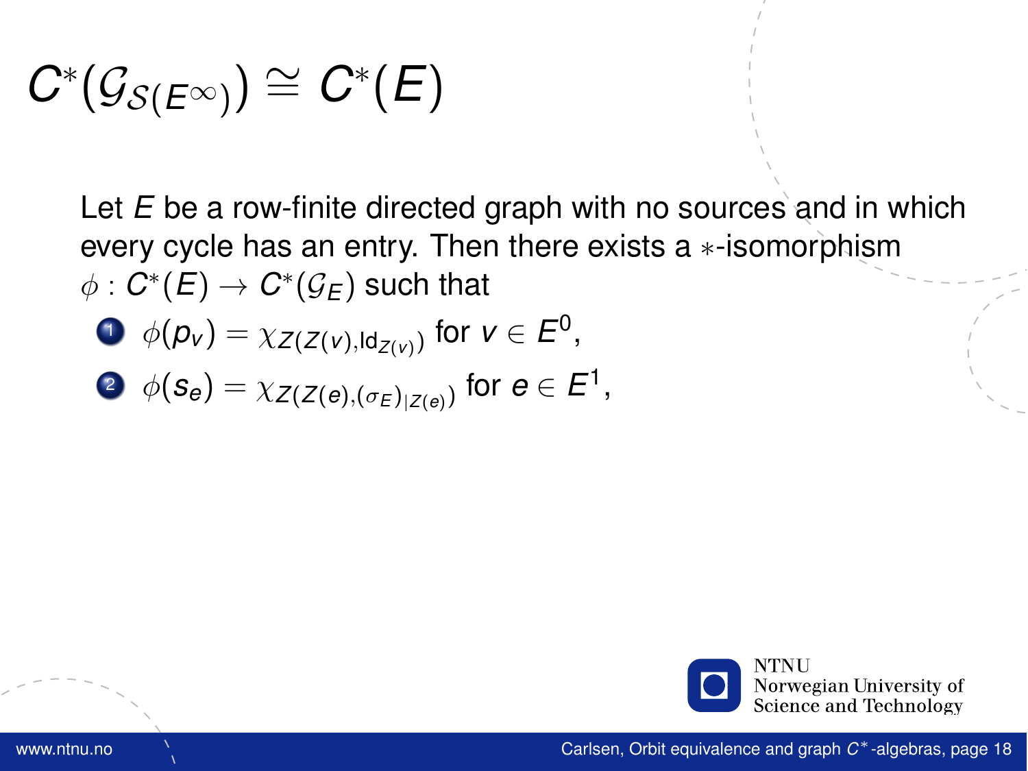# $C^*(\mathcal{G}_{\mathcal{S}(E^\infty)}) \cong C^*(E)$

Let $E$ be a row-finite directed graph with no sources and in which every cycle has an entry. Then there exists a $*$-isomorphism $\phi : C^*(E) \to C^*(\mathcal{G}_E)$ such that

1. $\phi(p_v) = \chi_{Z(Z(v),\mathrm{Id}_{Z(v)})}$ for $v \in E^0$,
2. $\phi(s_e) = \chi_{Z(Z(e),(\sigma_E)_{|Z(e)})}$ for $e \in E^1$,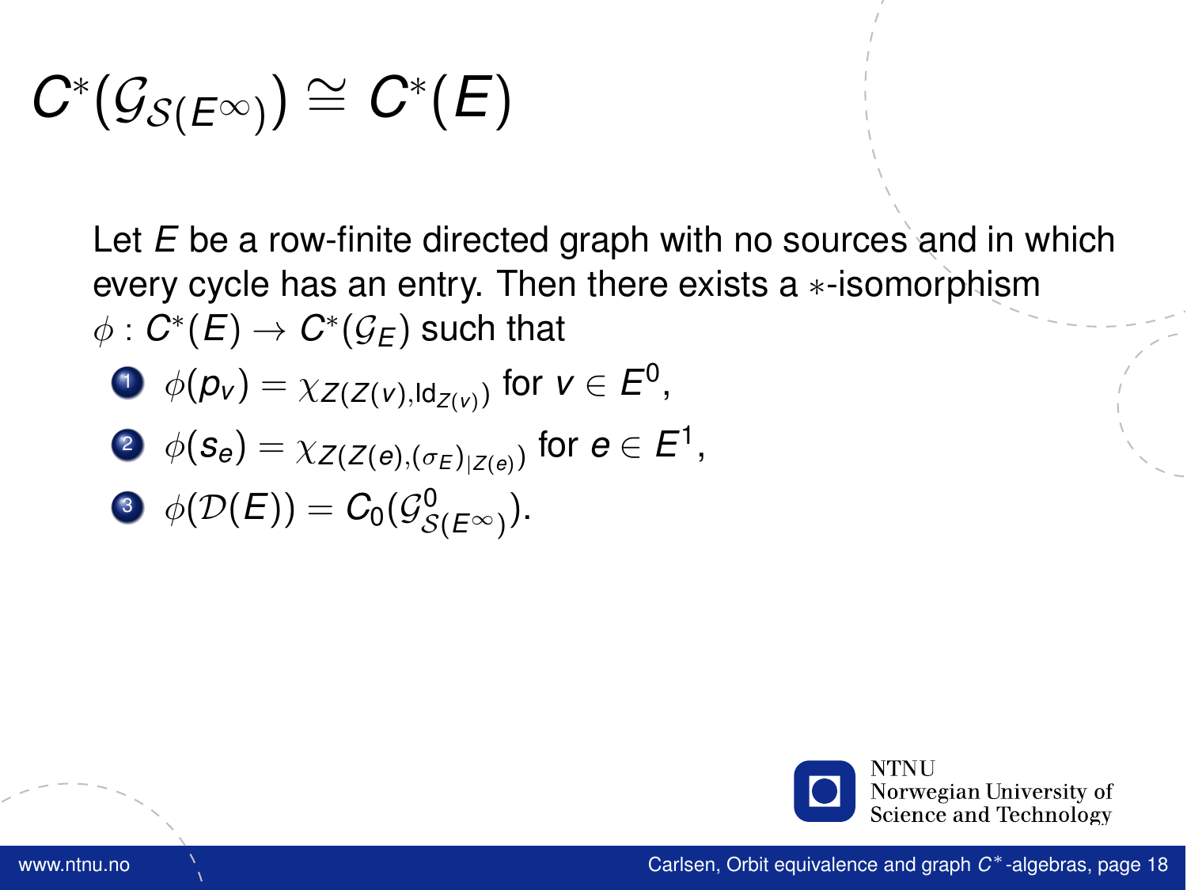# $C^*(\mathcal{G}_{\mathcal{S}(E^\infty)}) \cong C^*(E)$

Let $E$ be a row-finite directed graph with no sources and in which every cycle has an entry. Then there exists a $*$-isomorphism $\phi : C^*(E) \to C^*(\mathcal{G}_E)$ such that

1. $\phi(p_v) = \chi_{Z(Z(v),\mathrm{Id}_{Z(v)})}$ for $v \in E^0$,
2. $\phi(s_e) = \chi_{Z(Z(e),(\sigma_E)_{|Z(e)})}$ for $e \in E^1$,
3. $\phi(\mathcal{D}(E)) = C_0(\mathcal{G}^0_{\mathcal{S}(E^\infty)})$.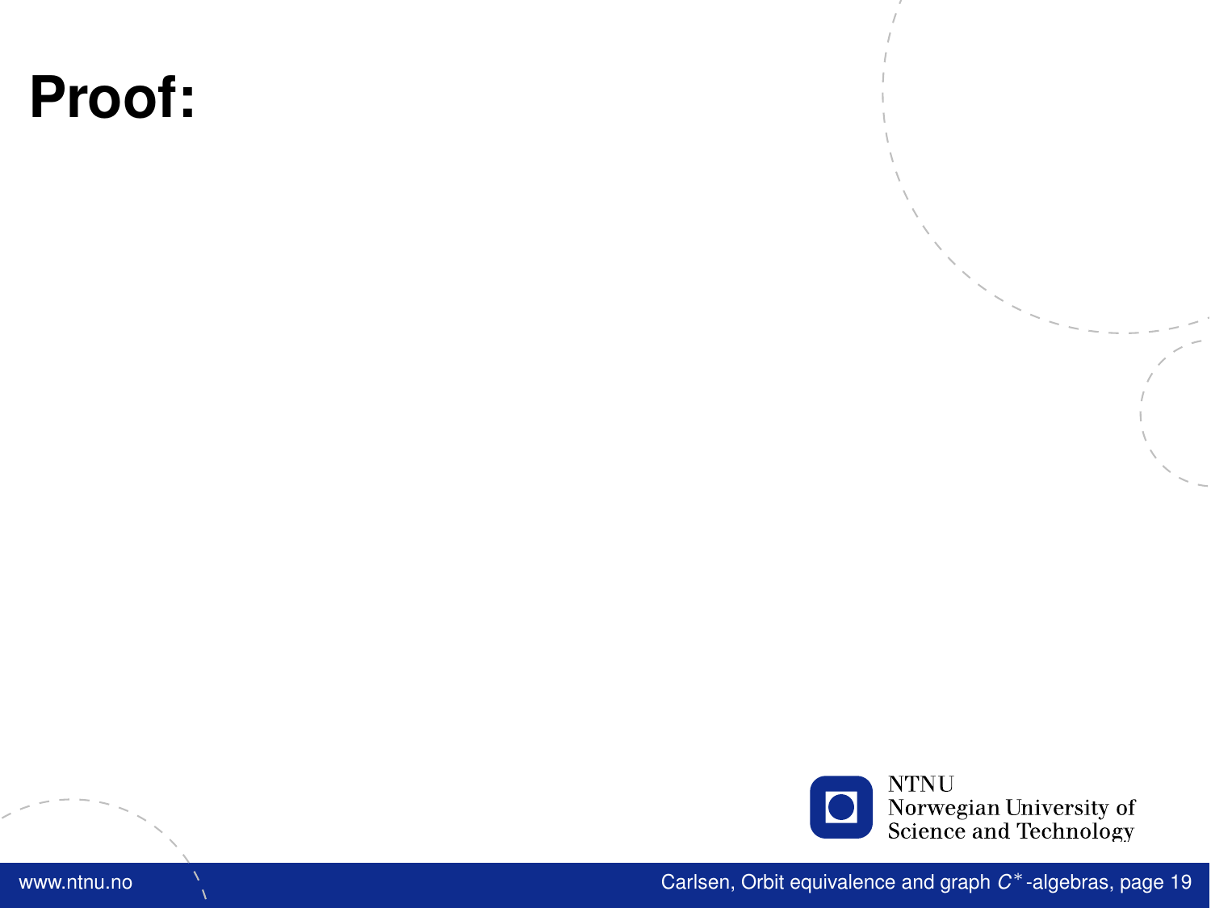# Proof: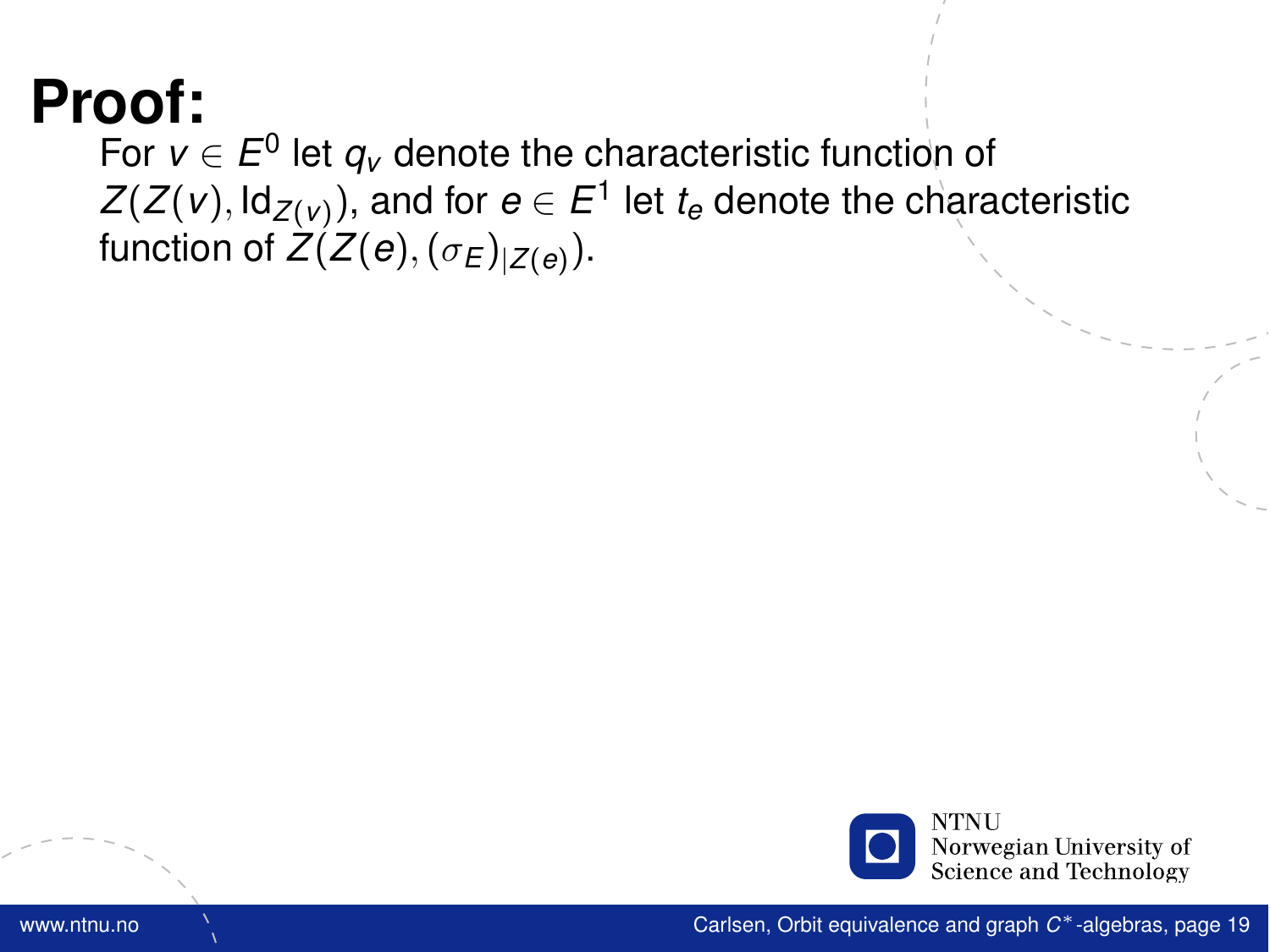# Proof:

For $v \in E^0$ let $q_v$ denote the characteristic function of $Z(Z(v), \mathrm{Id}_{Z(v)})$, and for $e \in E^1$ let $t_e$ denote the characteristic function of $Z(Z(e), (\sigma_E)_{|Z(e)})$.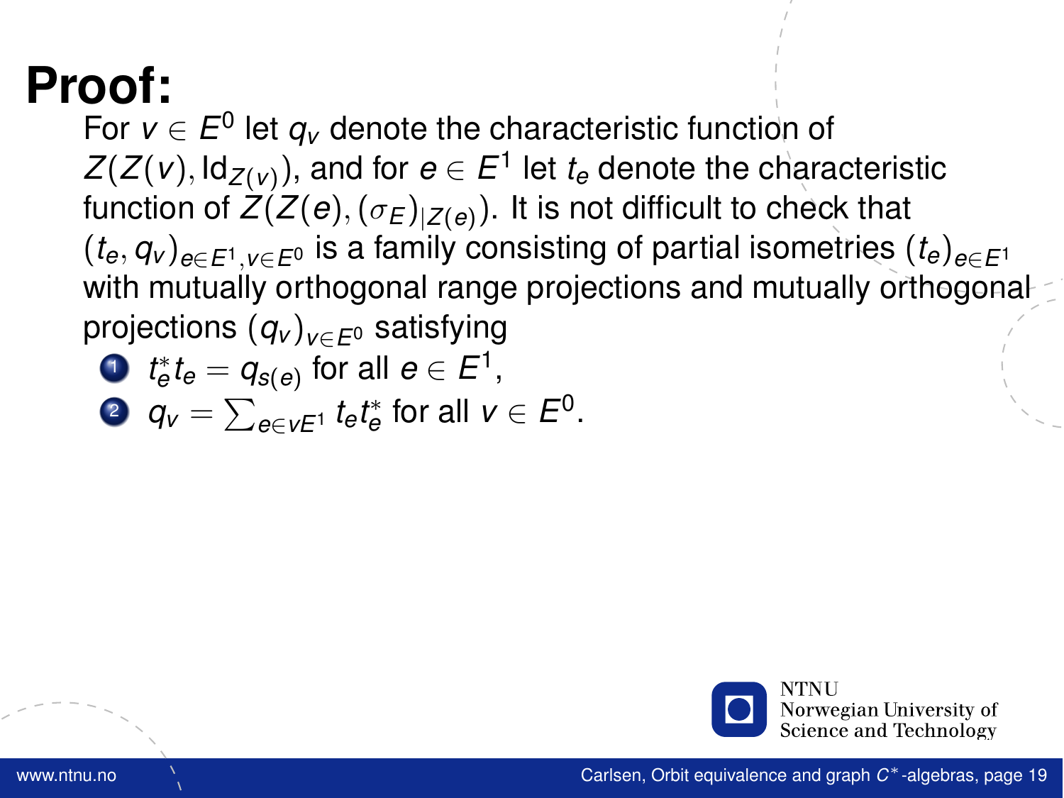# Proof:

For $v \in E^0$ let $q_v$ denote the characteristic function of $Z(Z(v), \mathrm{Id}_{Z(v)})$, and for $e \in E^1$ let $t_e$ denote the characteristic function of $Z(Z(e), (\sigma_E)_{|Z(e)})$. It is not difficult to check that $(t_e, q_v)_{e \in E^1, v \in E^0}$ is a family consisting of partial isometries $(t_e)_{e \in E^1}$ with mutually orthogonal range projections and mutually orthogonal projections $(q_v)_{v \in E^0}$ satisfying

1. $t_e^* t_e = q_{s(e)}$ for all $e \in E^1$,
2. $q_v = \sum_{e \in vE^1} t_e t_e^*$ for all $v \in E^0$.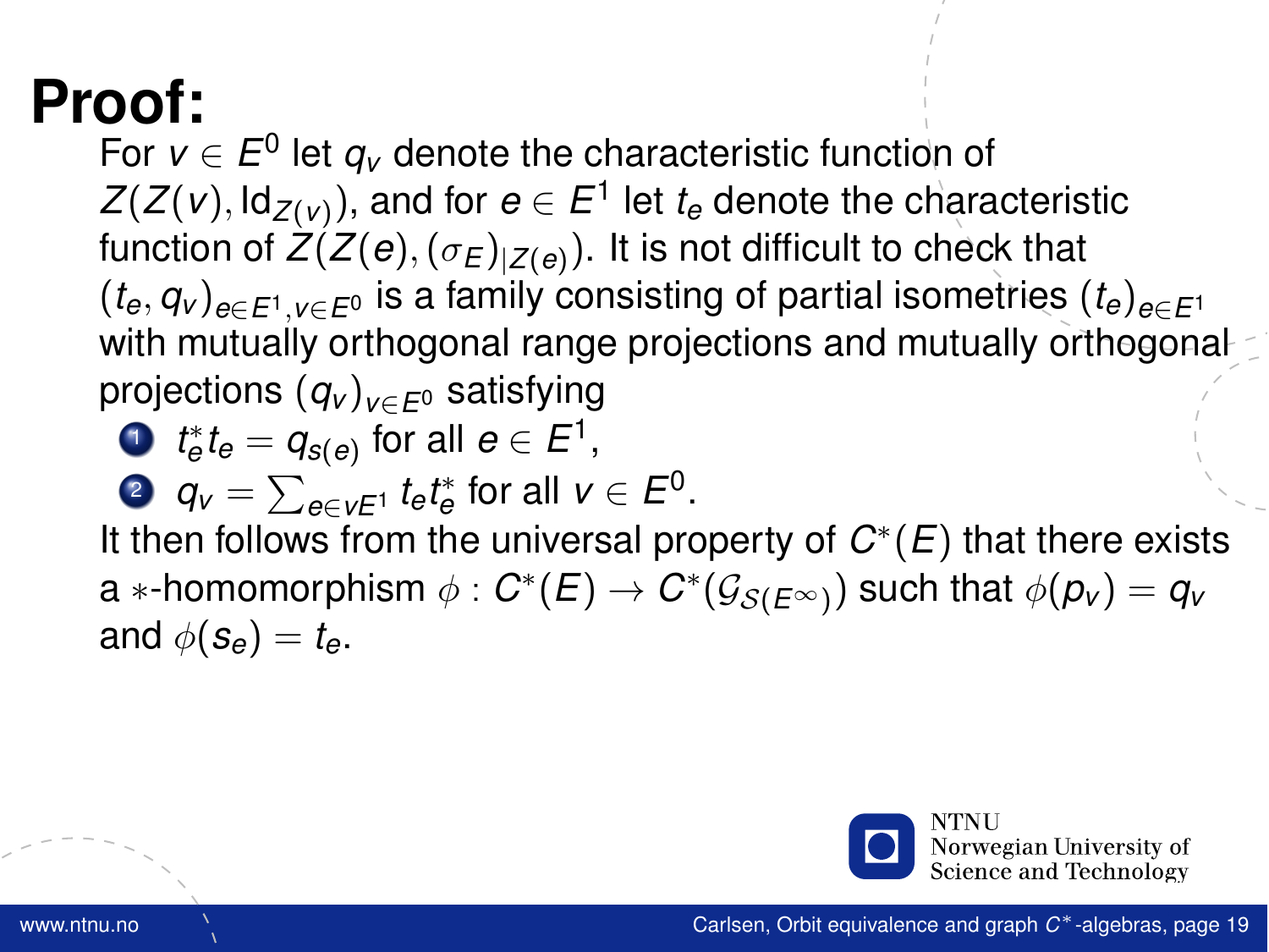# Proof:

For $v \in E^0$ let $q_v$ denote the characteristic function of $Z(Z(v), \mathrm{Id}_{Z(v)})$, and for $e \in E^1$ let $t_e$ denote the characteristic function of $Z(Z(e), (\sigma_E)_{|Z(e)})$. It is not difficult to check that $(t_e, q_v)_{e \in E^1, v \in E^0}$ is a family consisting of partial isometries $(t_e)_{e \in E^1}$ with mutually orthogonal range projections and mutually orthogonal projections $(q_v)_{v \in E^0}$ satisfying

1. $t_e^* t_e = q_{s(e)}$ for all $e \in E^1$,
2. $q_v = \sum_{e \in vE^1} t_e t_e^*$ for all $v \in E^0$.

It then follows from the universal property of $C^*(E)$ that there exists a $*$-homomorphism $\phi : C^*(E) \to C^*(\mathcal{G}_{\mathcal{S}(E^\infty)})$ such that $\phi(p_v) = q_v$ and $\phi(s_e) = t_e$.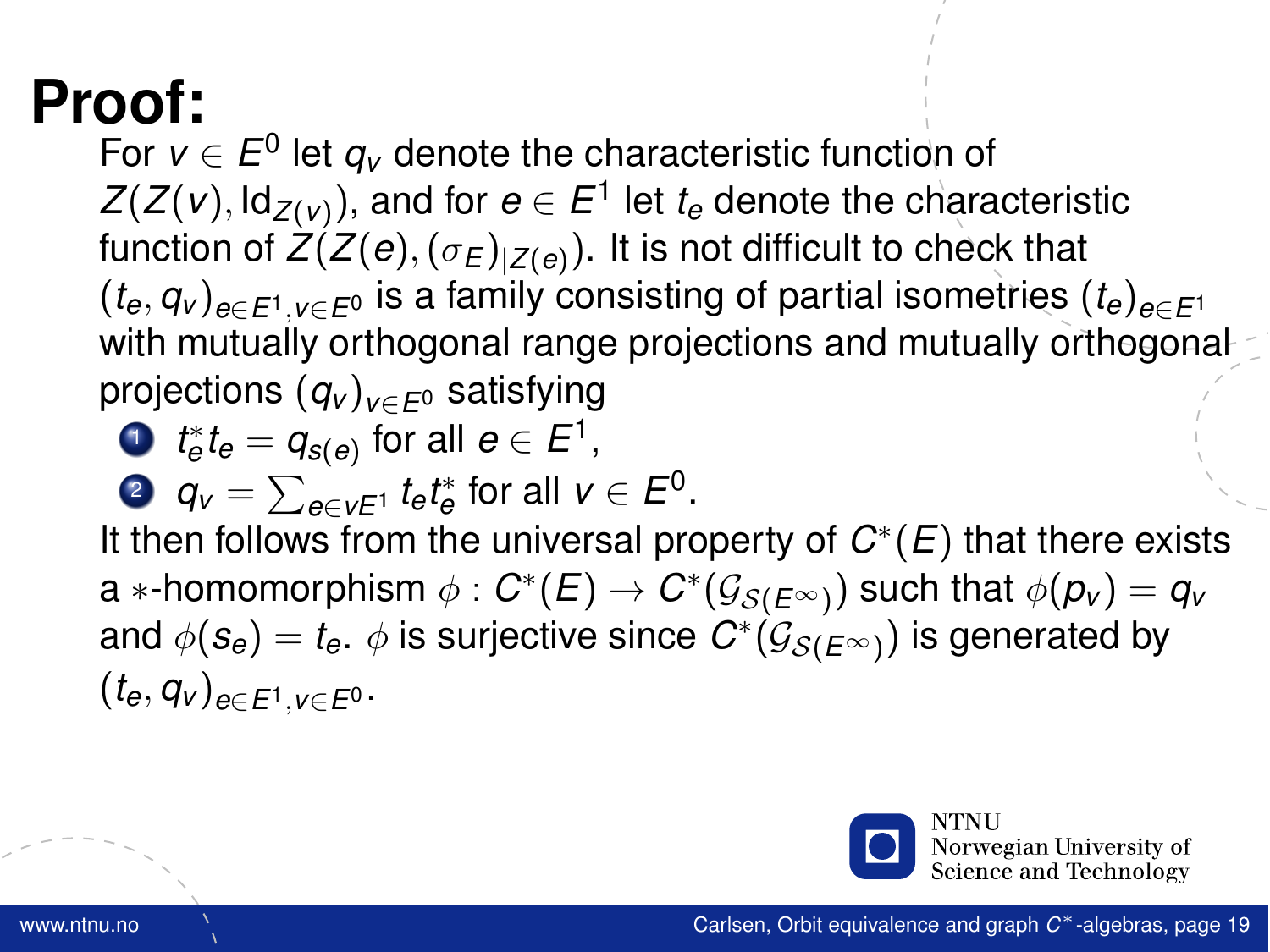# Proof:

For $v \in E^0$ let $q_v$ denote the characteristic function of $Z(Z(v), \mathrm{Id}_{Z(v)})$, and for $e \in E^1$ let $t_e$ denote the characteristic function of $Z(Z(e), (\sigma_E)_{|Z(e)})$. It is not difficult to check that $(t_e, q_v)_{e \in E^1, v \in E^0}$ is a family consisting of partial isometries $(t_e)_{e \in E^1}$ with mutually orthogonal range projections and mutually orthogonal projections $(q_v)_{v \in E^0}$ satisfying

1. $t_e^* t_e = q_{s(e)}$ for all $e \in E^1$,
2. $q_v = \sum_{e \in vE^1} t_e t_e^*$ for all $v \in E^0$.

It then follows from the universal property of $C^*(E)$ that there exists a $*$-homomorphism $\phi : C^*(E) \to C^*(\mathcal{G}_{\mathcal{S}(E^\infty)})$ such that $\phi(p_v) = q_v$ and $\phi(s_e) = t_e$. $\phi$ is surjective since $C^*(\mathcal{G}_{\mathcal{S}(E^\infty)})$ is generated by $(t_e, q_v)_{e \in E^1, v \in E^0}$.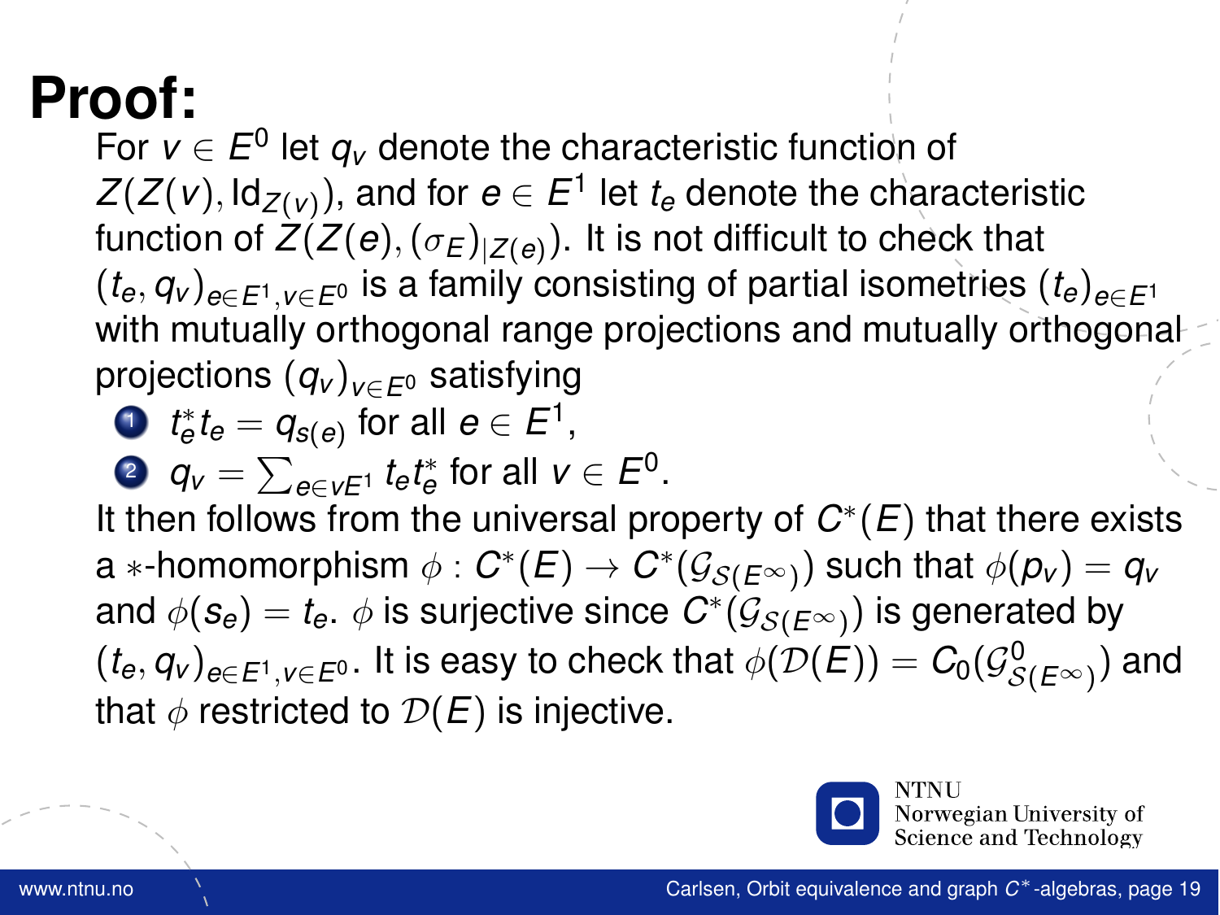# Proof:

For $v \in E^0$ let $q_v$ denote the characteristic function of $Z(Z(v), \mathrm{Id}_{Z(v)})$, and for $e \in E^1$ let $t_e$ denote the characteristic function of $Z(Z(e), (\sigma_E)_{|Z(e)})$. It is not difficult to check that $(t_e, q_v)_{e \in E^1, v \in E^0}$ is a family consisting of partial isometries $(t_e)_{e \in E^1}$ with mutually orthogonal range projections and mutually orthogonal projections $(q_v)_{v \in E^0}$ satisfying

1. $t_e^* t_e = q_{s(e)}$ for all $e \in E^1$,
2. $q_v = \sum_{e \in vE^1} t_e t_e^*$ for all $v \in E^0$.

It then follows from the universal property of $C^*(E)$ that there exists a $*$-homomorphism $\phi : C^*(E) \to C^*(\mathcal{G}_{\mathcal{S}(E^\infty)})$ such that $\phi(p_v) = q_v$ and $\phi(s_e) = t_e$. $\phi$ is surjective since $C^*(\mathcal{G}_{\mathcal{S}(E^\infty)})$ is generated by $(t_e, q_v)_{e \in E^1, v \in E^0}$. It is easy to check that $\phi(\mathcal{D}(E)) = C_0(\mathcal{G}^0_{\mathcal{S}(E^\infty)})$ and that $\phi$ restricted to $\mathcal{D}(E)$ is injective.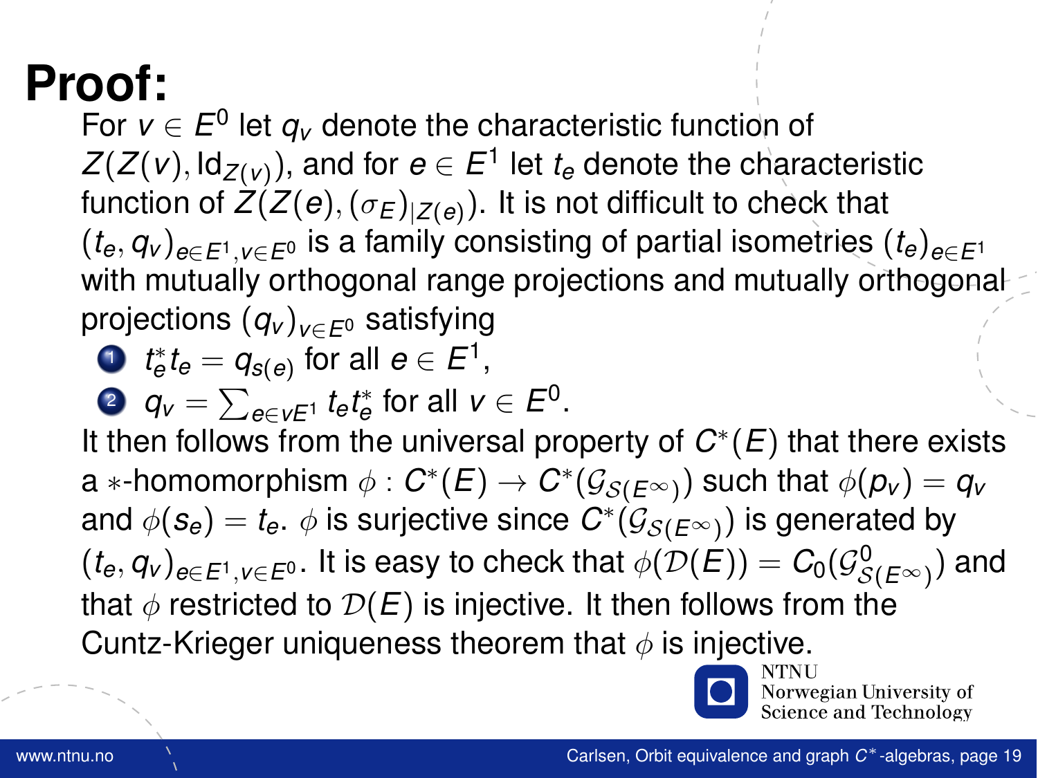# Proof:

For $v \in E^0$ let $q_v$ denote the characteristic function of $Z(Z(v), \mathrm{Id}_{Z(v)})$, and for $e \in E^1$ let $t_e$ denote the characteristic function of $Z(Z(e), (\sigma_E)_{|Z(e)})$. It is not difficult to check that $(t_e, q_v)_{e \in E^1, v \in E^0}$ is a family consisting of partial isometries $(t_e)_{e \in E^1}$ with mutually orthogonal range projections and mutually orthogonal projections $(q_v)_{v \in E^0}$ satisfying

1. $t_e^* t_e = q_{s(e)}$ for all $e \in E^1$,
2. $q_v = \sum_{e \in vE^1} t_e t_e^*$ for all $v \in E^0$.

It then follows from the universal property of $C^*(E)$ that there exists a $*$-homomorphism $\phi : C^*(E) \to C^*(\mathcal{G}_{\mathcal{S}(E^\infty)})$ such that $\phi(p_v) = q_v$ and $\phi(s_e) = t_e$. $\phi$ is surjective since $C^*(\mathcal{G}_{\mathcal{S}(E^\infty)})$ is generated by $(t_e, q_v)_{e \in E^1, v \in E^0}$. It is easy to check that $\phi(\mathcal{D}(E)) = C_0(\mathcal{G}^0_{\mathcal{S}(E^\infty)})$ and that $\phi$ restricted to $\mathcal{D}(E)$ is injective. It then follows from the Cuntz-Krieger uniqueness theorem that $\phi$ is injective.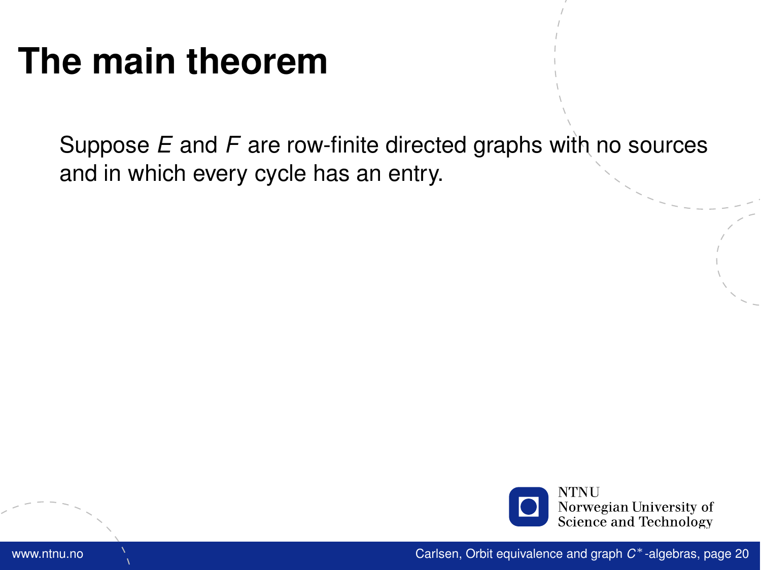# The main theorem

Suppose $E$ and $F$ are row-finite directed graphs with no sources and in which every cycle has an entry.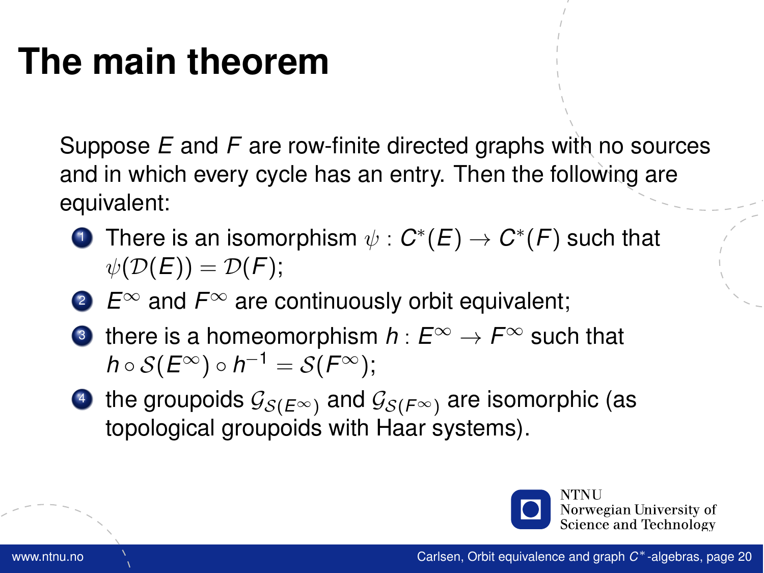# The main theorem

Suppose $E$ and $F$ are row-finite directed graphs with no sources and in which every cycle has an entry. Then the following are equivalent:

1. There is an isomorphism $\psi : C^*(E) \to C^*(F)$ such that $\psi(\mathcal{D}(E)) = \mathcal{D}(F)$;
2. $E^\infty$ and $F^\infty$ are continuously orbit equivalent;
3. there is a homeomorphism $h : E^\infty \to F^\infty$ such that $h \circ \mathcal{S}(E^\infty) \circ h^{-1} = \mathcal{S}(F^\infty)$;
4. the groupoids $\mathcal{G}_{\mathcal{S}(E^\infty)}$ and $\mathcal{G}_{\mathcal{S}(F^\infty)}$ are isomorphic (as topological groupoids with Haar systems).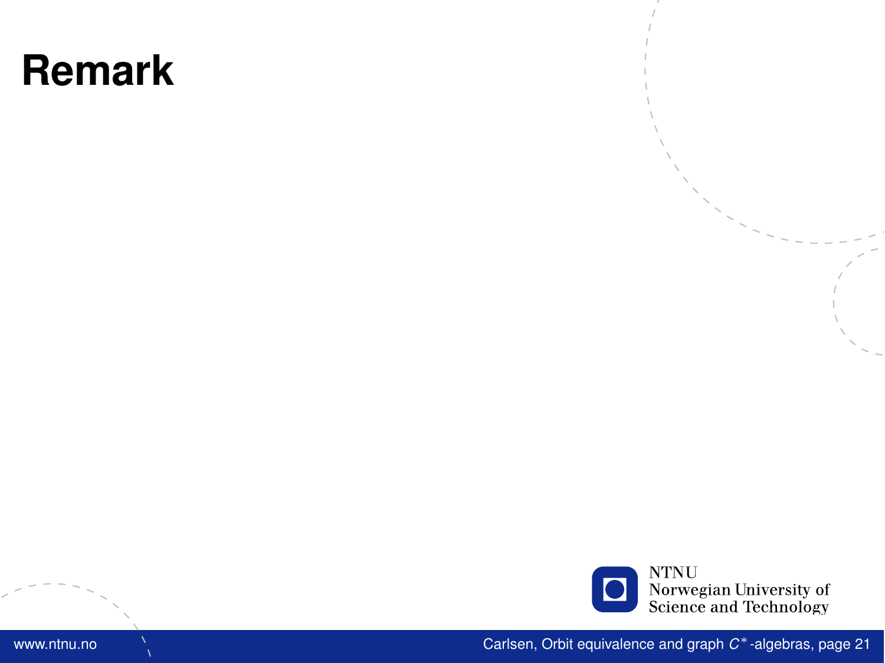# Remark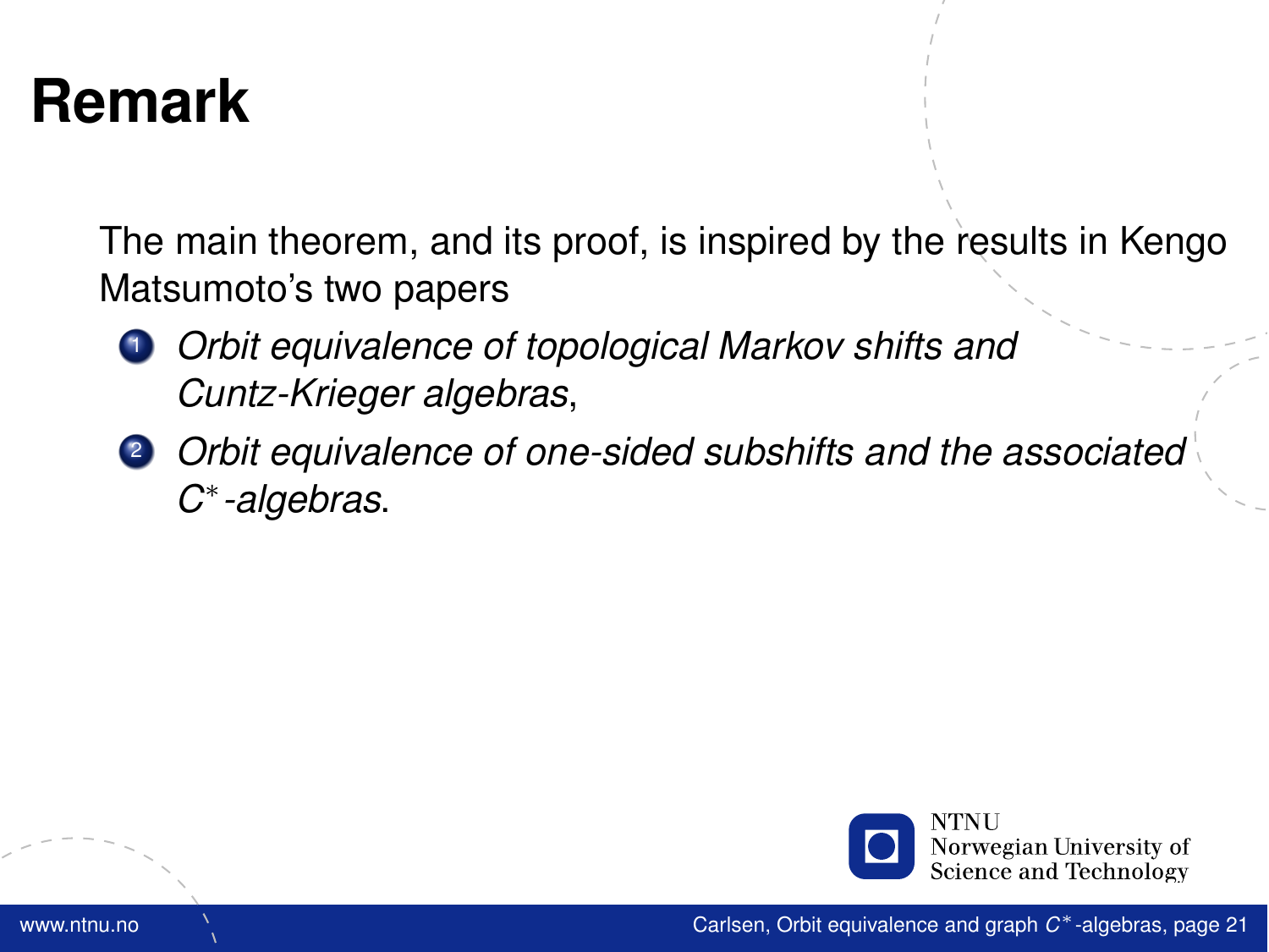# Remark

The main theorem, and its proof, is inspired by the results in Kengo Matsumoto's two papers

1. *Orbit equivalence of topological Markov shifts and Cuntz-Krieger algebras*,
2. *Orbit equivalence of one-sided subshifts and the associated $C^*$-algebras*.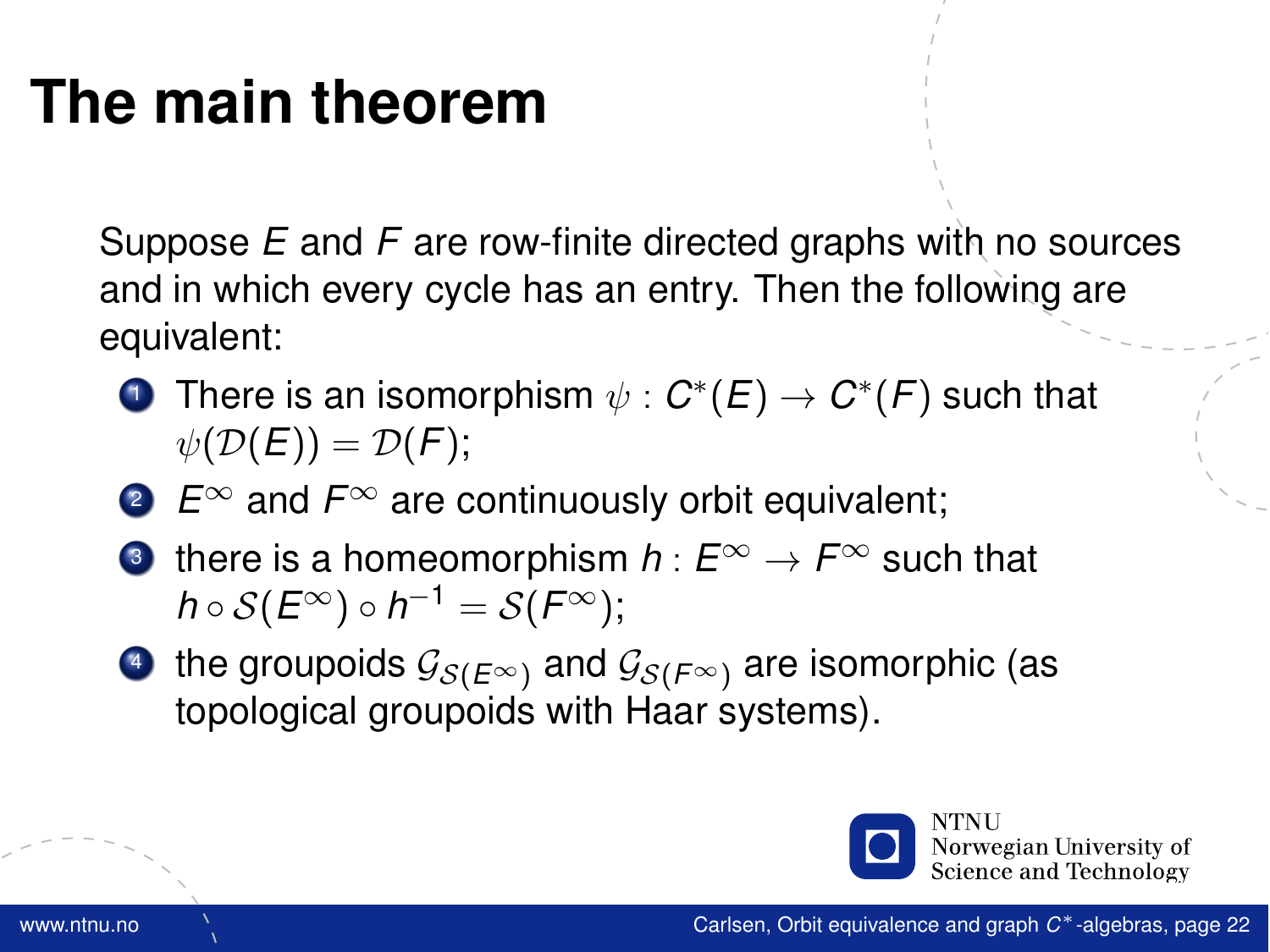# The main theorem

Suppose $E$ and $F$ are row-finite directed graphs with no sources and in which every cycle has an entry. Then the following are equivalent:

1. There is an isomorphism $\psi : C^*(E) \to C^*(F)$ such that $\psi(\mathcal{D}(E)) = \mathcal{D}(F)$;
2. $E^\infty$ and $F^\infty$ are continuously orbit equivalent;
3. there is a homeomorphism $h : E^\infty \to F^\infty$ such that $h \circ \mathcal{S}(E^\infty) \circ h^{-1} = \mathcal{S}(F^\infty)$;
4. the groupoids $\mathcal{G}_{\mathcal{S}(E^\infty)}$ and $\mathcal{G}_{\mathcal{S}(F^\infty)}$ are isomorphic (as topological groupoids with Haar systems).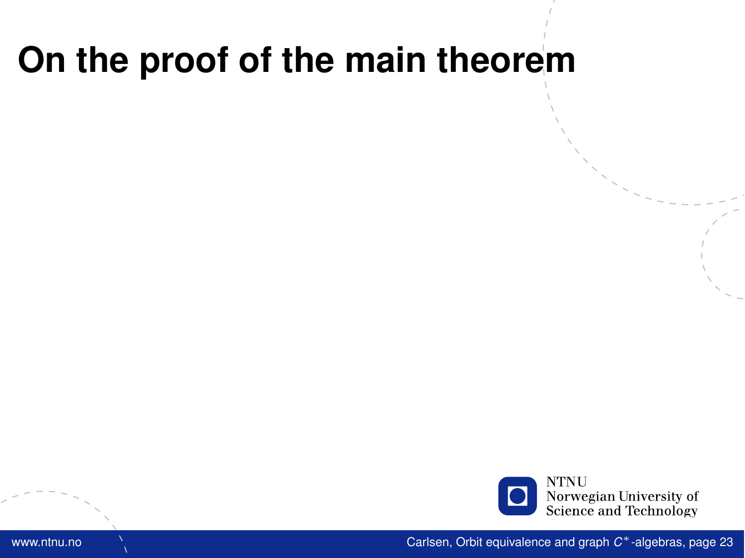# On the proof of the main theorem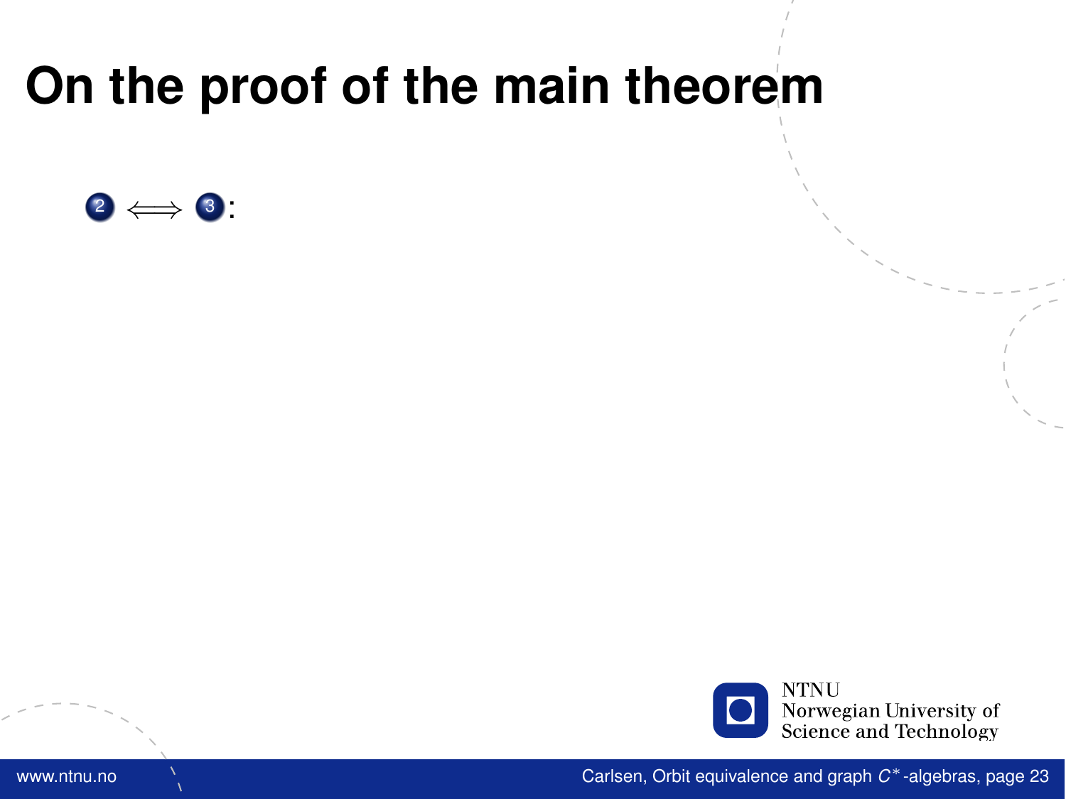# On the proof of the main theorem

(2) $\iff$ (3):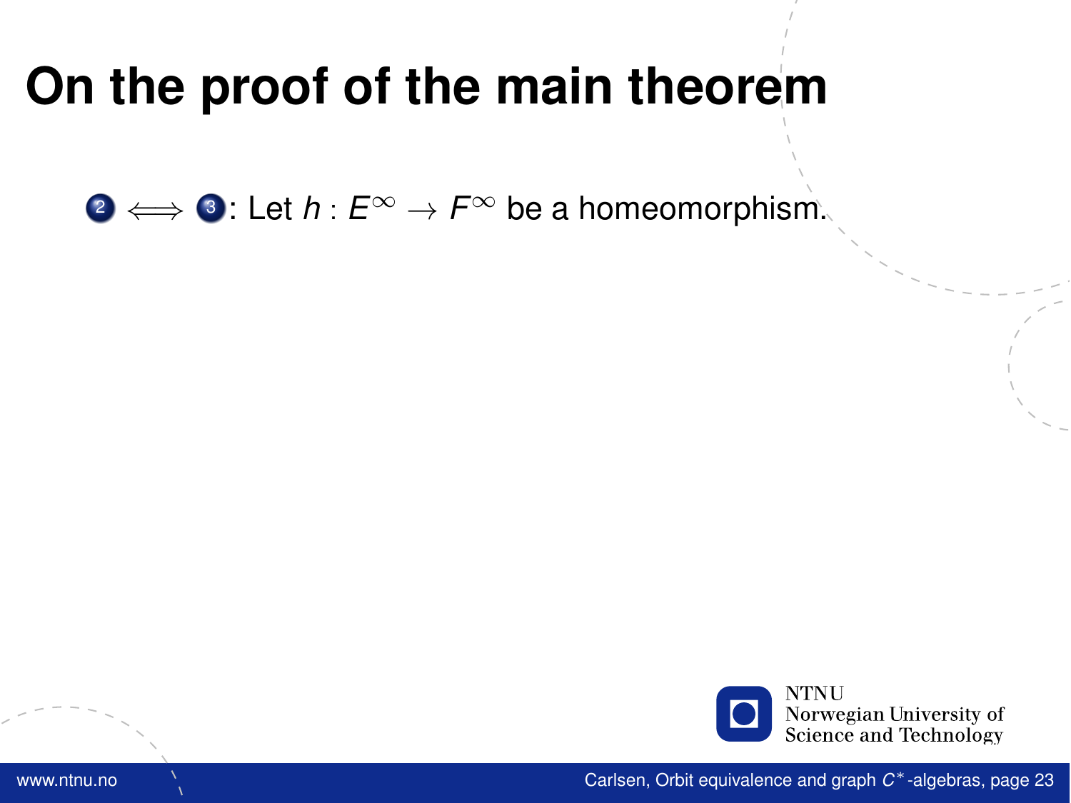# On the proof of the main theorem

2 $\iff$ 3: Let $h : E^\infty \to F^\infty$ be a homeomorphism.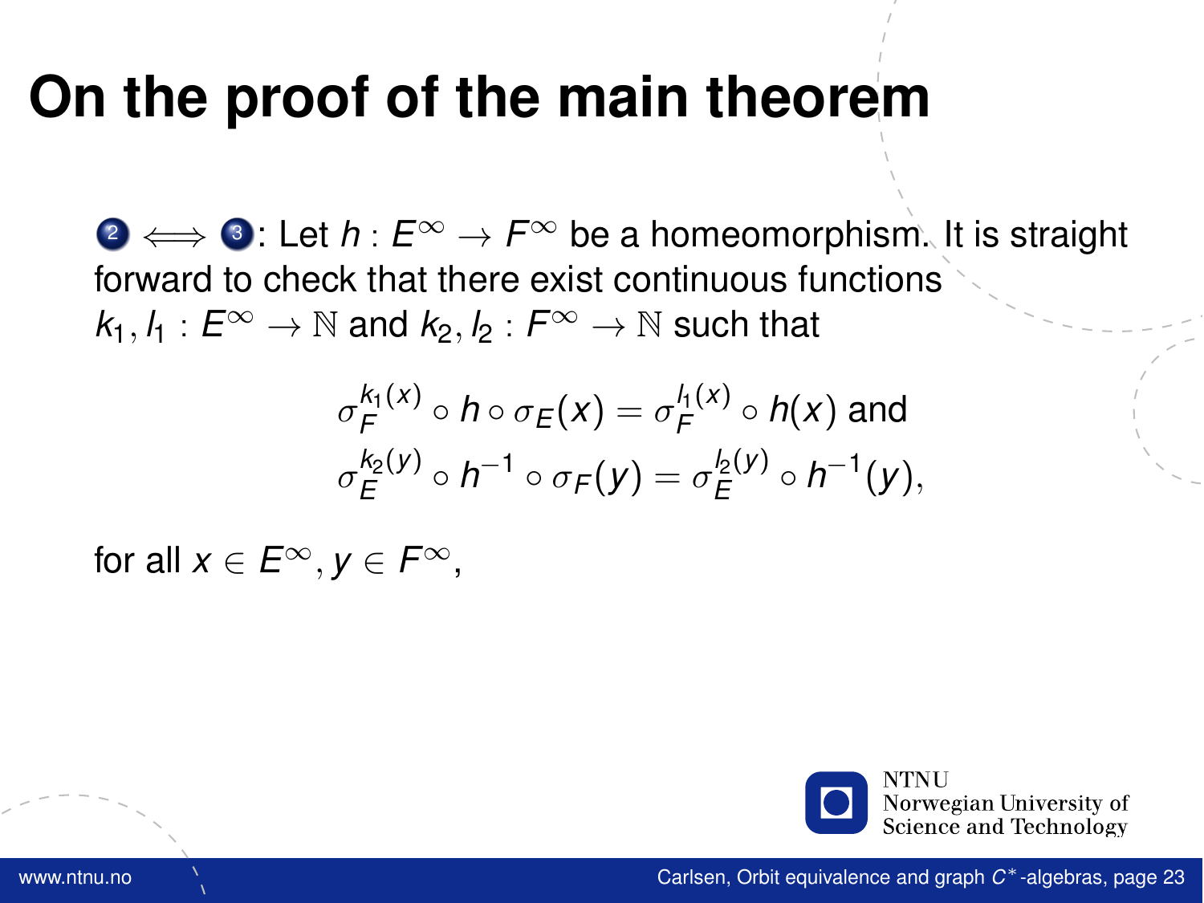# On the proof of the main theorem

2 $\iff$ 3: Let $h : E^\infty \to F^\infty$ be a homeomorphism. It is straight forward to check that there exist continuous functions $k_1, l_1 : E^\infty \to \mathbb{N}$ and $k_2, l_2 : F^\infty \to \mathbb{N}$ such that

$$\sigma_F^{k_1(x)} \circ h \circ \sigma_E(x) = \sigma_F^{l_1(x)} \circ h(x) \text{ and}$$
$$\sigma_E^{k_2(y)} \circ h^{-1} \circ \sigma_F(y) = \sigma_E^{l_2(y)} \circ h^{-1}(y),$$

for all $x \in E^\infty, y \in F^\infty$,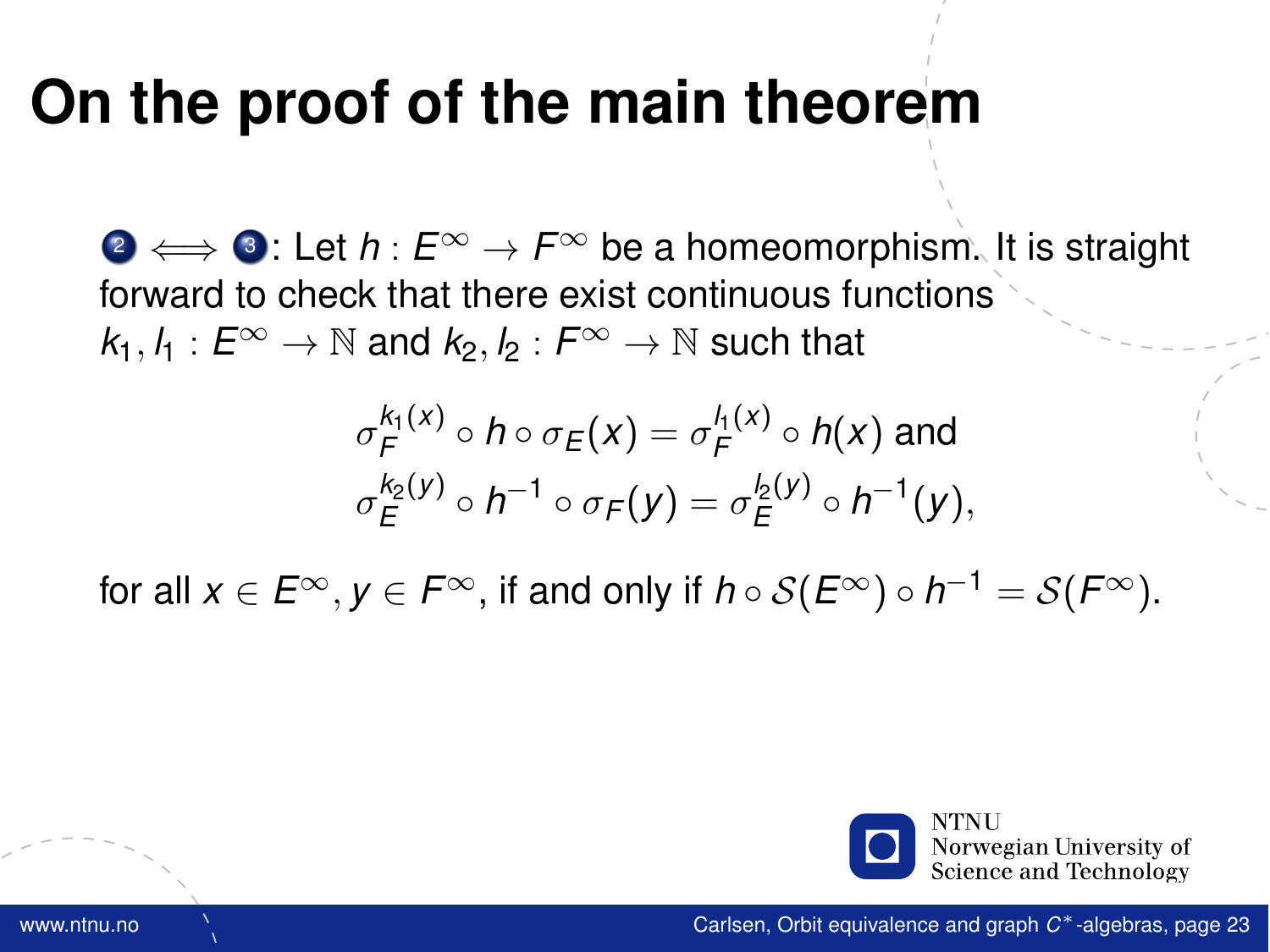# On the proof of the main theorem

2 $\iff$ 3: Let $h : E^\infty \to F^\infty$ be a homeomorphism. It is straight forward to check that there exist continuous functions $k_1, l_1 : E^\infty \to \mathbb{N}$ and $k_2, l_2 : F^\infty \to \mathbb{N}$ such that

$$\sigma_F^{k_1(x)} \circ h \circ \sigma_E(x) = \sigma_F^{l_1(x)} \circ h(x) \text{ and}$$
$$\sigma_E^{k_2(y)} \circ h^{-1} \circ \sigma_F(y) = \sigma_E^{l_2(y)} \circ h^{-1}(y),$$

for all $x \in E^\infty, y \in F^\infty$, if and only if $h \circ \mathcal{S}(E^\infty) \circ h^{-1} = \mathcal{S}(F^\infty)$.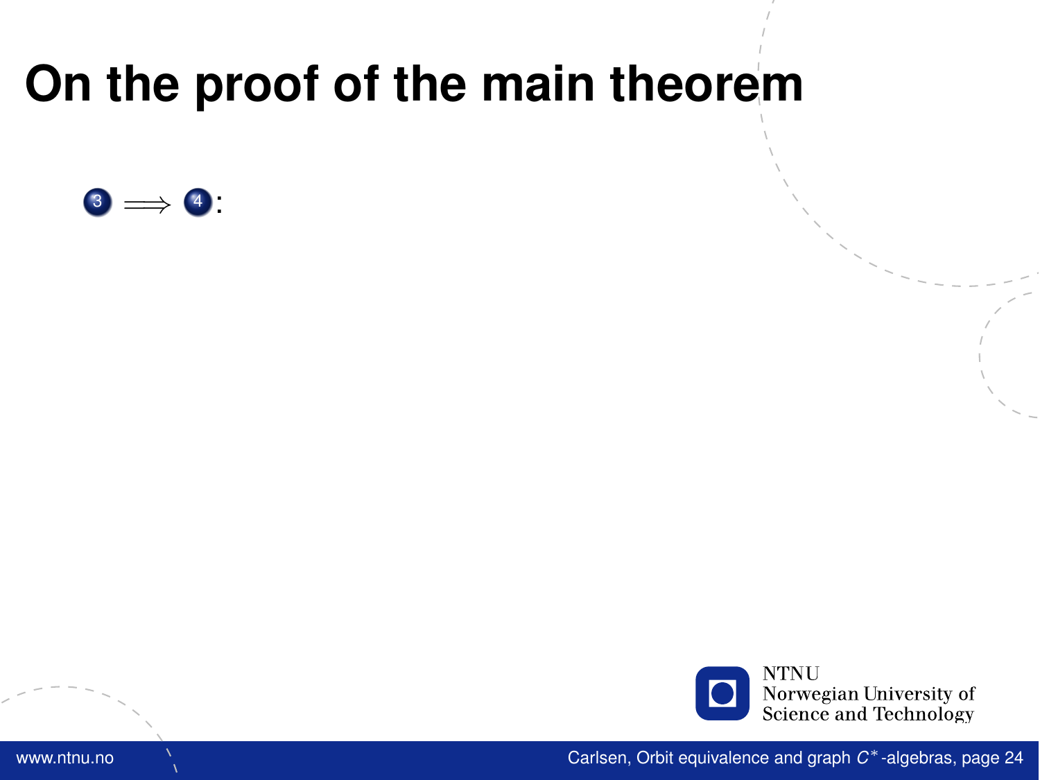# On the proof of the main theorem

3 $\implies$ 4: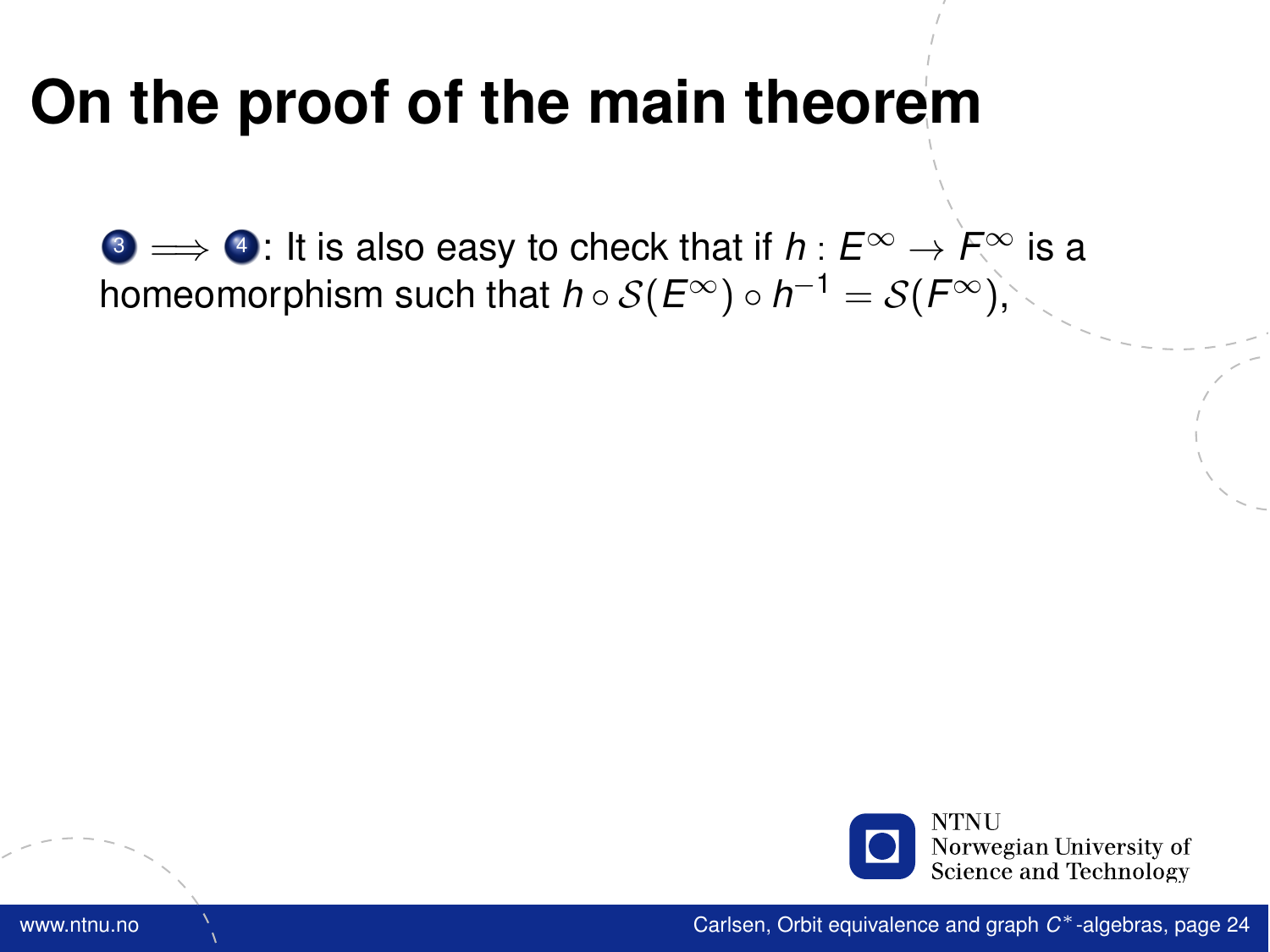# On the proof of the main theorem

(3) $\implies$ (4): It is also easy to check that if $h : E^\infty \to F^\infty$ is a homeomorphism such that $h \circ \mathcal{S}(E^\infty) \circ h^{-1} = \mathcal{S}(F^\infty)$,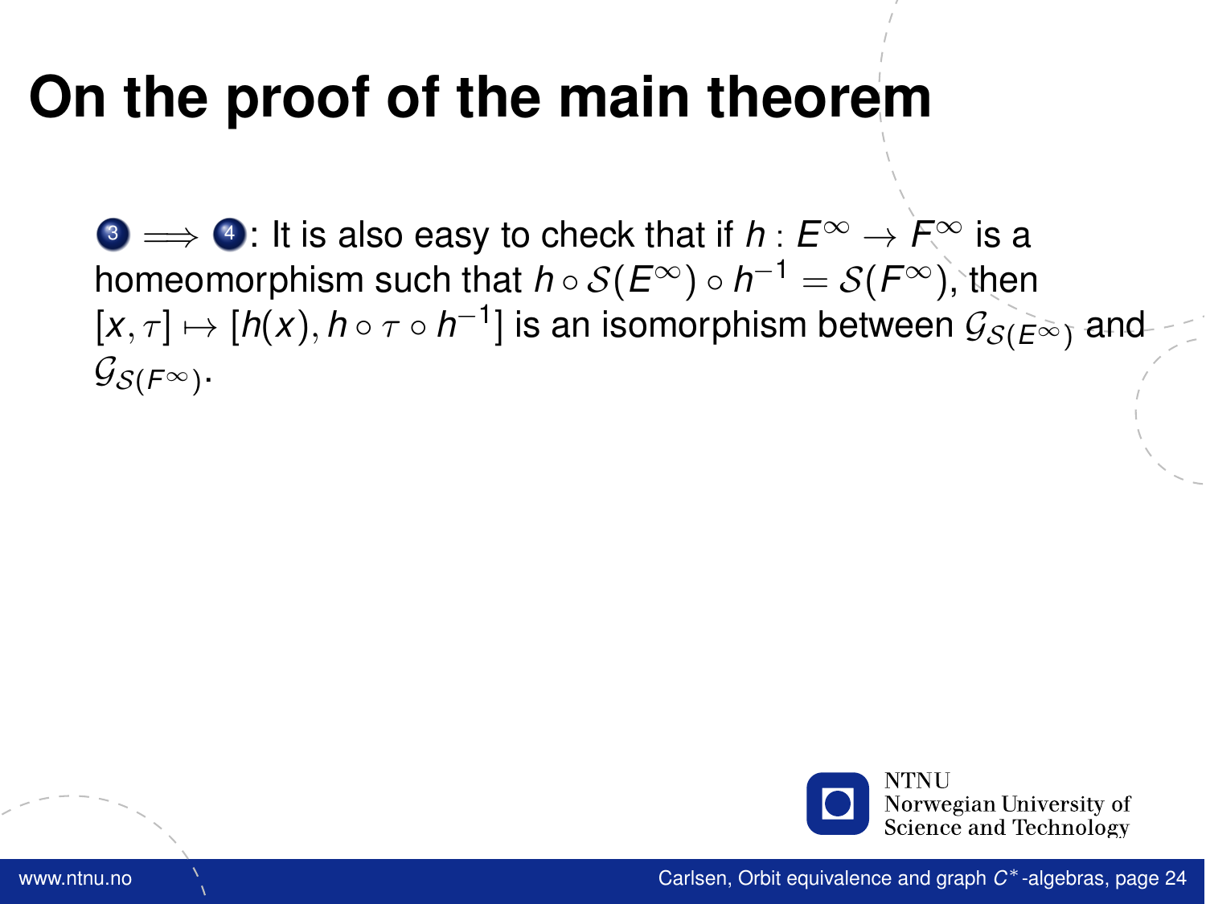# On the proof of the main theorem

3 $\implies$ 4: It is also easy to check that if $h : E^\infty \to F^\infty$ is a homeomorphism such that $h \circ \mathcal{S}(E^\infty) \circ h^{-1} = \mathcal{S}(F^\infty)$, then $[x, \tau] \mapsto [h(x), h \circ \tau \circ h^{-1}]$ is an isomorphism between $\mathcal{G}_{\mathcal{S}(E^\infty)}$ and $\mathcal{G}_{\mathcal{S}(F^\infty)}$.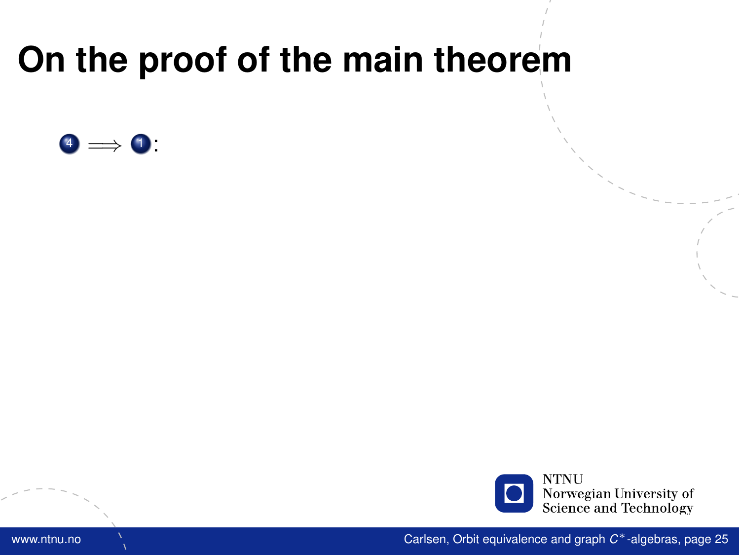# On the proof of the main theorem

4 $\implies$ 1: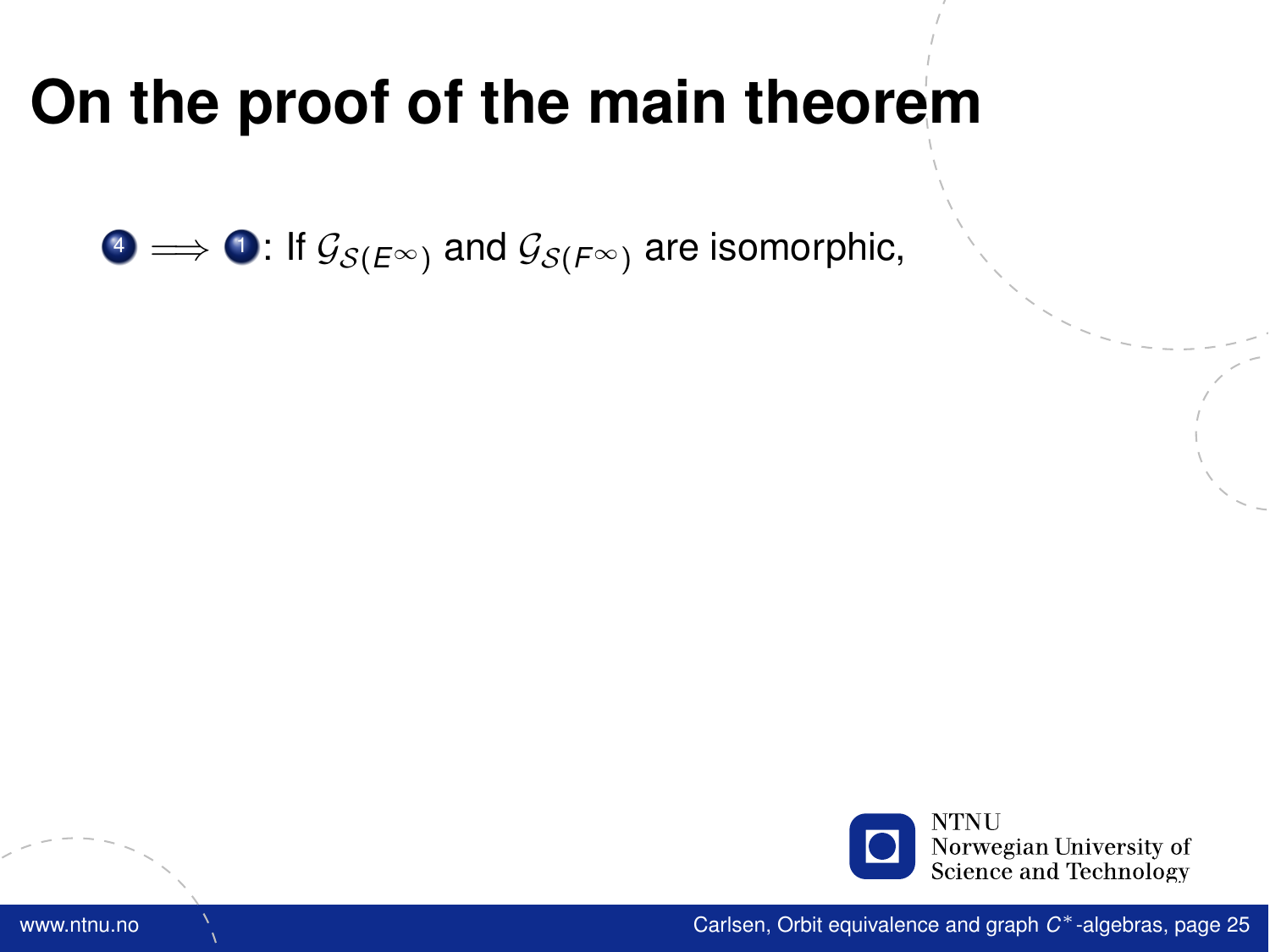# On the proof of the main theorem

4 $\implies$ 1: If $\mathcal{G}_{\mathcal{S}(E^\infty)}$ and $\mathcal{G}_{\mathcal{S}(F^\infty)}$ are isomorphic,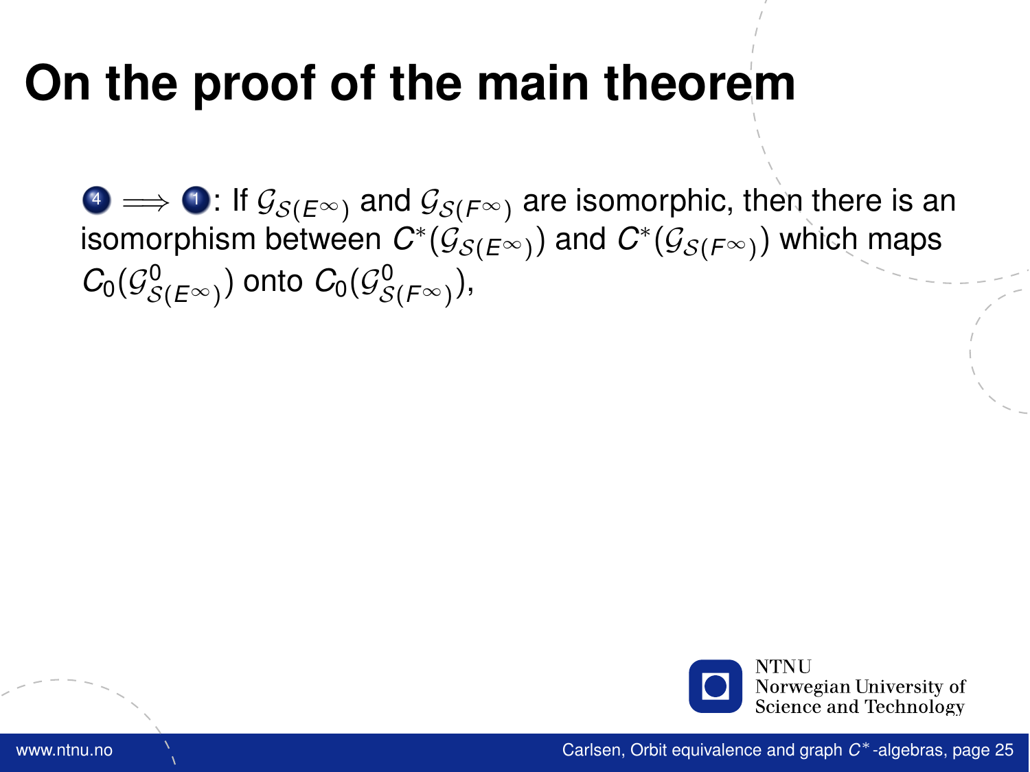# On the proof of the main theorem

4 $\implies$ 1: If $\mathcal{G}_{\mathcal{S}(E^\infty)}$ and $\mathcal{G}_{\mathcal{S}(F^\infty)}$ are isomorphic, then there is an isomorphism between $C^*(\mathcal{G}_{\mathcal{S}(E^\infty)})$ and $C^*(\mathcal{G}_{\mathcal{S}(F^\infty)})$ which maps $C_0(\mathcal{G}^0_{\mathcal{S}(E^\infty)})$ onto $C_0(\mathcal{G}^0_{\mathcal{S}(F^\infty)})$,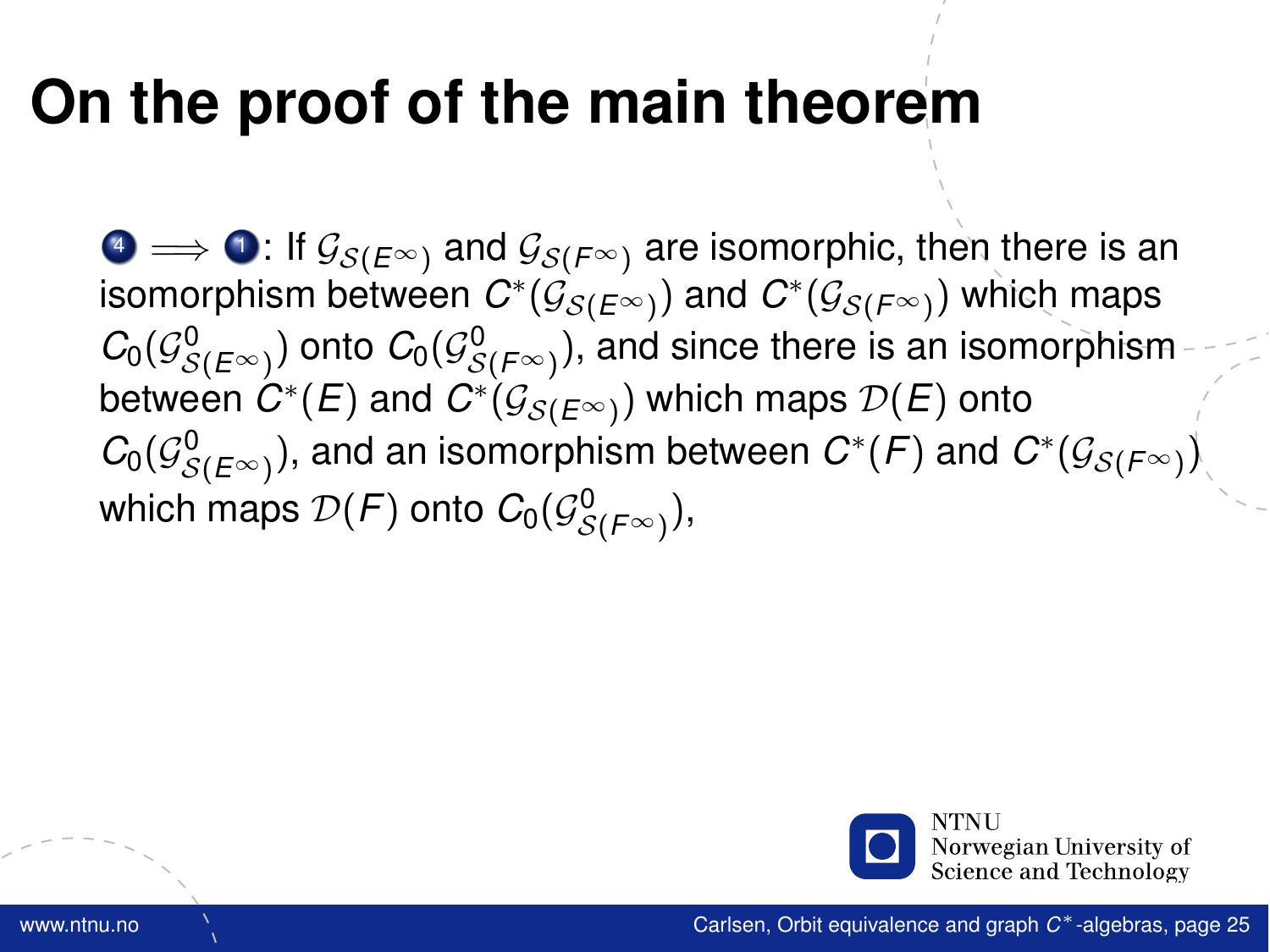# On the proof of the main theorem

4 $\implies$ 1: If $\mathcal{G}_{\mathcal{S}(E^\infty)}$ and $\mathcal{G}_{\mathcal{S}(F^\infty)}$ are isomorphic, then there is an isomorphism between $C^*(\mathcal{G}_{\mathcal{S}(E^\infty)})$ and $C^*(\mathcal{G}_{\mathcal{S}(F^\infty)})$ which maps $C_0(\mathcal{G}^0_{\mathcal{S}(E^\infty)})$ onto $C_0(\mathcal{G}^0_{\mathcal{S}(F^\infty)})$, and since there is an isomorphism between $C^*(E)$ and $C^*(\mathcal{G}_{\mathcal{S}(E^\infty)})$ which maps $\mathcal{D}(E)$ onto $C_0(\mathcal{G}^0_{\mathcal{S}(E^\infty)})$, and an isomorphism between $C^*(F)$ and $C^*(\mathcal{G}_{\mathcal{S}(F^\infty)})$ which maps $\mathcal{D}(F)$ onto $C_0(\mathcal{G}^0_{\mathcal{S}(F^\infty)})$,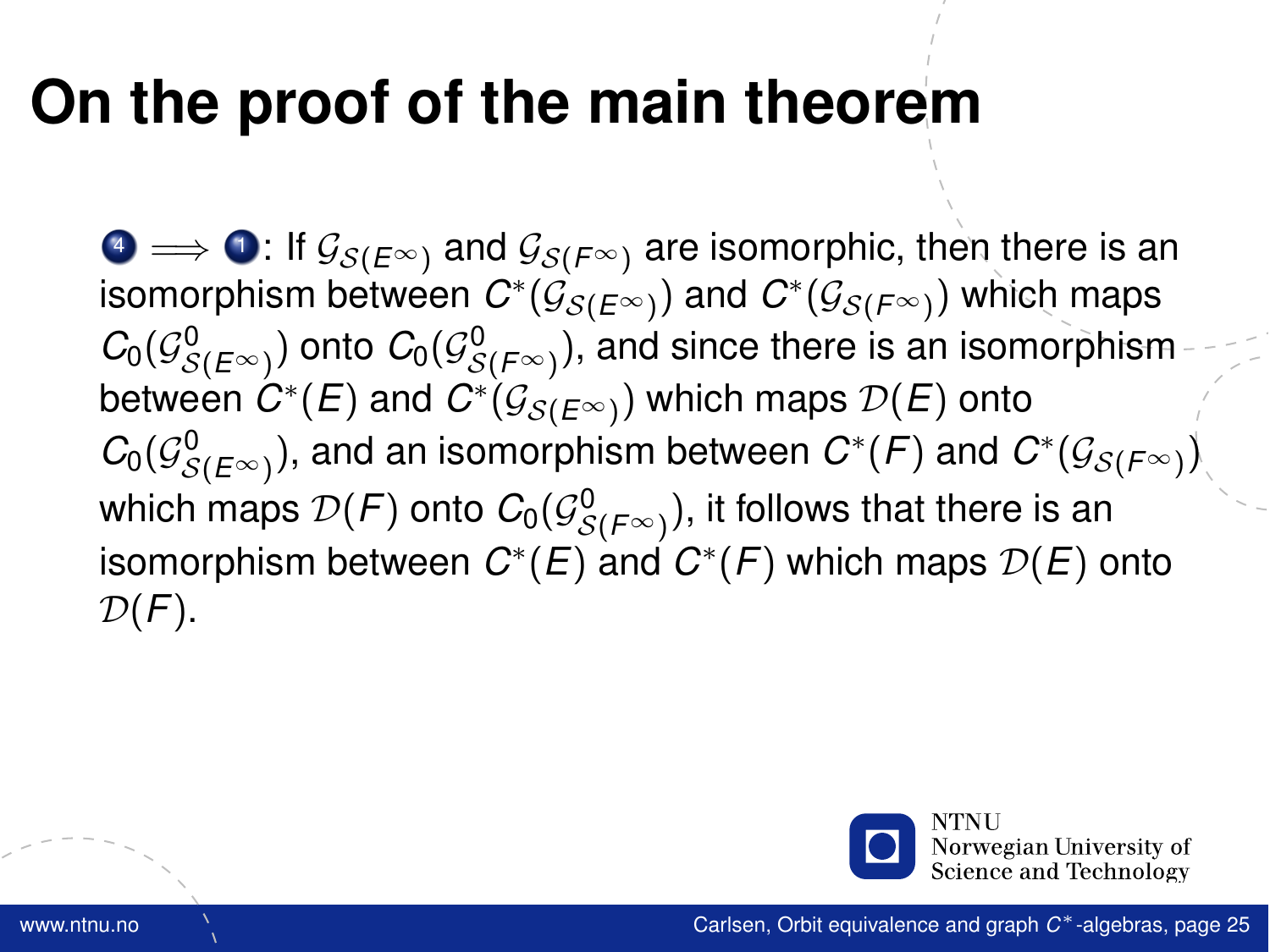# On the proof of the main theorem

4 $\implies$ 1: If $\mathcal{G}_{\mathcal{S}(E^\infty)}$ and $\mathcal{G}_{\mathcal{S}(F^\infty)}$ are isomorphic, then there is an isomorphism between $C^*(\mathcal{G}_{\mathcal{S}(E^\infty)})$ and $C^*(\mathcal{G}_{\mathcal{S}(F^\infty)})$ which maps $C_0(\mathcal{G}^0_{\mathcal{S}(E^\infty)})$ onto $C_0(\mathcal{G}^0_{\mathcal{S}(F^\infty)})$, and since there is an isomorphism between $C^*(E)$ and $C^*(\mathcal{G}_{\mathcal{S}(E^\infty)})$ which maps $\mathcal{D}(E)$ onto $C_0(\mathcal{G}^0_{\mathcal{S}(E^\infty)})$, and an isomorphism between $C^*(F)$ and $C^*(\mathcal{G}_{\mathcal{S}(F^\infty)})$ which maps $\mathcal{D}(F)$ onto $C_0(\mathcal{G}^0_{\mathcal{S}(F^\infty)})$, it follows that there is an isomorphism between $C^*(E)$ and $C^*(F)$ which maps $\mathcal{D}(E)$ onto $\mathcal{D}(F)$.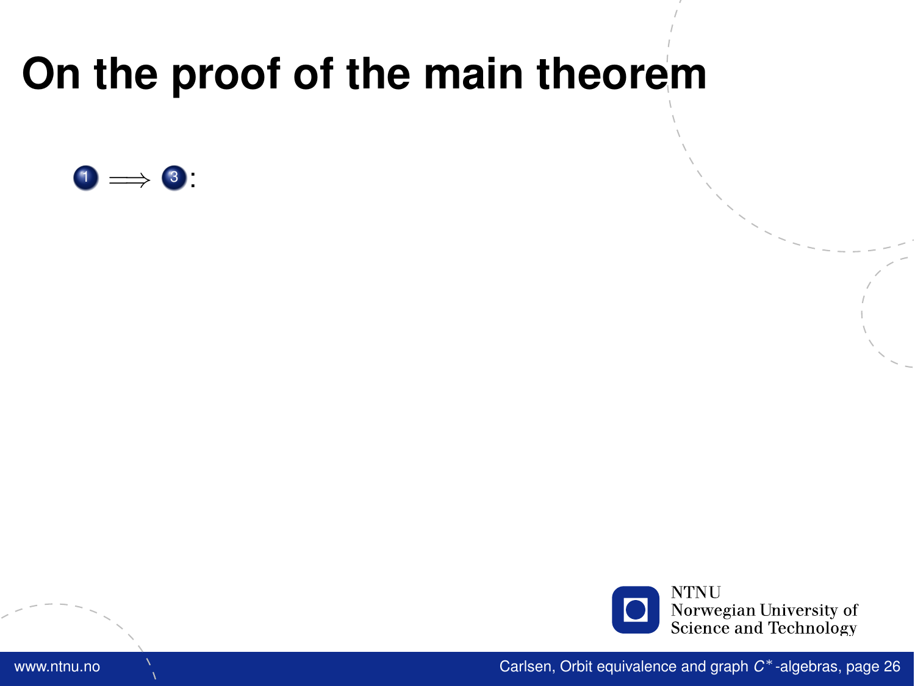# On the proof of the main theorem

1 $\implies$ 3: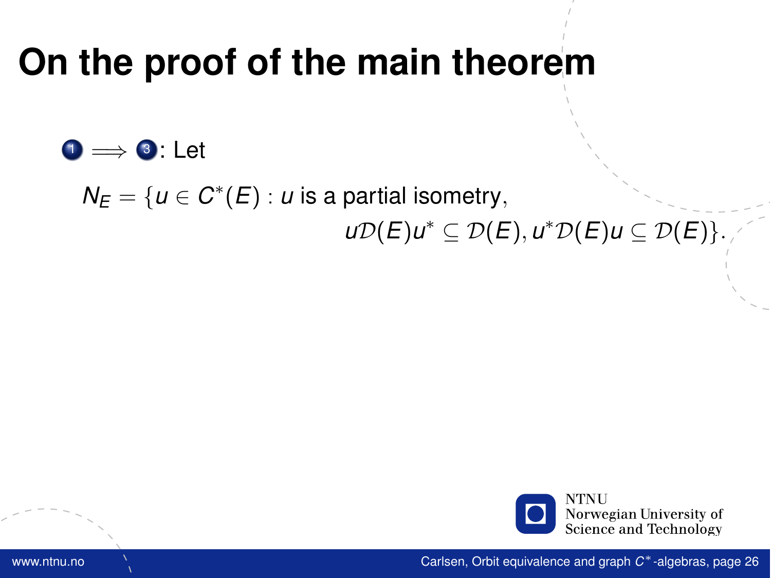# On the proof of the main theorem

1 $\Longrightarrow$ 3: Let

$$N_E = \{u \in C^*(E) : u \text{ is a partial isometry,} \\ u\mathcal{D}(E)u^* \subseteq \mathcal{D}(E), u^*\mathcal{D}(E)u \subseteq \mathcal{D}(E)\}.$$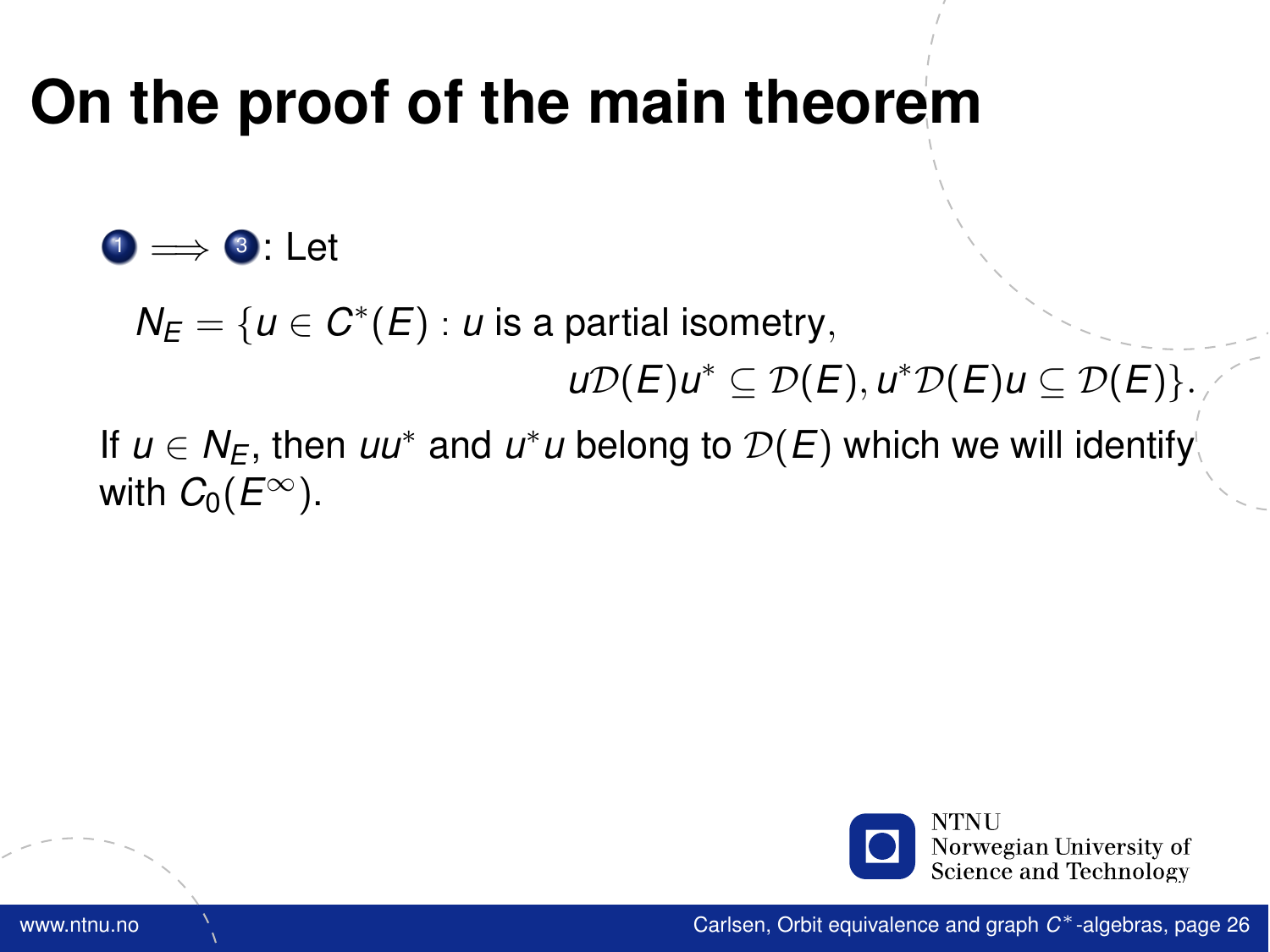# On the proof of the main theorem

(1) $\implies$ (3): Let

$$N_E = \{u \in C^*(E) : u \text{ is a partial isometry}, \\ u\mathcal{D}(E)u^* \subseteq \mathcal{D}(E), u^*\mathcal{D}(E)u \subseteq \mathcal{D}(E)\}.$$

If $u \in N_E$, then $uu^*$ and $u^*u$ belong to $\mathcal{D}(E)$ which we will identify with $C_0(E^\infty)$.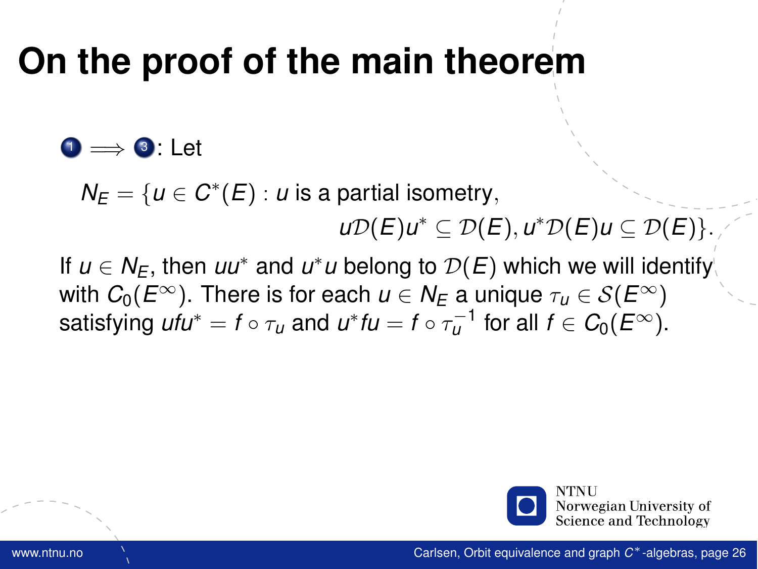# On the proof of the main theorem

1 $\implies$ 3: Let

$$N_E = \{u \in C^*(E) : u \text{ is a partial isometry}, \\ u\mathcal{D}(E)u^* \subseteq \mathcal{D}(E), u^*\mathcal{D}(E)u \subseteq \mathcal{D}(E)\}.$$

If $u \in N_E$, then $uu^*$ and $u^*u$ belong to $\mathcal{D}(E)$ which we will identify with $C_0(E^\infty)$. There is for each $u \in N_E$ a unique $\tau_u \in \mathcal{S}(E^\infty)$ satisfying $ufu^* = f \circ \tau_u$ and $u^*fu = f \circ \tau_u^{-1}$ for all $f \in C_0(E^\infty)$.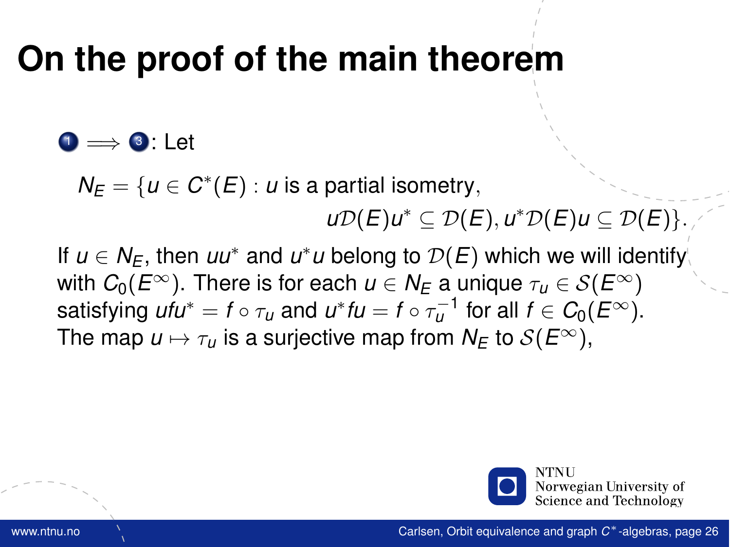# On the proof of the main theorem

(1) $\implies$ (3): Let

$$N_E = \{u \in C^*(E) : u \text{ is a partial isometry}, \\ u\mathcal{D}(E)u^* \subseteq \mathcal{D}(E), u^*\mathcal{D}(E)u \subseteq \mathcal{D}(E)\}.$$

If $u \in N_E$, then $uu^*$ and $u^*u$ belong to $\mathcal{D}(E)$ which we will identify with $C_0(E^\infty)$. There is for each $u \in N_E$ a unique $\tau_u \in \mathcal{S}(E^\infty)$ satisfying $ufu^* = f \circ \tau_u$ and $u^*fu = f \circ \tau_u^{-1}$ for all $f \in C_0(E^\infty)$. The map $u \mapsto \tau_u$ is a surjective map from $N_E$ to $\mathcal{S}(E^\infty)$,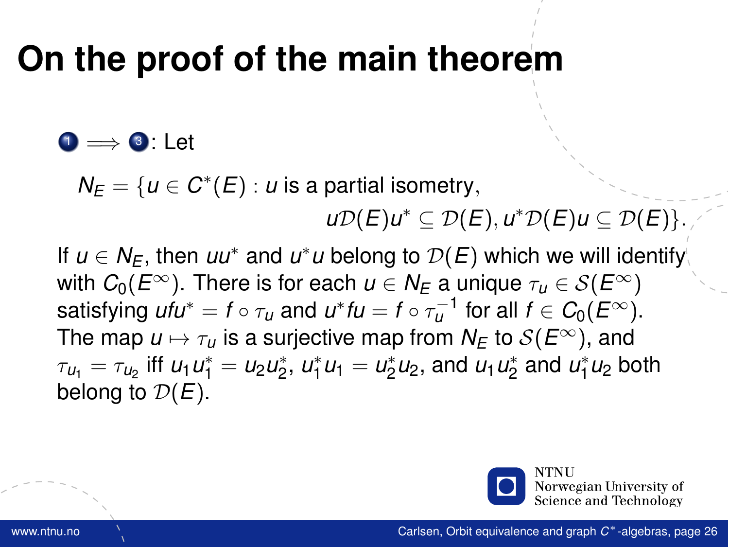# On the proof of the main theorem

1 $\implies$ 3: Let

$$N_E = \{u \in C^*(E) : u \text{ is a partial isometry}, \\ u\mathcal{D}(E)u^* \subseteq \mathcal{D}(E), u^*\mathcal{D}(E)u \subseteq \mathcal{D}(E)\}.$$

If $u \in N_E$, then $uu^*$ and $u^*u$ belong to $\mathcal{D}(E)$ which we will identify with $C_0(E^\infty)$. There is for each $u \in N_E$ a unique $\tau_u \in \mathcal{S}(E^\infty)$ satisfying $ufu^* = f \circ \tau_u$ and $u^*fu = f \circ \tau_u^{-1}$ for all $f \in C_0(E^\infty)$. The map $u \mapsto \tau_u$ is a surjective map from $N_E$ to $\mathcal{S}(E^\infty)$, and $\tau_{u_1} = \tau_{u_2}$ iff $u_1u_1^* = u_2u_2^*$, $u_1^*u_1 = u_2^*u_2$, and $u_1u_2^*$ and $u_1^*u_2$ both belong to $\mathcal{D}(E)$.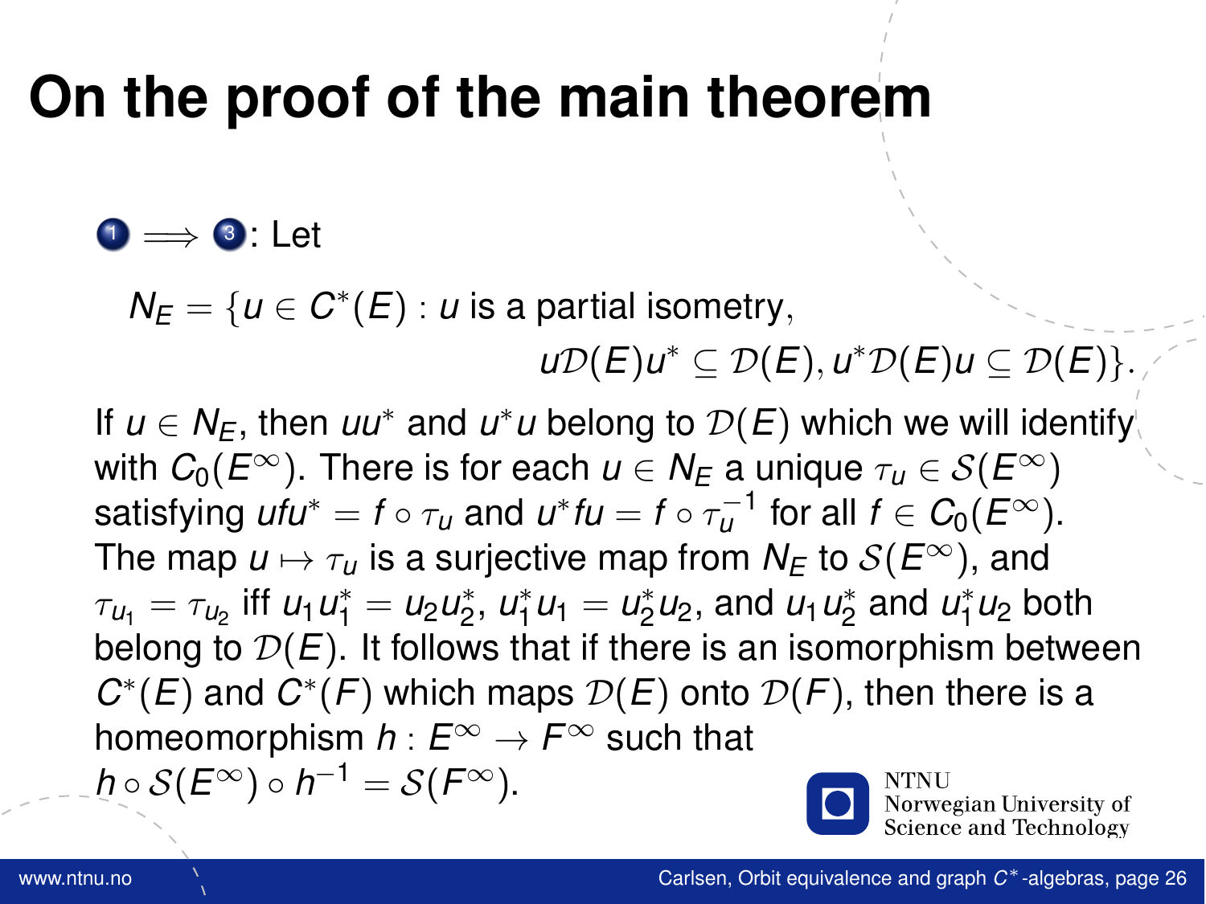# On the proof of the main theorem

1 $\implies$ 3: Let

$$N_E = \{u \in C^*(E) : u \text{ is a partial isometry}, \\ u\mathcal{D}(E)u^* \subseteq \mathcal{D}(E), u^*\mathcal{D}(E)u \subseteq \mathcal{D}(E)\}.$$

If $u \in N_E$, then $uu^*$ and $u^*u$ belong to $\mathcal{D}(E)$ which we will identify with $C_0(E^\infty)$. There is for each $u \in N_E$ a unique $\tau_u \in \mathcal{S}(E^\infty)$ satisfying $ufu^* = f \circ \tau_u$ and $u^*fu = f \circ \tau_u^{-1}$ for all $f \in C_0(E^\infty)$. The map $u \mapsto \tau_u$ is a surjective map from $N_E$ to $\mathcal{S}(E^\infty)$, and $\tau_{u_1} = \tau_{u_2}$ iff $u_1u_1^* = u_2u_2^*$, $u_1^*u_1 = u_2^*u_2$, and $u_1u_2^*$ and $u_1^*u_2$ both belong to $\mathcal{D}(E)$. It follows that if there is an isomorphism between $C^*(E)$ and $C^*(F)$ which maps $\mathcal{D}(E)$ onto $\mathcal{D}(F)$, then there is a homeomorphism $h : E^\infty \to F^\infty$ such that $h \circ \mathcal{S}(E^\infty) \circ h^{-1} = \mathcal{S}(F^\infty)$.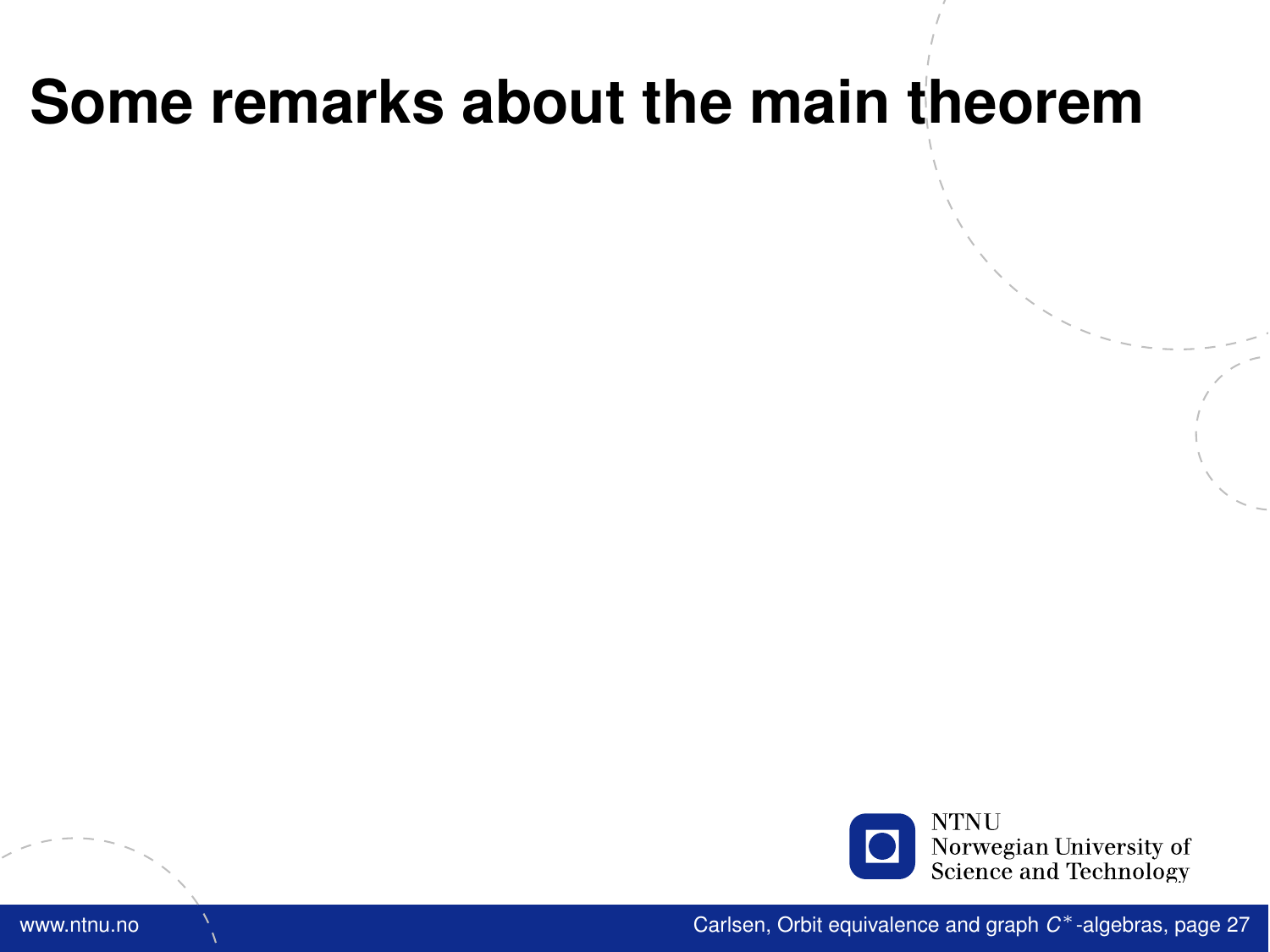# Some remarks about the main theorem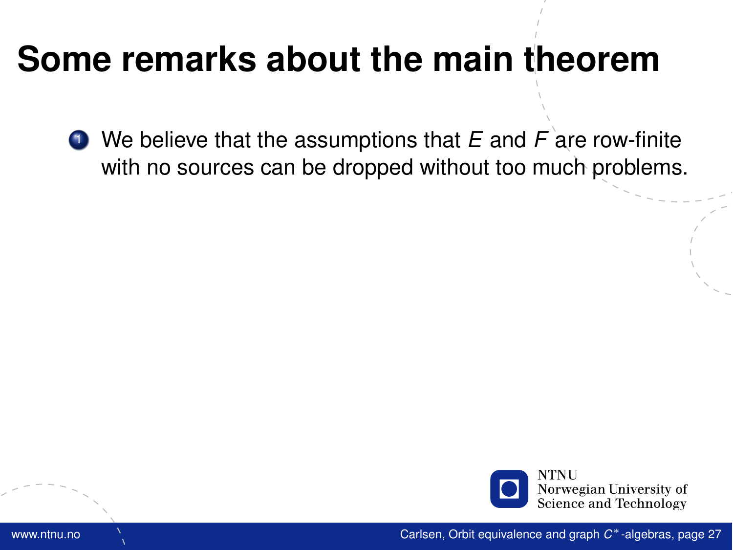# Some remarks about the main theorem

1. We believe that the assumptions that $E$ and $F$ are row-finite with no sources can be dropped without too much problems.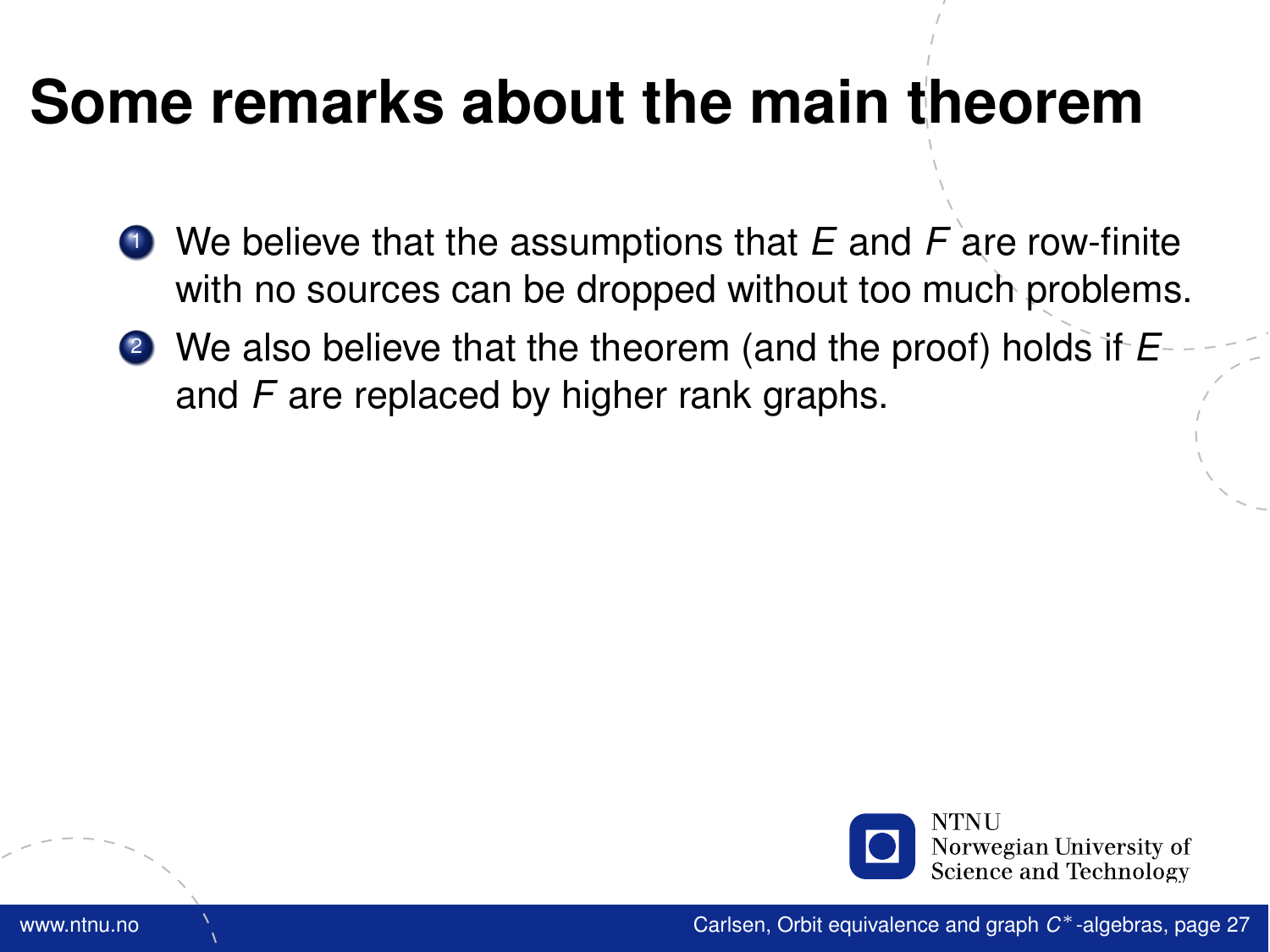# Some remarks about the main theorem

1. We believe that the assumptions that $E$ and $F$ are row-finite with no sources can be dropped without too much problems.
2. We also believe that the theorem (and the proof) holds if $E$ and $F$ are replaced by higher rank graphs.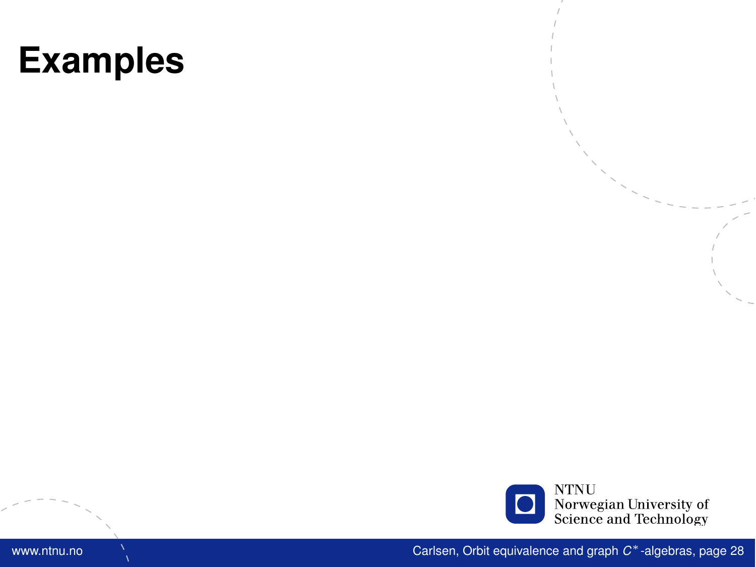# Examples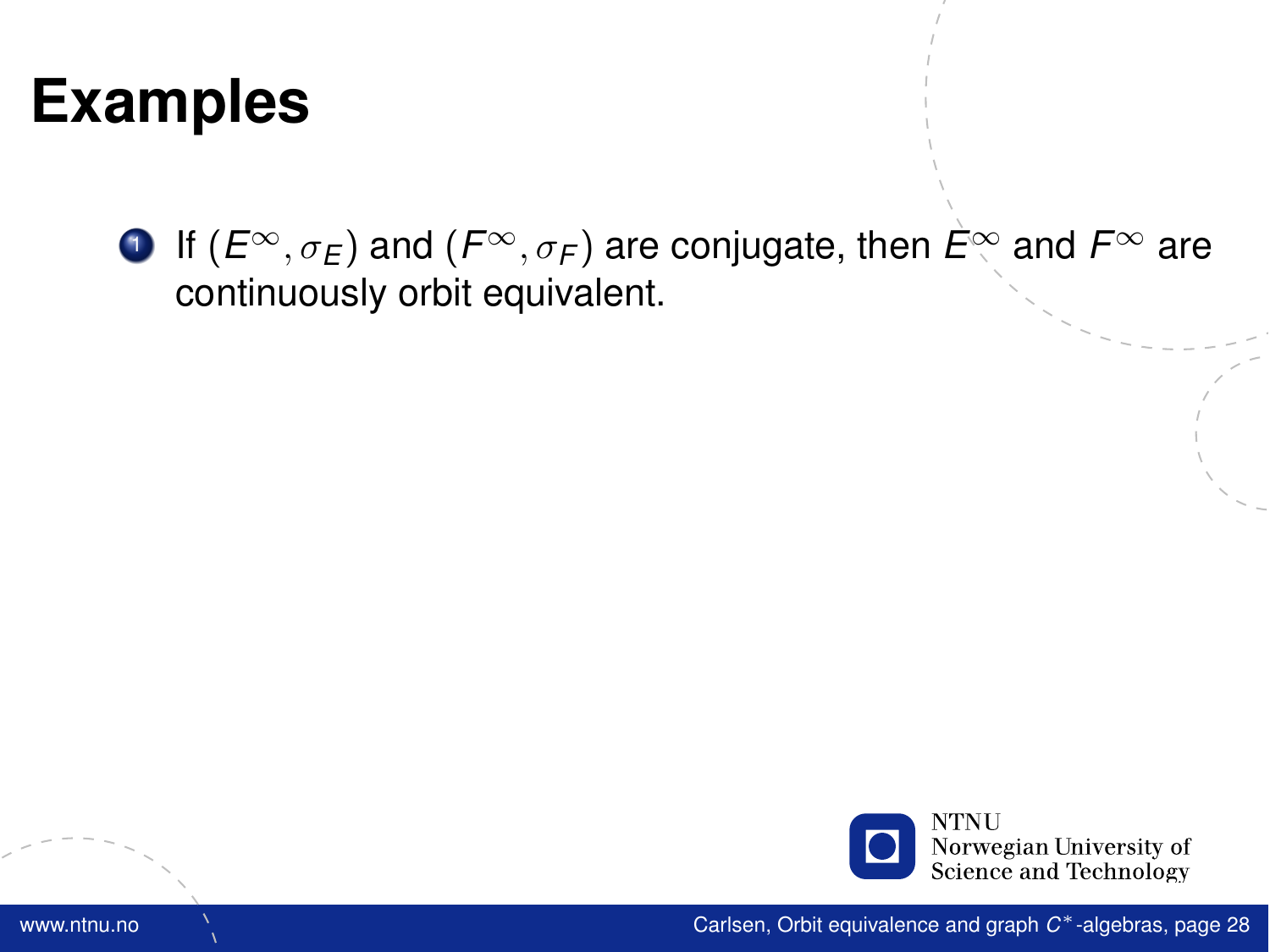# Examples

1. If $(E^\infty, \sigma_E)$ and $(F^\infty, \sigma_F)$ are conjugate, then $E^\infty$ and $F^\infty$ are continuously orbit equivalent.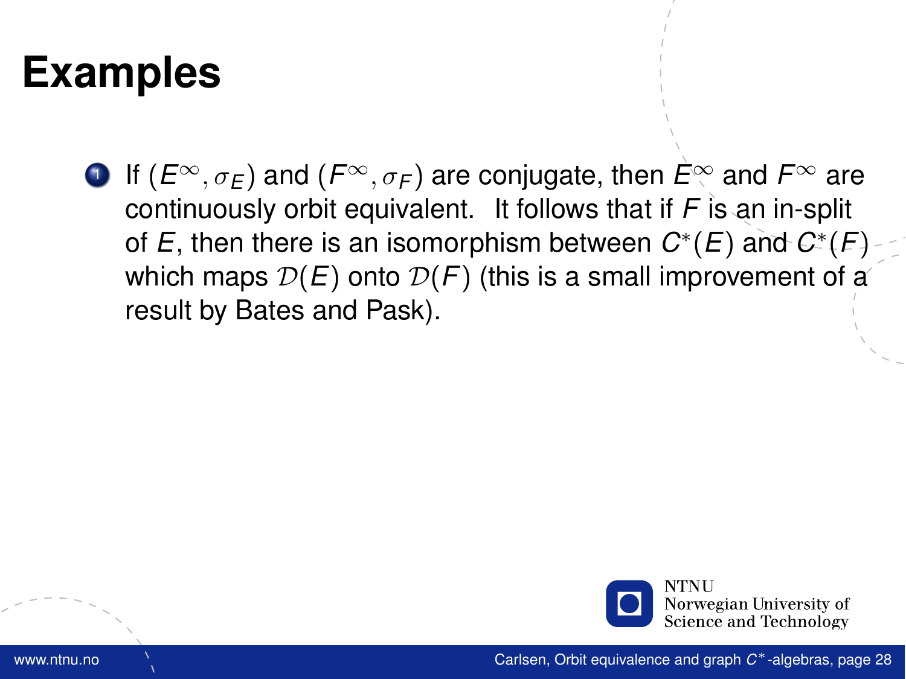# Examples

1. If $(E^\infty, \sigma_E)$ and $(F^\infty, \sigma_F)$ are conjugate, then $E^\infty$ and $F^\infty$ are continuously orbit equivalent. It follows that if $F$ is an in-split of $E$, then there is an isomorphism between $C^*(E)$ and $C^*(F)$ which maps $\mathcal{D}(E)$ onto $\mathcal{D}(F)$ (this is a small improvement of a result by Bates and Pask).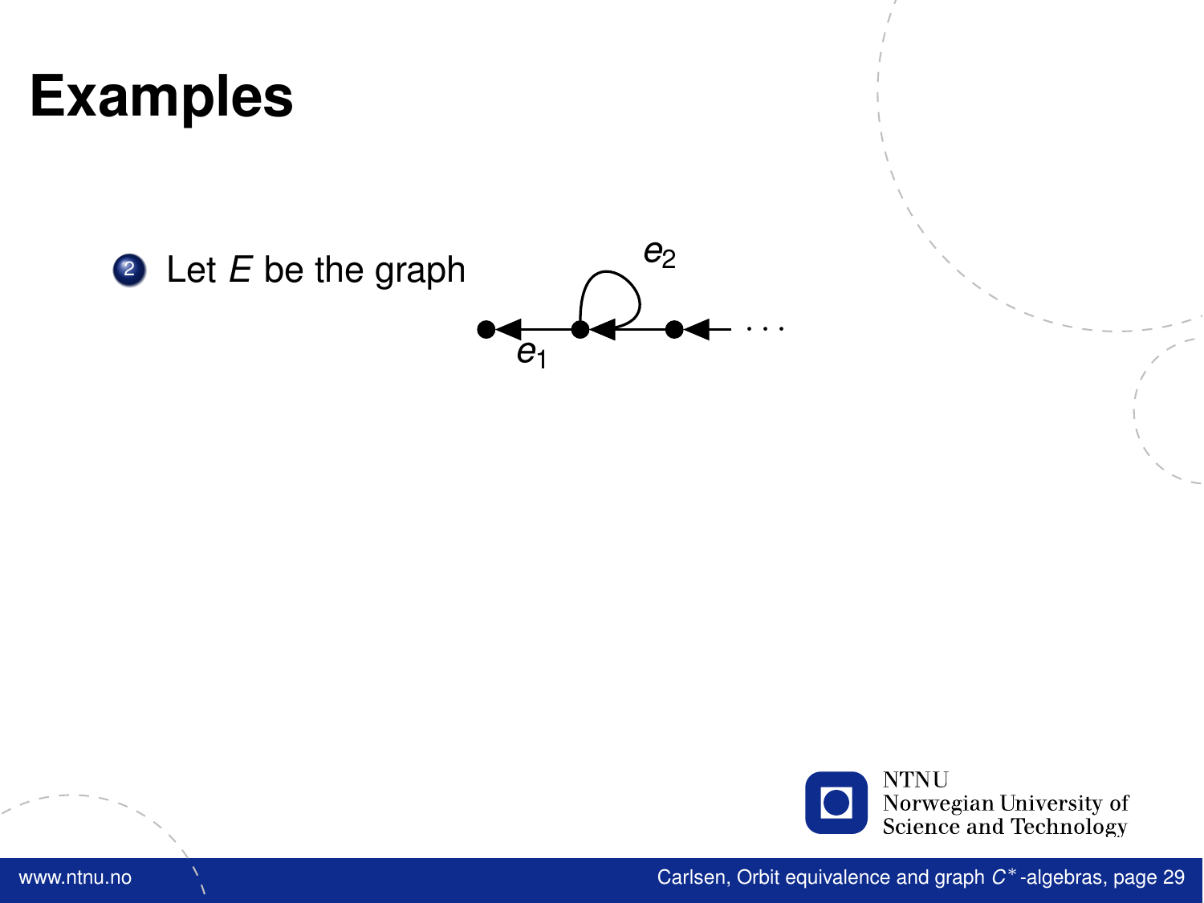# Examples

2. Let $E$ be the graph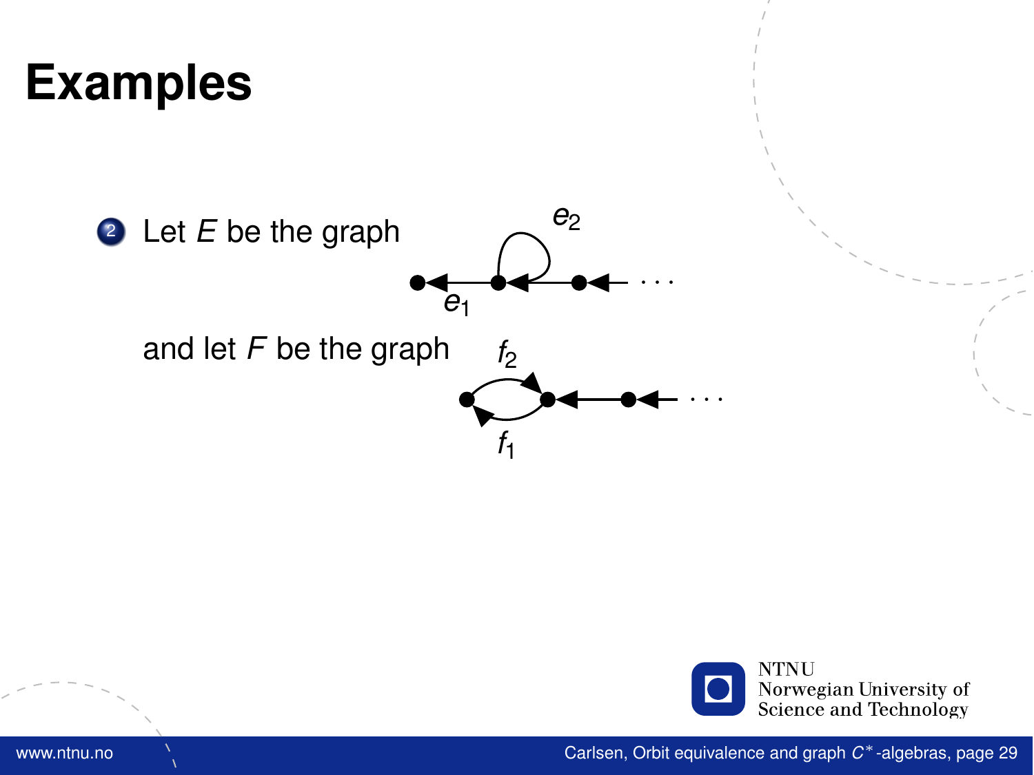# Examples

2. Let $E$ be the graph

and let $F$ be the graph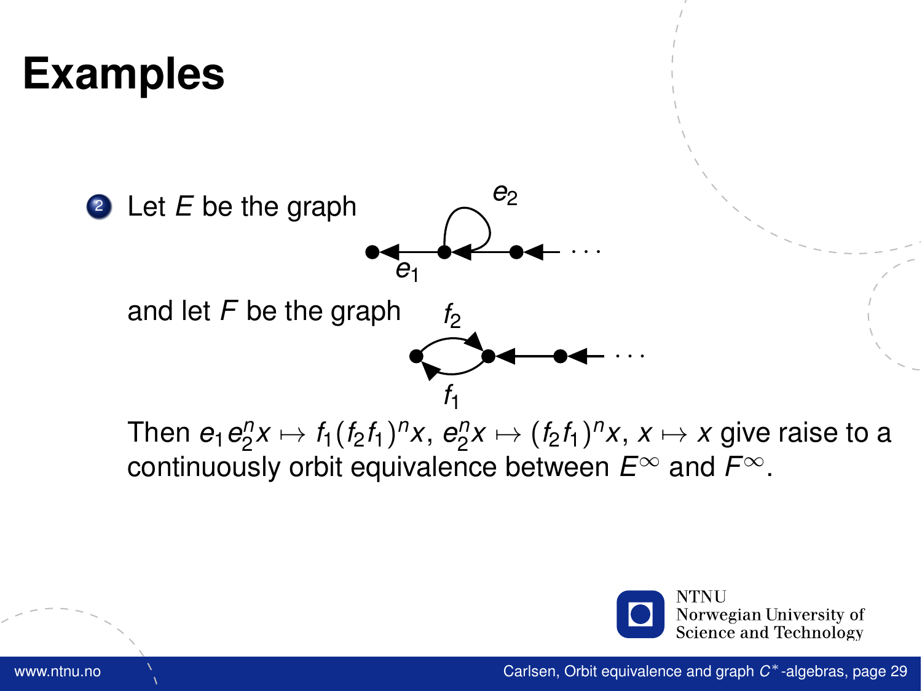# Examples

2. Let $E$ be the graph

and let $F$ be the graph

Then $e_1 e_2^n x \mapsto f_1(f_2 f_1)^n x$, $e_2^n x \mapsto (f_2 f_1)^n x$, $x \mapsto x$ give raise to a continuously orbit equivalence between $E^\infty$ and $F^\infty$.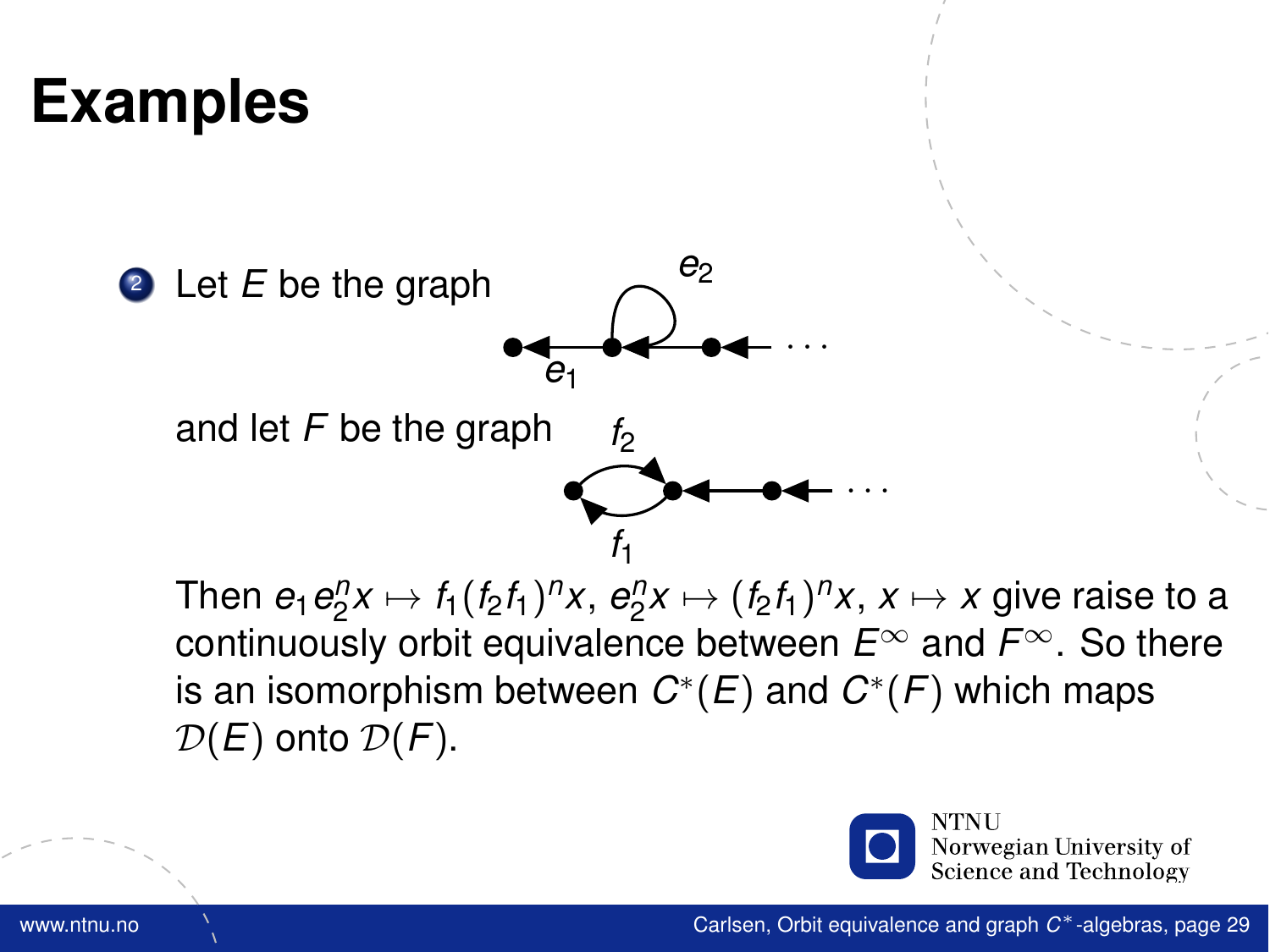# Examples

2. Let $E$ be the graph

   and let $F$ be the graph

   Then $e_1 e_2^n x \mapsto f_1(f_2 f_1)^n x$, $e_2^n x \mapsto (f_2 f_1)^n x$, $x \mapsto x$ give raise to a continuously orbit equivalence between $E^\infty$ and $F^\infty$. So there is an isomorphism between $C^*(E)$ and $C^*(F)$ which maps $\mathcal{D}(E)$ onto $\mathcal{D}(F)$.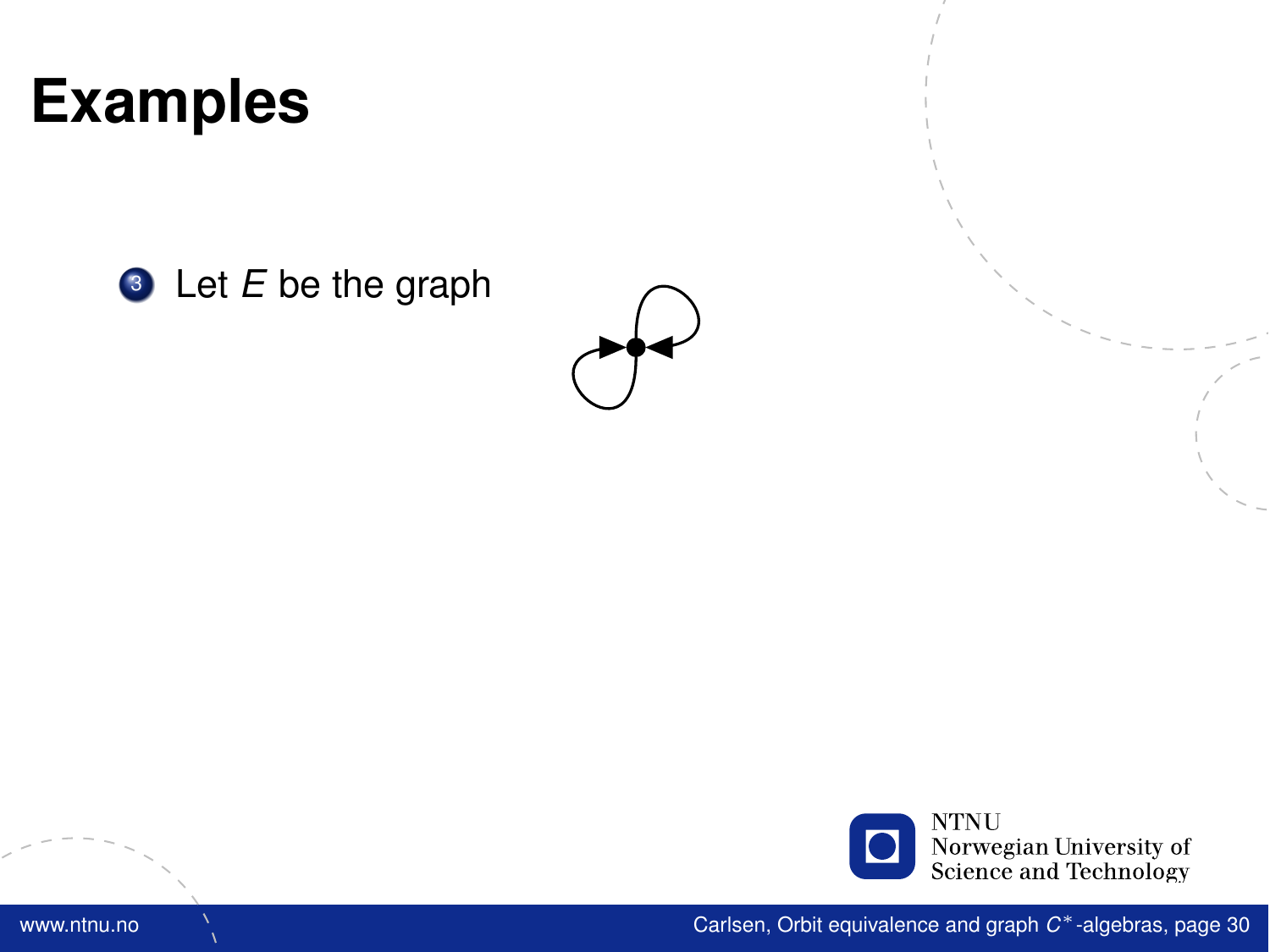# Examples

3. Let $E$ be the graph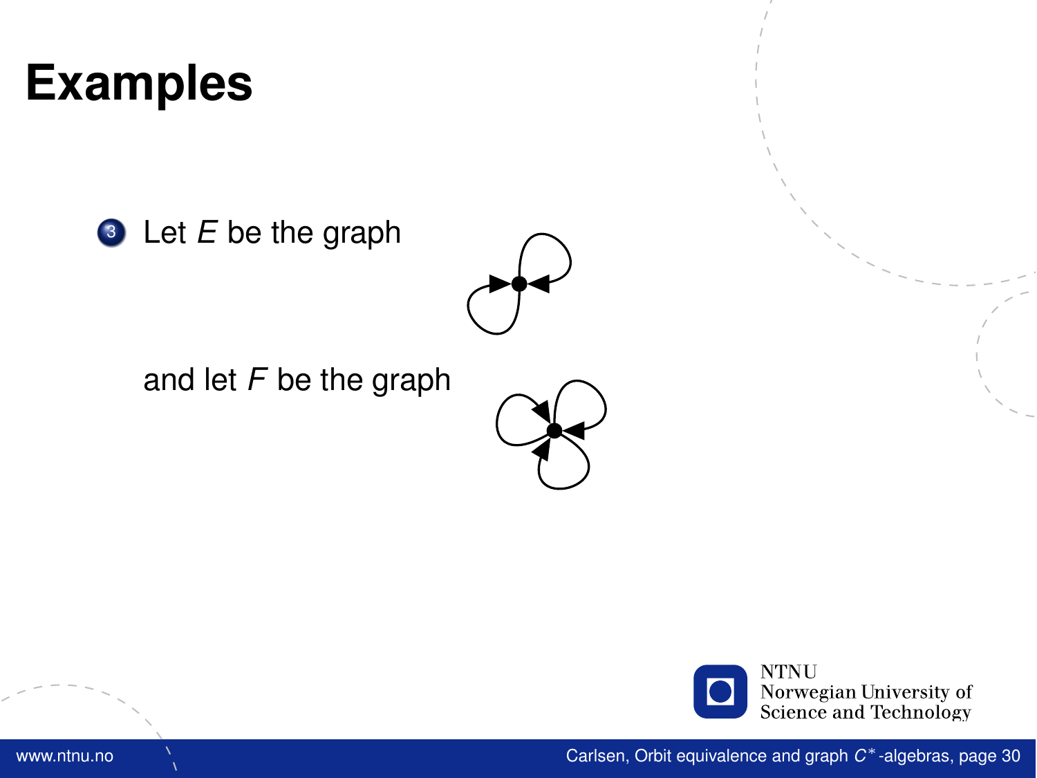# Examples

3. Let $E$ be the graph

   and let $F$ be the graph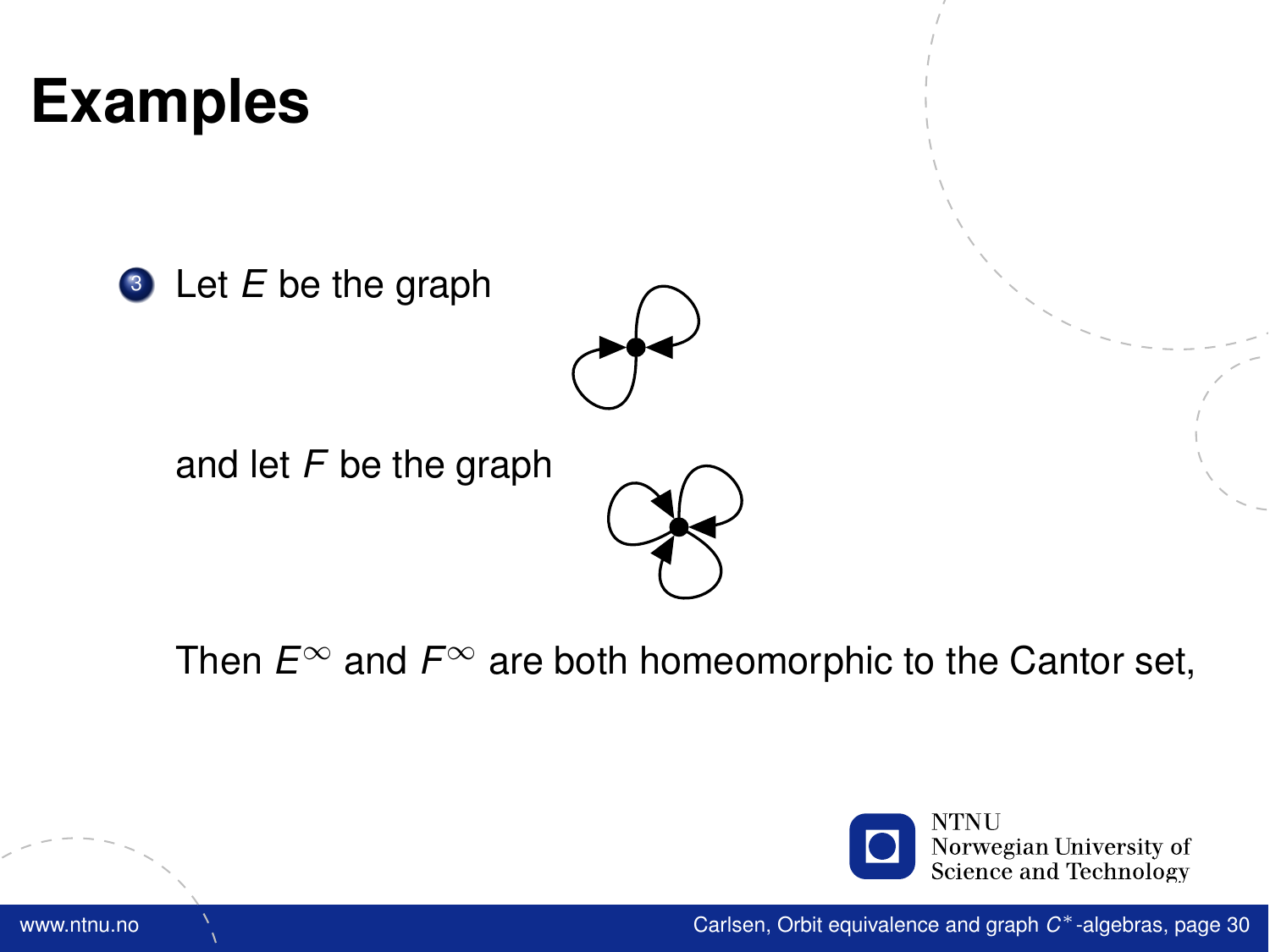# Examples

3. Let $E$ be the graph

   and let $F$ be the graph

   Then $E^\infty$ and $F^\infty$ are both homeomorphic to the Cantor set,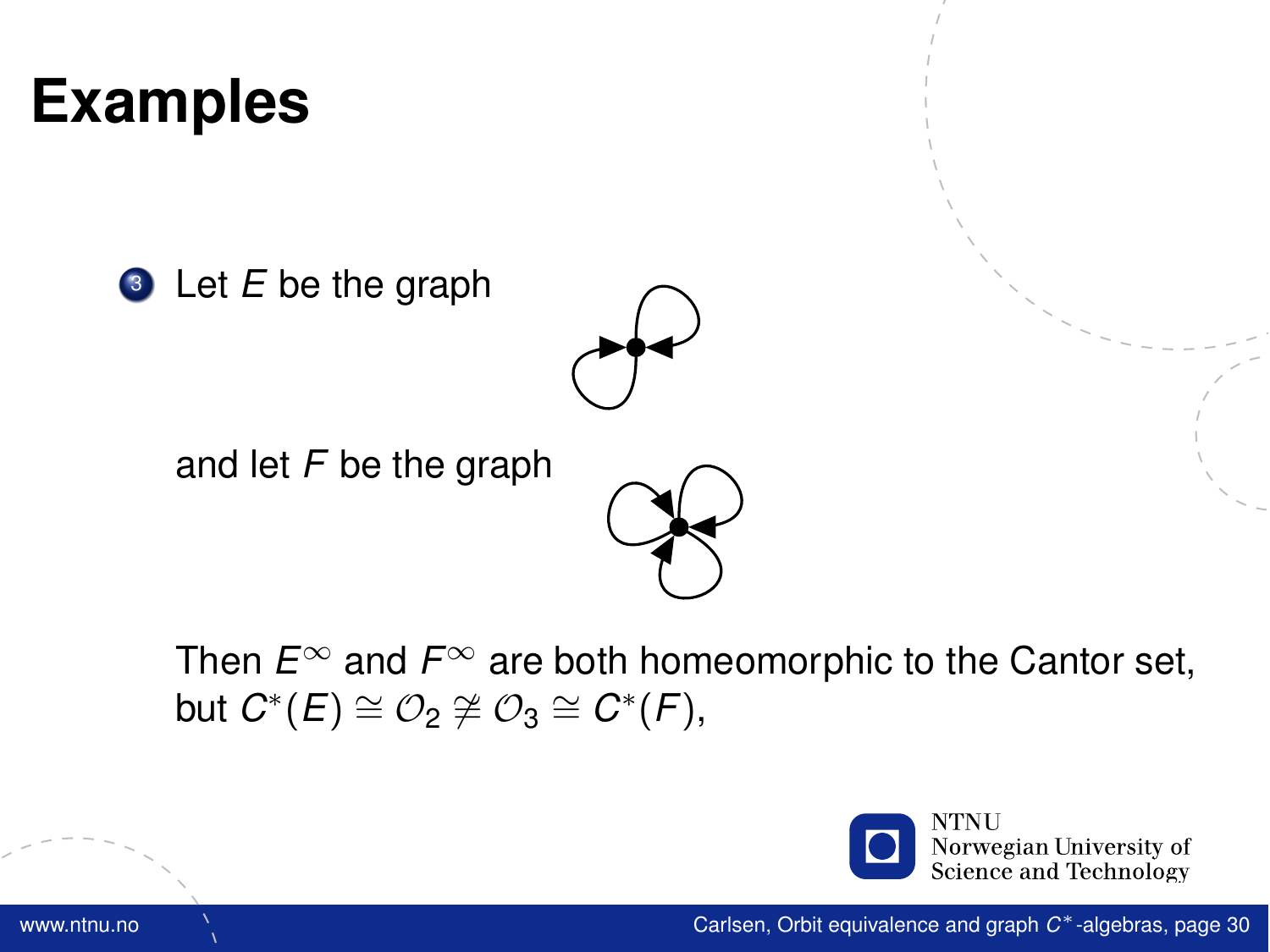# Examples

3. Let $E$ be the graph

   and let $F$ be the graph

   Then $E^\infty$ and $F^\infty$ are both homeomorphic to the Cantor set, but $C^*(E) \cong \mathcal{O}_2 \ncong \mathcal{O}_3 \cong C^*(F)$,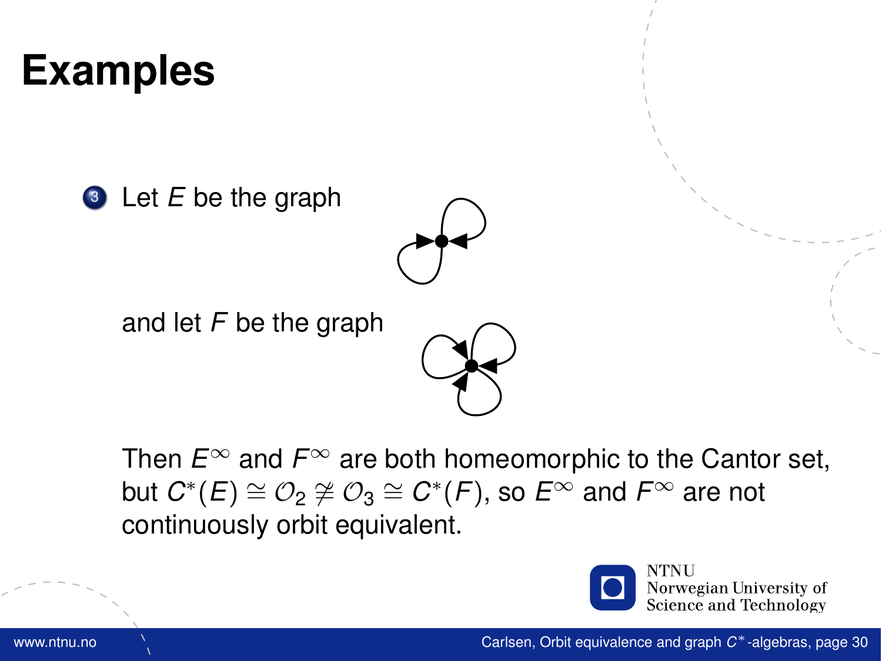# Examples

3. Let $E$ be the graph

   and let $F$ be the graph

   Then $E^\infty$ and $F^\infty$ are both homeomorphic to the Cantor set, but $C^*(E) \cong \mathcal{O}_2 \not\cong \mathcal{O}_3 \cong C^*(F)$, so $E^\infty$ and $F^\infty$ are not continuously orbit equivalent.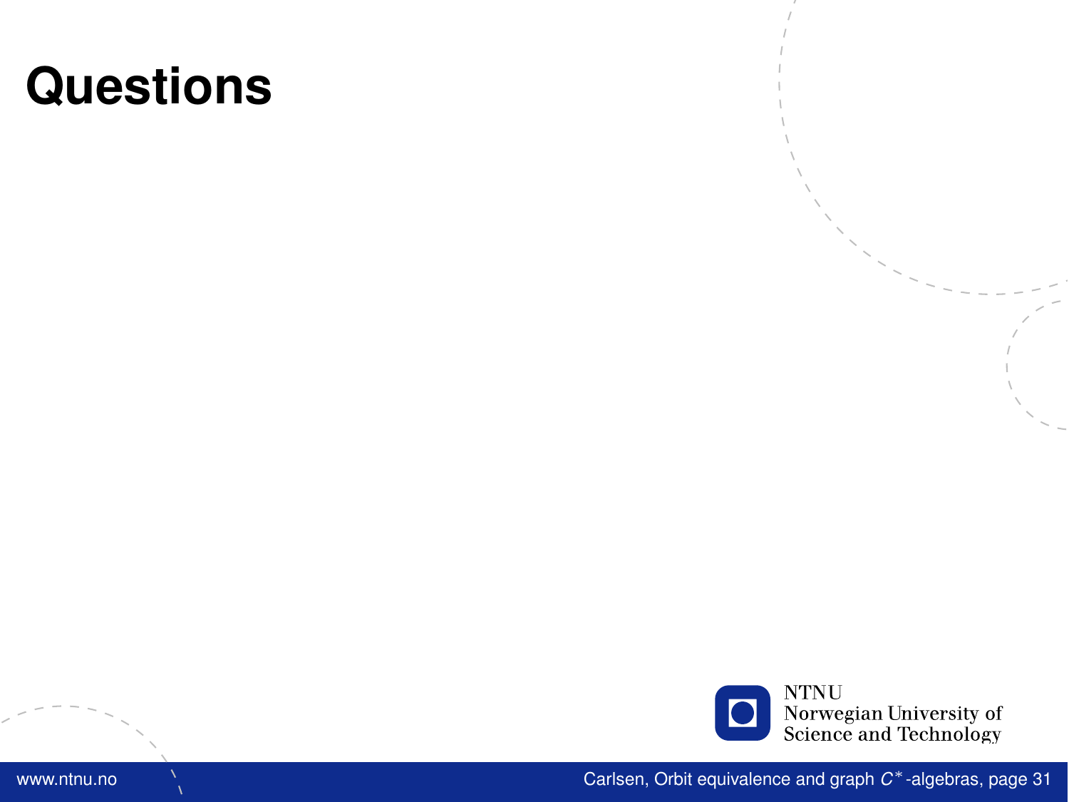# Questions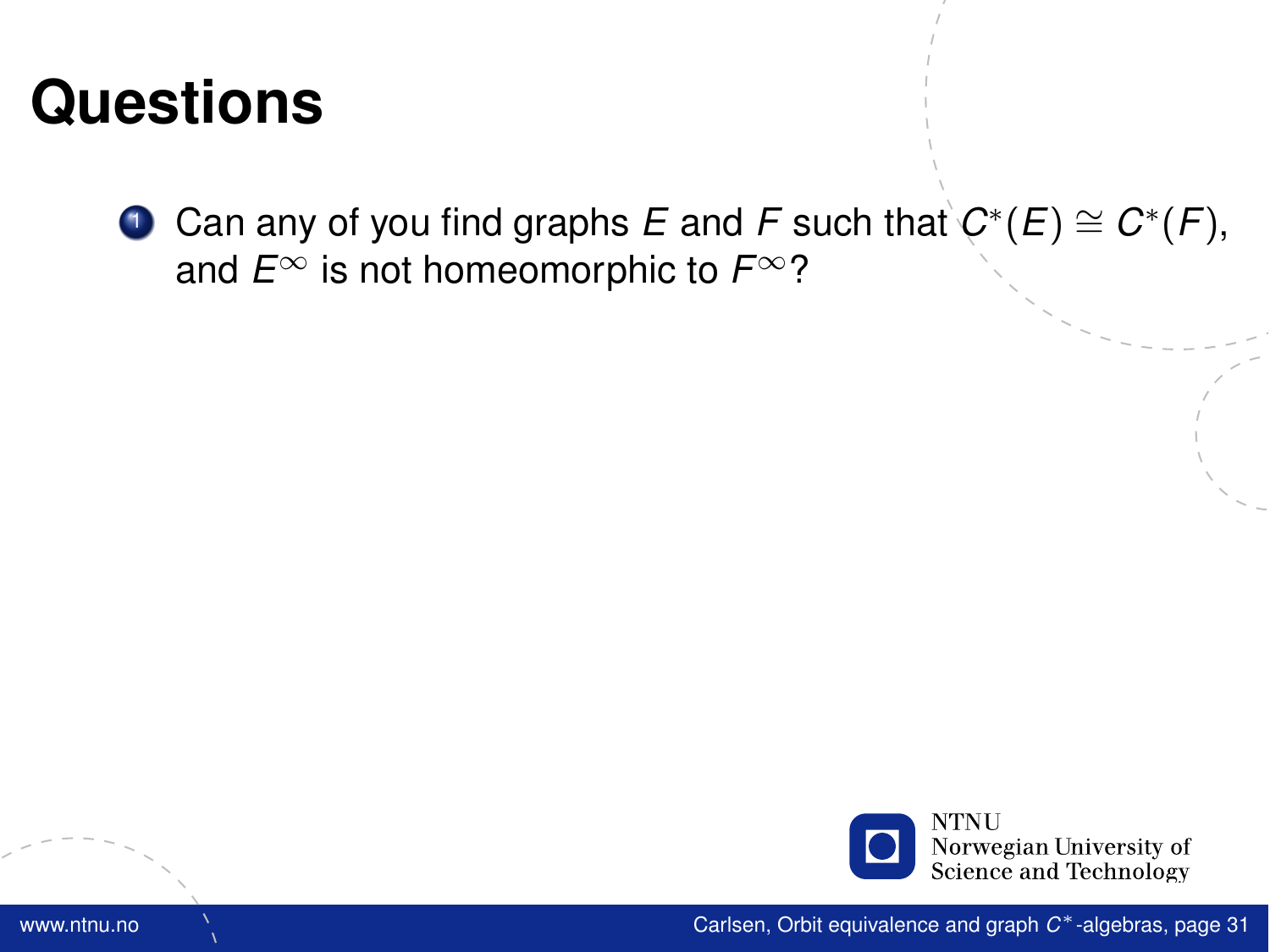# Questions

1. Can any of you find graphs $E$ and $F$ such that $C^*(E) \cong C^*(F)$, and $E^\infty$ is not homeomorphic to $F^\infty$?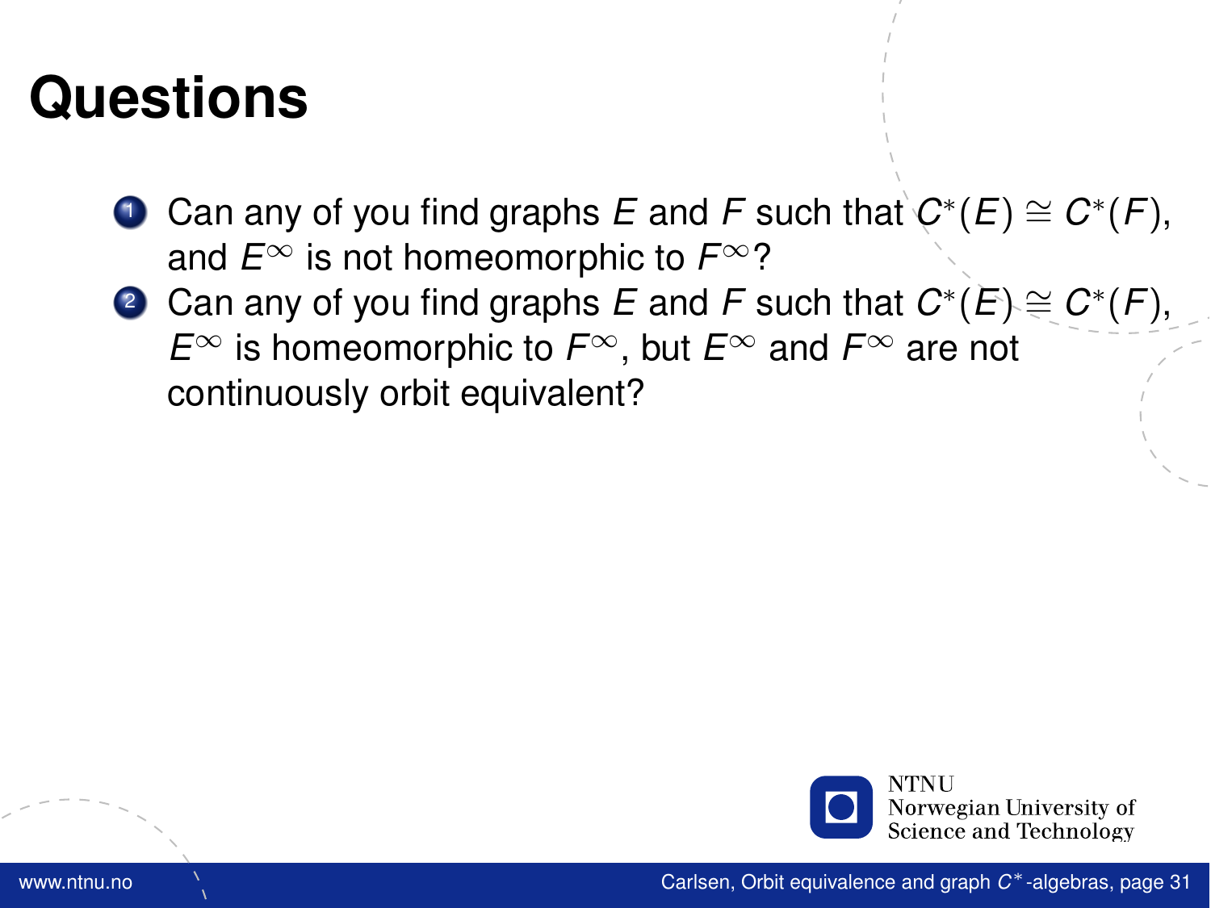# Questions

1. Can any of you find graphs $E$ and $F$ such that $C^*(E) \cong C^*(F)$, and $E^\infty$ is not homeomorphic to $F^\infty$?
2. Can any of you find graphs $E$ and $F$ such that $C^*(E) \cong C^*(F)$, $E^\infty$ is homeomorphic to $F^\infty$, but $E^\infty$ and $F^\infty$ are not continuously orbit equivalent?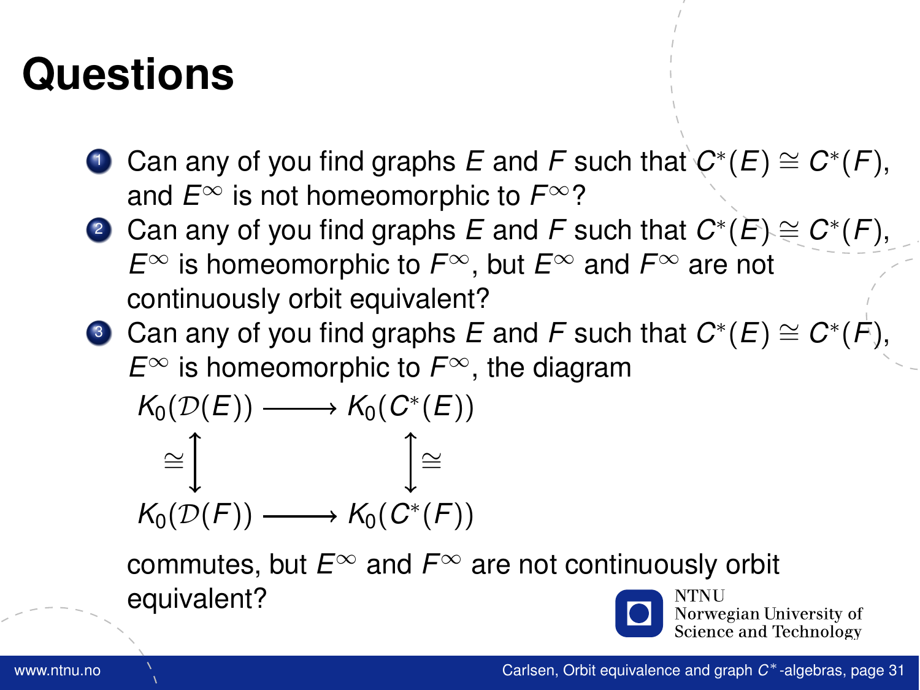# Questions

1. Can any of you find graphs $E$ and $F$ such that $C^*(E) \cong C^*(F)$, and $E^\infty$ is not homeomorphic to $F^\infty$?
2. Can any of you find graphs $E$ and $F$ such that $C^*(E) \cong C^*(F)$, $E^\infty$ is homeomorphic to $F^\infty$, but $E^\infty$ and $F^\infty$ are not continuously orbit equivalent?
3. Can any of you find graphs $E$ and $F$ such that $C^*(E) \cong C^*(F)$, $E^\infty$ is homeomorphic to $F^\infty$, the diagram

$$\begin{array}{ccc} K_0(\mathcal{D}(E)) & \longrightarrow & K_0(C^*(E)) \\ \cong\updownarrow & & \updownarrow\cong \\ K_0(\mathcal{D}(F)) & \longrightarrow & K_0(C^*(F)) \end{array}$$

   commutes, but $E^\infty$ and $F^\infty$ are not continuously orbit equivalent?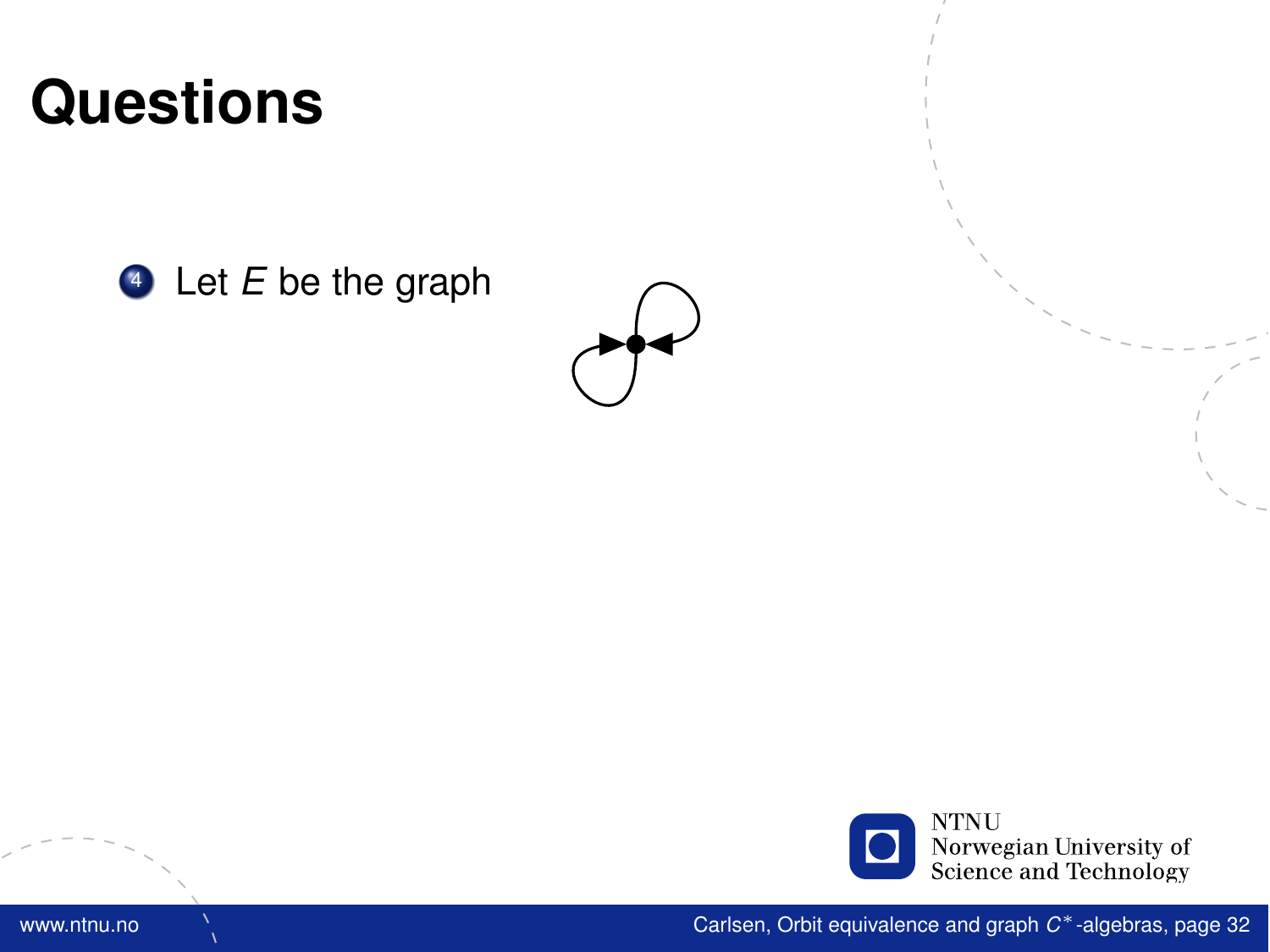# Questions

4. Let $E$ be the graph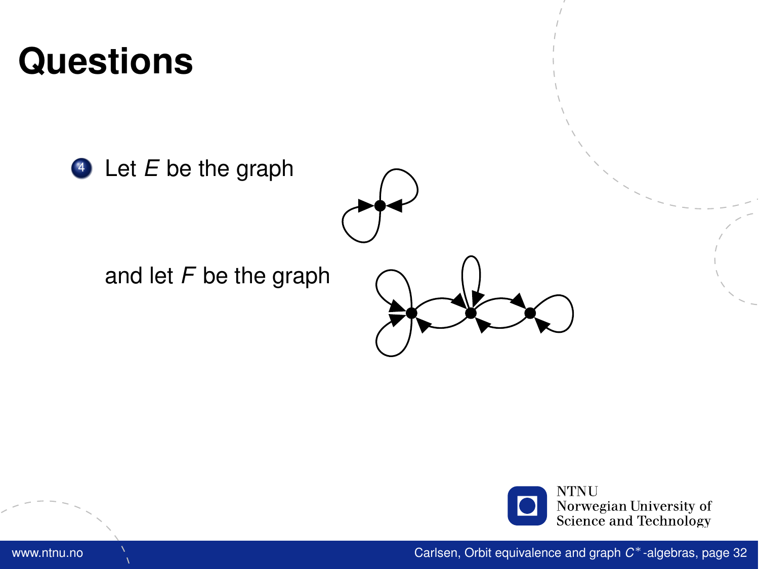# Questions

4. Let $E$ be the graph

   and let $F$ be the graph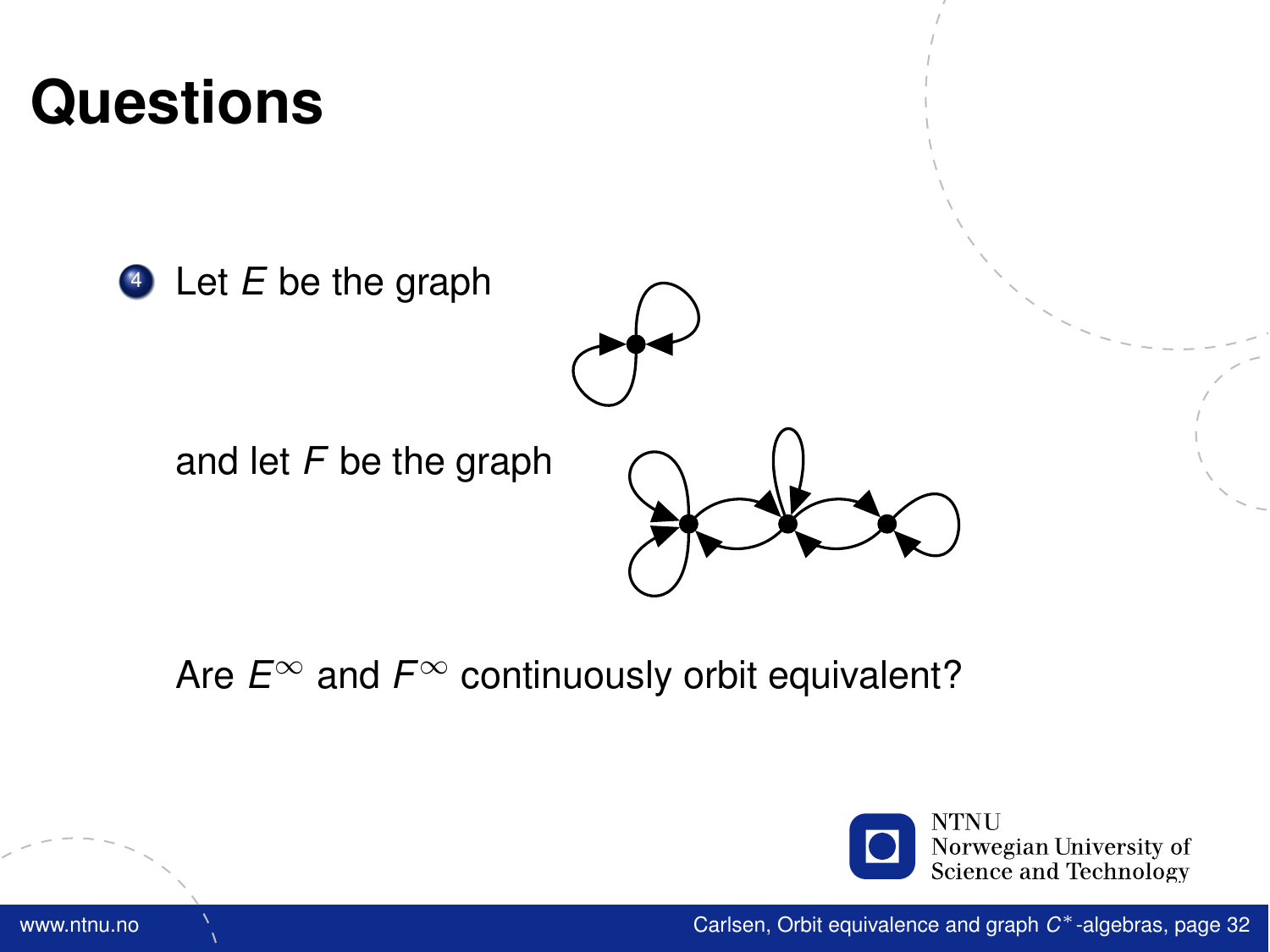# Questions

4. Let $E$ be the graph

   and let $F$ be the graph

   Are $E^\infty$ and $F^\infty$ continuously orbit equivalent?